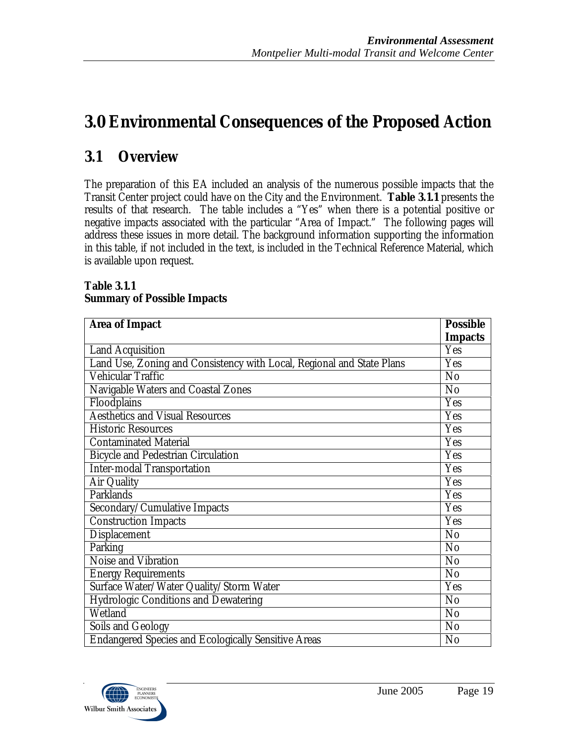# 3.0 Environmental Consequences of the Proposed Action

## 3.1 Overview

The preparation of this EA included an analysis of the numerous possible impacts that the Transit Center project could have on the City and the Environment. **Table 3.1.1** presents the results of that research. The table includes a "Yes" when there is a potential positive or negative impacts associated with the particular "Area of Impact." The following pages will address these issues in more detail. The background information supporting the information in this table, if not included in the text, is included in the Technical Reference Material, which is available upon request.

**Table 3.1.1**
**Summary of Possible Impacts**

| Area of Impact | Possible Impacts |
|---|---|
| Land Acquisition | Yes |
| Land Use, Zoning and Consistency with Local, Regional and State Plans | Yes |
| Vehicular Traffic | No |
| Navigable Waters and Coastal Zones | No |
| Floodplains | Yes |
| Aesthetics and Visual Resources | Yes |
| Historic Resources | Yes |
| Contaminated Material | Yes |
| Bicycle and Pedestrian Circulation | Yes |
| Inter-modal Transportation | Yes |
| Air Quality | Yes |
| Parklands | Yes |
| Secondary/Cumulative Impacts | Yes |
| Construction Impacts | Yes |
| Displacement | No |
| Parking | No |
| Noise and Vibration | No |
| Energy Requirements | No |
| Surface Water/Water Quality/Storm Water | Yes |
| Hydrologic Conditions and Dewatering | No |
| Wetland | No |
| Soils and Geology | No |
| Endangered Species and Ecologically Sensitive Areas | No |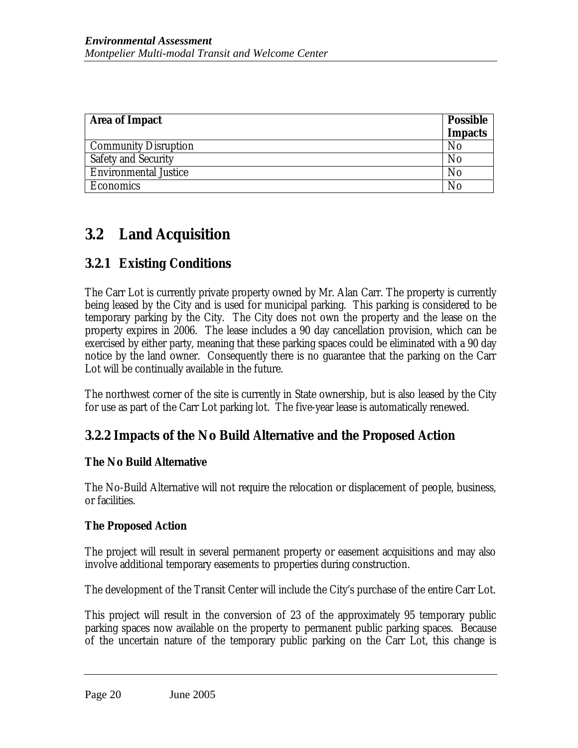| Area of Impact | Possible Impacts |
|---|---|
| Community Disruption | No |
| Safety and Security | No |
| Environmental Justice | No |
| Economics | No |

# 3.2 Land Acquisition

## 3.2.1 Existing Conditions

The Carr Lot is currently private property owned by Mr. Alan Carr. The property is currently being leased by the City and is used for municipal parking. This parking is considered to be temporary parking by the City. The City does not own the property and the lease on the property expires in 2006. The lease includes a 90 day cancellation provision, which can be exercised by either party, meaning that these parking spaces could be eliminated with a 90 day notice by the land owner. Consequently there is no guarantee that the parking on the Carr Lot will be continually available in the future.

The northwest corner of the site is currently in State ownership, but is also leased by the City for use as part of the Carr Lot parking lot. The five-year lease is automatically renewed.

## 3.2.2 Impacts of the No Build Alternative and the Proposed Action

**The No Build Alternative**

The No-Build Alternative will not require the relocation or displacement of people, business, or facilities.

**The Proposed Action**

The project will result in several permanent property or easement acquisitions and may also involve additional temporary easements to properties during construction.

The development of the Transit Center will include the City's purchase of the entire Carr Lot.

This project will result in the conversion of 23 of the approximately 95 temporary public parking spaces now available on the property to permanent public parking spaces. Because of the uncertain nature of the temporary public parking on the Carr Lot, this change is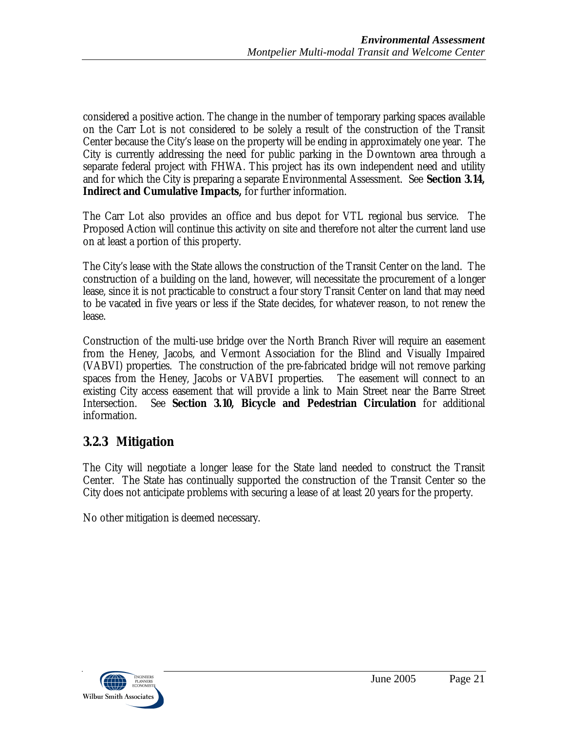considered a positive action. The change in the number of temporary parking spaces available on the Carr Lot is not considered to be solely a result of the construction of the Transit Center because the City's lease on the property will be ending in approximately one year. The City is currently addressing the need for public parking in the Downtown area through a separate federal project with FHWA. This project has its own independent need and utility and for which the City is preparing a separate Environmental Assessment. See **Section 3.14, Indirect and Cumulative Impacts,** for further information.

The Carr Lot also provides an office and bus depot for VTL regional bus service. The Proposed Action will continue this activity on site and therefore not alter the current land use on at least a portion of this property.

The City's lease with the State allows the construction of the Transit Center on the land. The construction of a building on the land, however, will necessitate the procurement of a longer lease, since it is not practicable to construct a four story Transit Center on land that may need to be vacated in five years or less if the State decides, for whatever reason, to not renew the lease.

Construction of the multi-use bridge over the North Branch River will require an easement from the Heney, Jacobs, and Vermont Association for the Blind and Visually Impaired (VABVI) properties. The construction of the pre-fabricated bridge will not remove parking spaces from the Heney, Jacobs or VABVI properties. The easement will connect to an existing City access easement that will provide a link to Main Street near the Barre Street Intersection. See **Section 3.10, Bicycle and Pedestrian Circulation** for additional information.

### 3.2.3 Mitigation

The City will negotiate a longer lease for the State land needed to construct the Transit Center. The State has continually supported the construction of the Transit Center so the City does not anticipate problems with securing a lease of at least 20 years for the property.

No other mitigation is deemed necessary.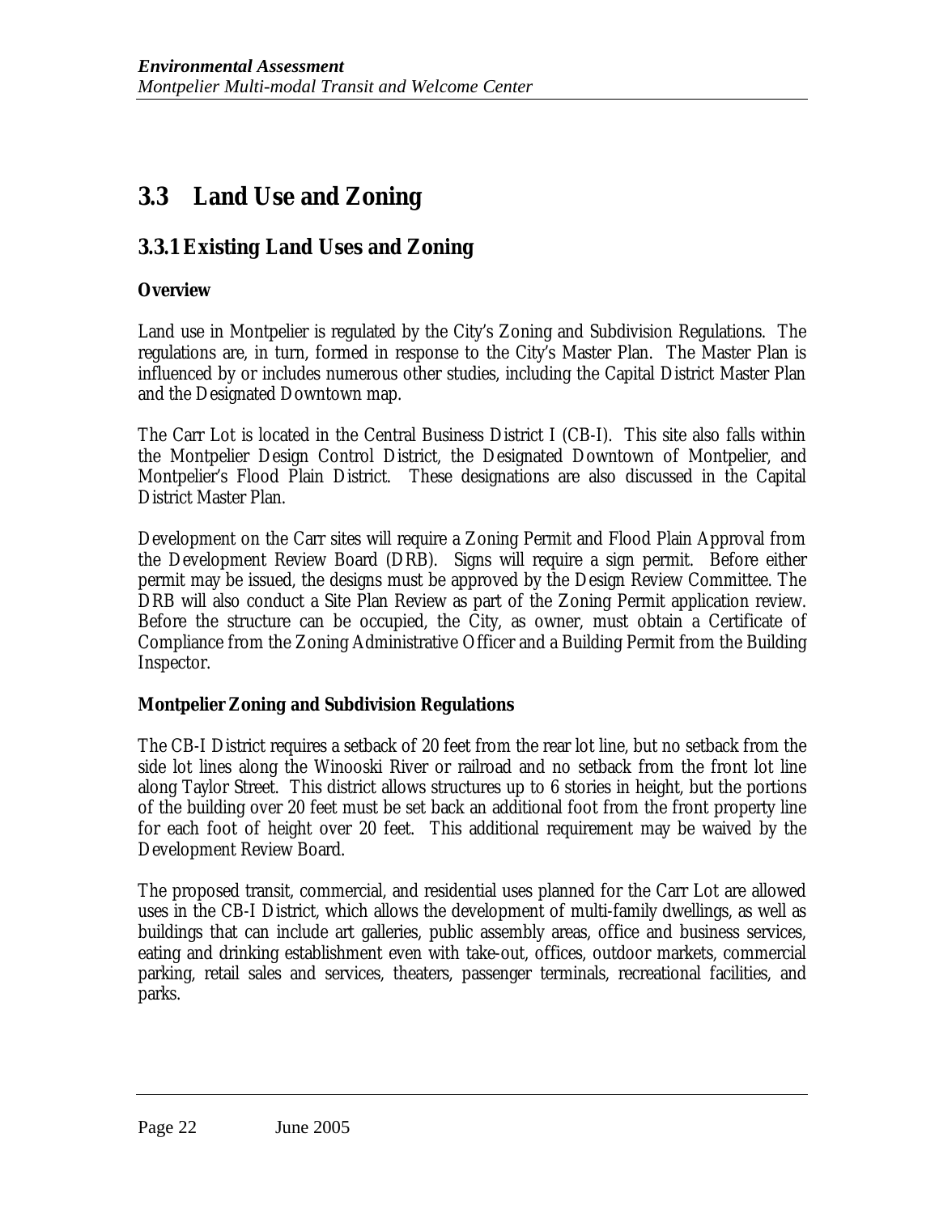## 3.3 Land Use and Zoning

### 3.3.1 Existing Land Uses and Zoning

**Overview**

Land use in Montpelier is regulated by the City's Zoning and Subdivision Regulations. The regulations are, in turn, formed in response to the City's Master Plan. The Master Plan is influenced by or includes numerous other studies, including the Capital District Master Plan and the Designated Downtown map.

The Carr Lot is located in the Central Business District I (CB-I). This site also falls within the Montpelier Design Control District, the Designated Downtown of Montpelier, and Montpelier's Flood Plain District. These designations are also discussed in the Capital District Master Plan.

Development on the Carr sites will require a Zoning Permit and Flood Plain Approval from the Development Review Board (DRB). Signs will require a sign permit. Before either permit may be issued, the designs must be approved by the Design Review Committee. The DRB will also conduct a Site Plan Review as part of the Zoning Permit application review. Before the structure can be occupied, the City, as owner, must obtain a Certificate of Compliance from the Zoning Administrative Officer and a Building Permit from the Building Inspector.

**Montpelier Zoning and Subdivision Regulations**

The CB-I District requires a setback of 20 feet from the rear lot line, but no setback from the side lot lines along the Winooski River or railroad and no setback from the front lot line along Taylor Street. This district allows structures up to 6 stories in height, but the portions of the building over 20 feet must be set back an additional foot from the front property line for each foot of height over 20 feet. This additional requirement may be waived by the Development Review Board.

The proposed transit, commercial, and residential uses planned for the Carr Lot are allowed uses in the CB-I District, which allows the development of multi-family dwellings, as well as buildings that can include art galleries, public assembly areas, office and business services, eating and drinking establishment even with take-out, offices, outdoor markets, commercial parking, retail sales and services, theaters, passenger terminals, recreational facilities, and parks.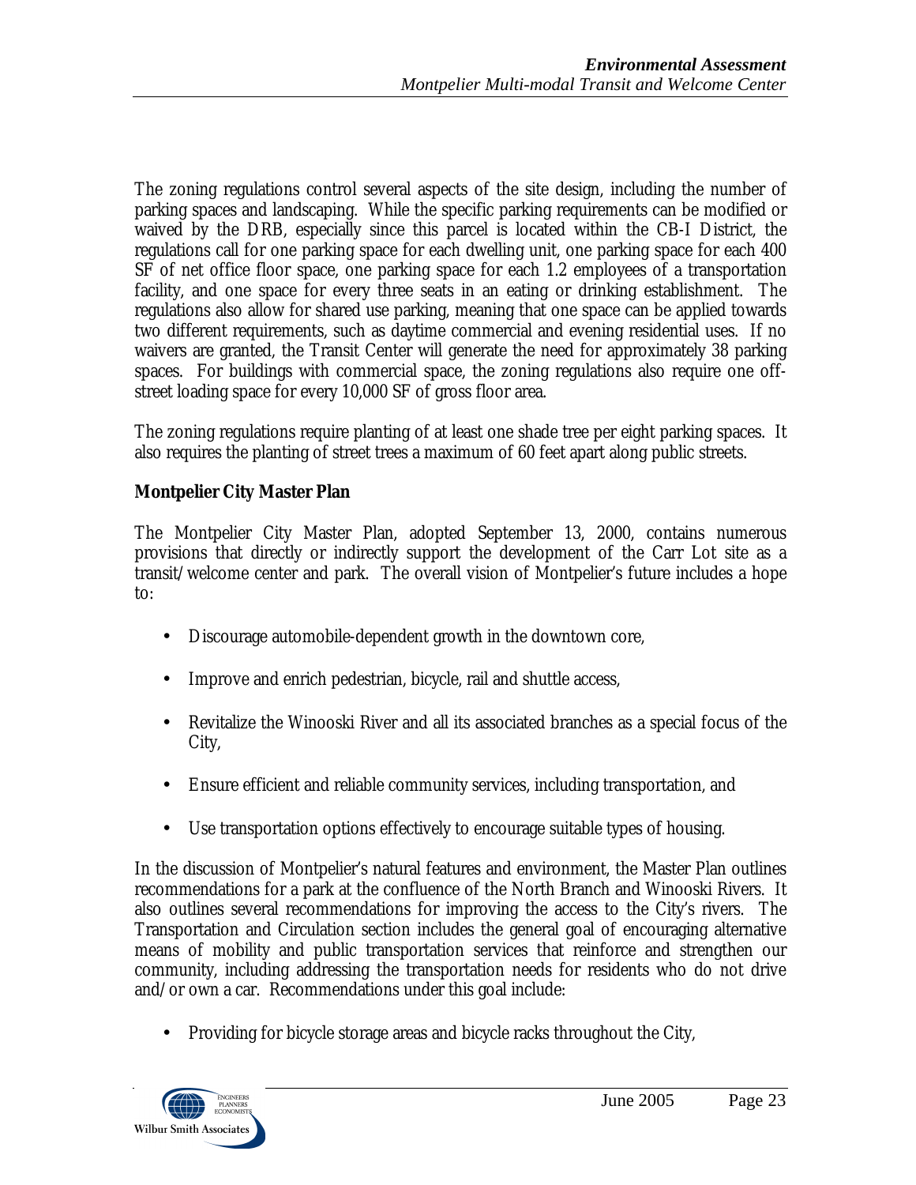The zoning regulations control several aspects of the site design, including the number of parking spaces and landscaping. While the specific parking requirements can be modified or waived by the DRB, especially since this parcel is located within the CB-I District, the regulations call for one parking space for each dwelling unit, one parking space for each 400 SF of net office floor space, one parking space for each 1.2 employees of a transportation facility, and one space for every three seats in an eating or drinking establishment. The regulations also allow for shared use parking, meaning that one space can be applied towards two different requirements, such as daytime commercial and evening residential uses. If no waivers are granted, the Transit Center will generate the need for approximately 38 parking spaces. For buildings with commercial space, the zoning regulations also require one off-street loading space for every 10,000 SF of gross floor area.

The zoning regulations require planting of at least one shade tree per eight parking spaces. It also requires the planting of street trees a maximum of 60 feet apart along public streets.

**Montpelier City Master Plan**

The Montpelier City Master Plan, adopted September 13, 2000, contains numerous provisions that directly or indirectly support the development of the Carr Lot site as a transit/welcome center and park. The overall vision of Montpelier's future includes a hope to:

- Discourage automobile-dependent growth in the downtown core,
- Improve and enrich pedestrian, bicycle, rail and shuttle access,
- Revitalize the Winooski River and all its associated branches as a special focus of the City,
- Ensure efficient and reliable community services, including transportation, and
- Use transportation options effectively to encourage suitable types of housing.

In the discussion of Montpelier's natural features and environment, the Master Plan outlines recommendations for a park at the confluence of the North Branch and Winooski Rivers. It also outlines several recommendations for improving the access to the City's rivers. The Transportation and Circulation section includes the general goal of encouraging alternative means of mobility and public transportation services that reinforce and strengthen our community, including addressing the transportation needs for residents who do not drive and/or own a car. Recommendations under this goal include:

- Providing for bicycle storage areas and bicycle racks throughout the City,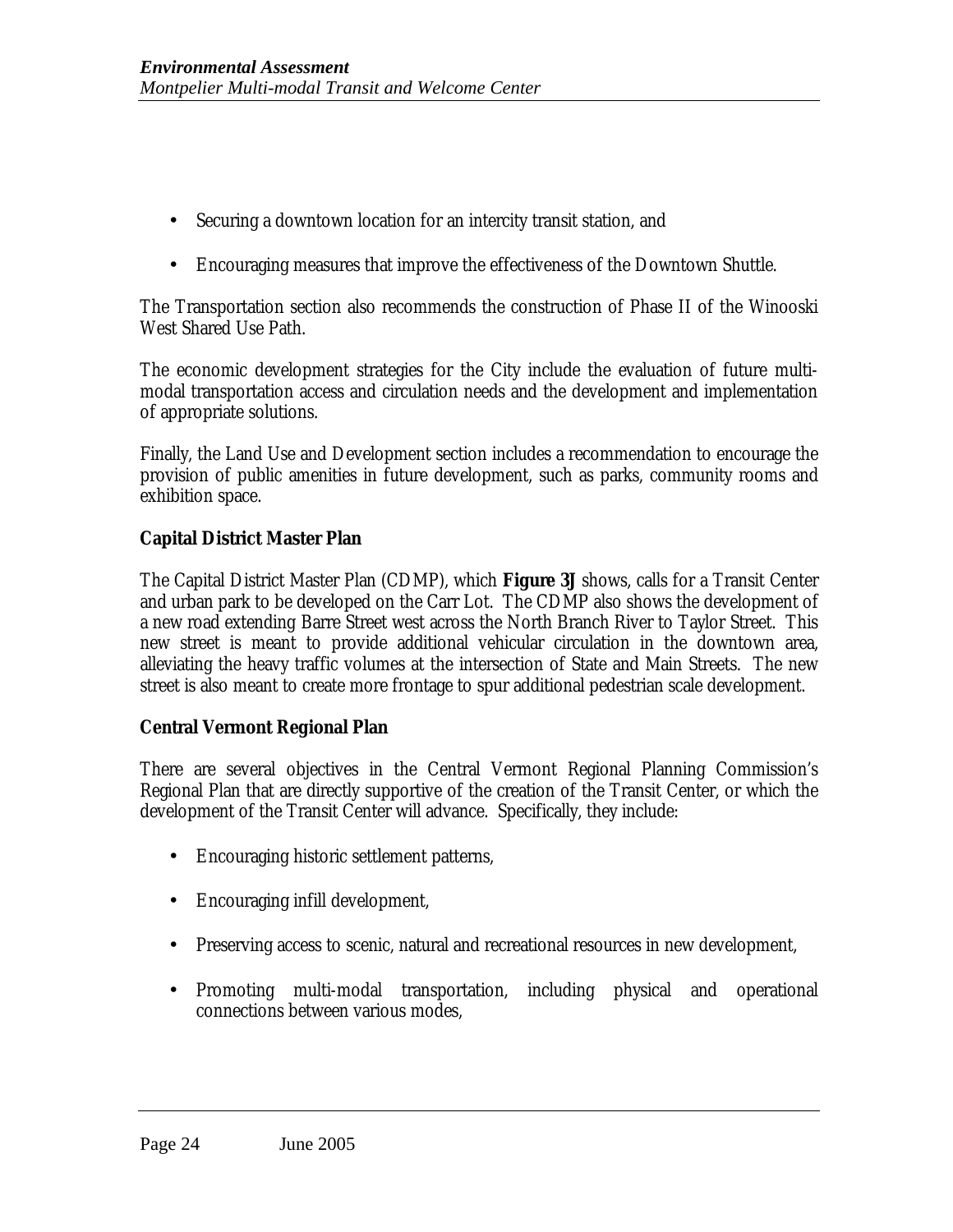- Securing a downtown location for an intercity transit station, and

- Encouraging measures that improve the effectiveness of the Downtown Shuttle.

The Transportation section also recommends the construction of Phase II of the Winooski West Shared Use Path.

The economic development strategies for the City include the evaluation of future multi-modal transportation access and circulation needs and the development and implementation of appropriate solutions.

Finally, the Land Use and Development section includes a recommendation to encourage the provision of public amenities in future development, such as parks, community rooms and exhibition space.

**Capital District Master Plan**

The Capital District Master Plan (CDMP), which **Figure 3J** shows, calls for a Transit Center and urban park to be developed on the Carr Lot. The CDMP also shows the development of a new road extending Barre Street west across the North Branch River to Taylor Street. This new street is meant to provide additional vehicular circulation in the downtown area, alleviating the heavy traffic volumes at the intersection of State and Main Streets. The new street is also meant to create more frontage to spur additional pedestrian scale development.

**Central Vermont Regional Plan**

There are several objectives in the Central Vermont Regional Planning Commission's Regional Plan that are directly supportive of the creation of the Transit Center, or which the development of the Transit Center will advance. Specifically, they include:

- Encouraging historic settlement patterns,

- Encouraging infill development,

- Preserving access to scenic, natural and recreational resources in new development,

- Promoting multi-modal transportation, including physical and operational connections between various modes,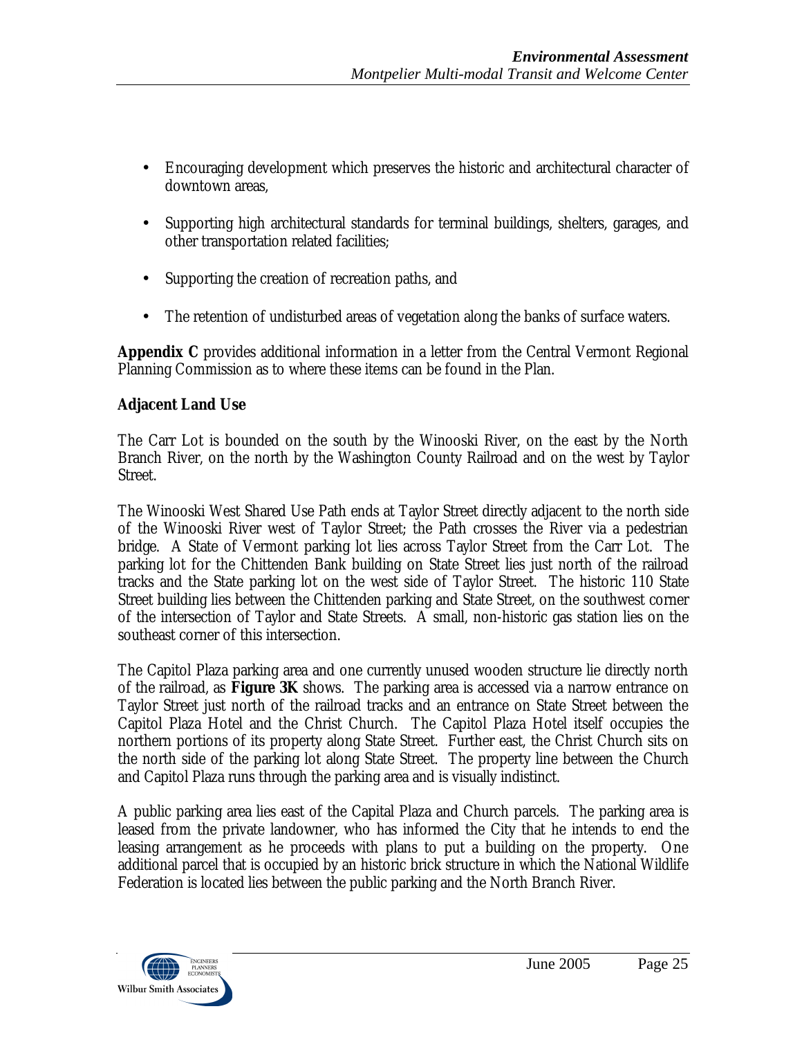- Encouraging development which preserves the historic and architectural character of downtown areas,
- Supporting high architectural standards for terminal buildings, shelters, garages, and other transportation related facilities;
- Supporting the creation of recreation paths, and
- The retention of undisturbed areas of vegetation along the banks of surface waters.

**Appendix C** provides additional information in a letter from the Central Vermont Regional Planning Commission as to where these items can be found in the Plan.

**Adjacent Land Use**

The Carr Lot is bounded on the south by the Winooski River, on the east by the North Branch River, on the north by the Washington County Railroad and on the west by Taylor Street.

The Winooski West Shared Use Path ends at Taylor Street directly adjacent to the north side of the Winooski River west of Taylor Street; the Path crosses the River via a pedestrian bridge. A State of Vermont parking lot lies across Taylor Street from the Carr Lot. The parking lot for the Chittenden Bank building on State Street lies just north of the railroad tracks and the State parking lot on the west side of Taylor Street. The historic 110 State Street building lies between the Chittenden parking and State Street, on the southwest corner of the intersection of Taylor and State Streets. A small, non-historic gas station lies on the southeast corner of this intersection.

The Capitol Plaza parking area and one currently unused wooden structure lie directly north of the railroad, as **Figure 3K** shows. The parking area is accessed via a narrow entrance on Taylor Street just north of the railroad tracks and an entrance on State Street between the Capitol Plaza Hotel and the Christ Church. The Capitol Plaza Hotel itself occupies the northern portions of its property along State Street. Further east, the Christ Church sits on the north side of the parking lot along State Street. The property line between the Church and Capitol Plaza runs through the parking area and is visually indistinct.

A public parking area lies east of the Capital Plaza and Church parcels. The parking area is leased from the private landowner, who has informed the City that he intends to end the leasing arrangement as he proceeds with plans to put a building on the property. One additional parcel that is occupied by an historic brick structure in which the National Wildlife Federation is located lies between the public parking and the North Branch River.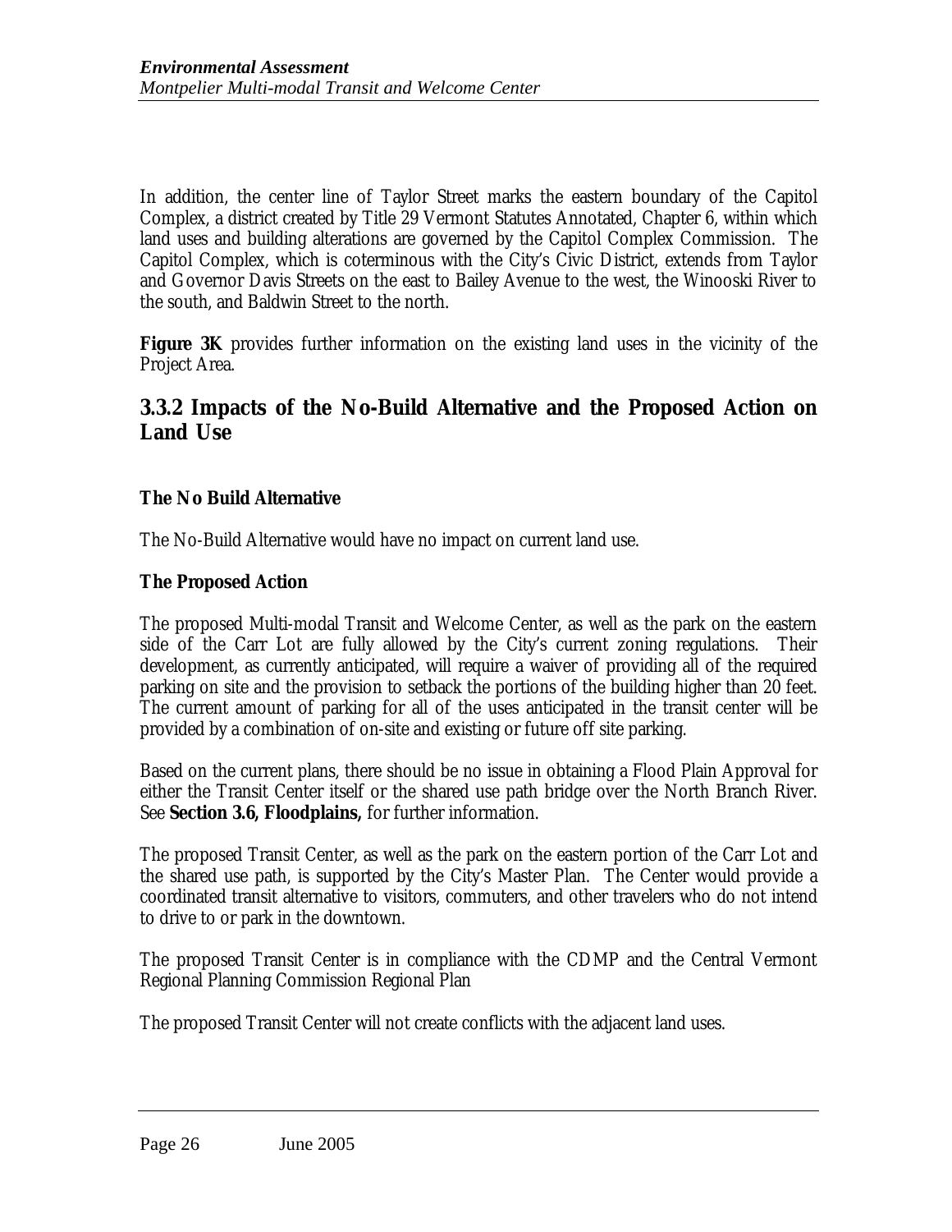In addition, the center line of Taylor Street marks the eastern boundary of the Capitol Complex, a district created by Title 29 Vermont Statutes Annotated, Chapter 6, within which land uses and building alterations are governed by the Capitol Complex Commission. The Capitol Complex, which is coterminous with the City's Civic District, extends from Taylor and Governor Davis Streets on the east to Bailey Avenue to the west, the Winooski River to the south, and Baldwin Street to the north.

**Figure 3K** provides further information on the existing land uses in the vicinity of the Project Area.

## 3.3.2 Impacts of the No-Build Alternative and the Proposed Action on Land Use

**The No Build Alternative**

The No-Build Alternative would have no impact on current land use.

**The Proposed Action**

The proposed Multi-modal Transit and Welcome Center, as well as the park on the eastern side of the Carr Lot are fully allowed by the City's current zoning regulations. Their development, as currently anticipated, will require a waiver of providing all of the required parking on site and the provision to setback the portions of the building higher than 20 feet. The current amount of parking for all of the uses anticipated in the transit center will be provided by a combination of on-site and existing or future off site parking.

Based on the current plans, there should be no issue in obtaining a Flood Plain Approval for either the Transit Center itself or the shared use path bridge over the North Branch River. See **Section 3.6, Floodplains,** for further information.

The proposed Transit Center, as well as the park on the eastern portion of the Carr Lot and the shared use path, is supported by the City's Master Plan. The Center would provide a coordinated transit alternative to visitors, commuters, and other travelers who do not intend to drive to or park in the downtown.

The proposed Transit Center is in compliance with the CDMP and the Central Vermont Regional Planning Commission Regional Plan

The proposed Transit Center will not create conflicts with the adjacent land uses.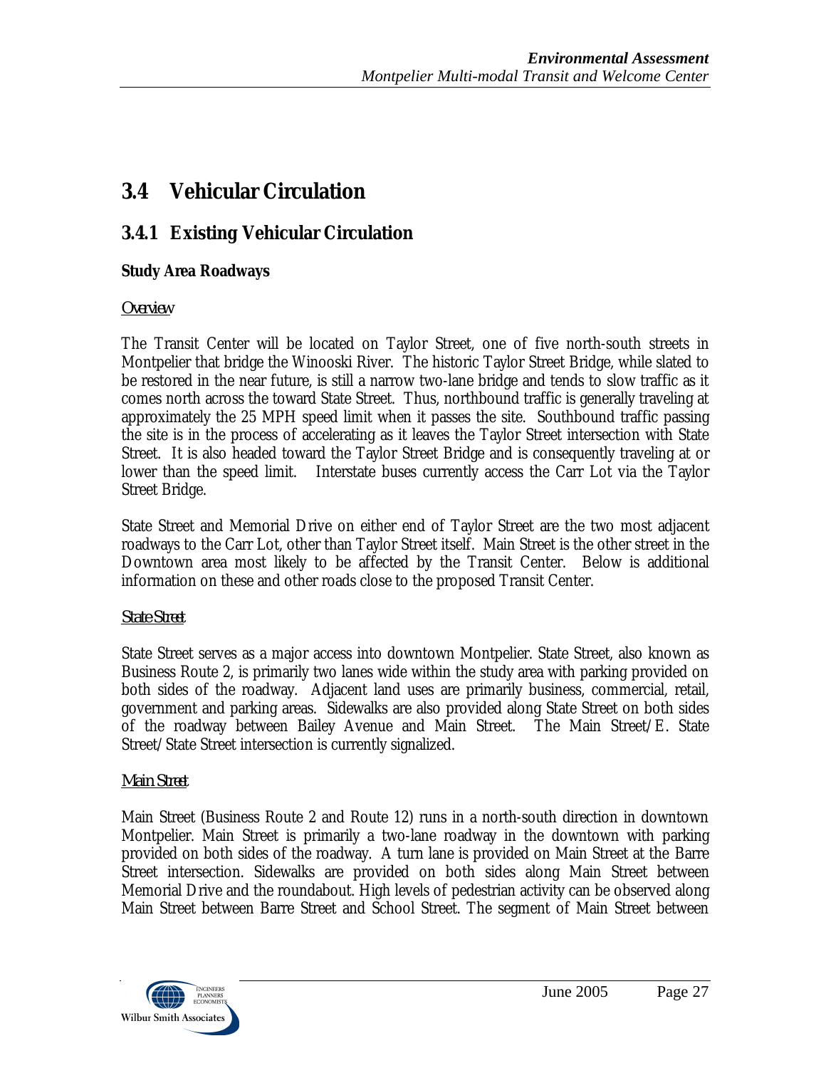## 3.4 Vehicular Circulation

### 3.4.1 Existing Vehicular Circulation

**Study Area Roadways**

*Overview*

The Transit Center will be located on Taylor Street, one of five north-south streets in Montpelier that bridge the Winooski River. The historic Taylor Street Bridge, while slated to be restored in the near future, is still a narrow two-lane bridge and tends to slow traffic as it comes north across the toward State Street. Thus, northbound traffic is generally traveling at approximately the 25 MPH speed limit when it passes the site. Southbound traffic passing the site is in the process of accelerating as it leaves the Taylor Street intersection with State Street. It is also headed toward the Taylor Street Bridge and is consequently traveling at or lower than the speed limit. Interstate buses currently access the Carr Lot via the Taylor Street Bridge.

State Street and Memorial Drive on either end of Taylor Street are the two most adjacent roadways to the Carr Lot, other than Taylor Street itself. Main Street is the other street in the Downtown area most likely to be affected by the Transit Center. Below is additional information on these and other roads close to the proposed Transit Center.

*State Street*

State Street serves as a major access into downtown Montpelier. State Street, also known as Business Route 2, is primarily two lanes wide within the study area with parking provided on both sides of the roadway. Adjacent land uses are primarily business, commercial, retail, government and parking areas. Sidewalks are also provided along State Street on both sides of the roadway between Bailey Avenue and Main Street. The Main Street/E. State Street/State Street intersection is currently signalized.

*Main Street*

Main Street (Business Route 2 and Route 12) runs in a north-south direction in downtown Montpelier. Main Street is primarily a two-lane roadway in the downtown with parking provided on both sides of the roadway. A turn lane is provided on Main Street at the Barre Street intersection. Sidewalks are provided on both sides along Main Street between Memorial Drive and the roundabout. High levels of pedestrian activity can be observed along Main Street between Barre Street and School Street. The segment of Main Street between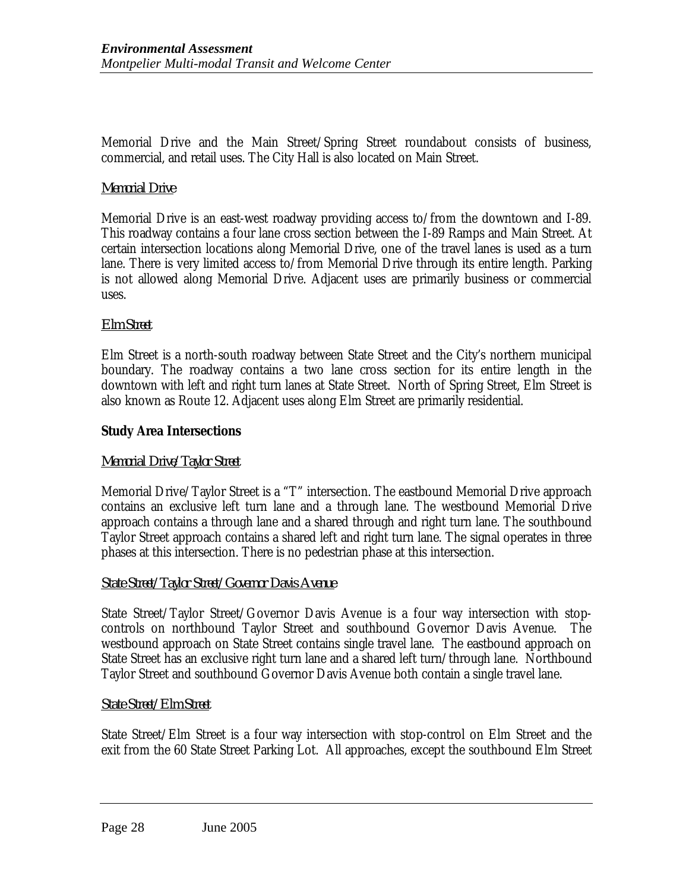Memorial Drive and the Main Street/Spring Street roundabout consists of business, commercial, and retail uses. The City Hall is also located on Main Street.

*Memorial Drive*

Memorial Drive is an east-west roadway providing access to/from the downtown and I-89. This roadway contains a four lane cross section between the I-89 Ramps and Main Street. At certain intersection locations along Memorial Drive, one of the travel lanes is used as a turn lane. There is very limited access to/from Memorial Drive through its entire length. Parking is not allowed along Memorial Drive. Adjacent uses are primarily business or commercial uses.

*Elm Street*

Elm Street is a north-south roadway between State Street and the City's northern municipal boundary. The roadway contains a two lane cross section for its entire length in the downtown with left and right turn lanes at State Street. North of Spring Street, Elm Street is also known as Route 12. Adjacent uses along Elm Street are primarily residential.

**Study Area Intersections**

*Memorial Drive/Taylor Street*

Memorial Drive/Taylor Street is a "T" intersection. The eastbound Memorial Drive approach contains an exclusive left turn lane and a through lane. The westbound Memorial Drive approach contains a through lane and a shared through and right turn lane. The southbound Taylor Street approach contains a shared left and right turn lane. The signal operates in three phases at this intersection. There is no pedestrian phase at this intersection.

*State Street/Taylor Street/Governor Davis Avenue*

State Street/Taylor Street/Governor Davis Avenue is a four way intersection with stop-controls on northbound Taylor Street and southbound Governor Davis Avenue. The westbound approach on State Street contains single travel lane. The eastbound approach on State Street has an exclusive right turn lane and a shared left turn/through lane. Northbound Taylor Street and southbound Governor Davis Avenue both contain a single travel lane.

*State Street/Elm Street*

State Street/Elm Street is a four way intersection with stop-control on Elm Street and the exit from the 60 State Street Parking Lot. All approaches, except the southbound Elm Street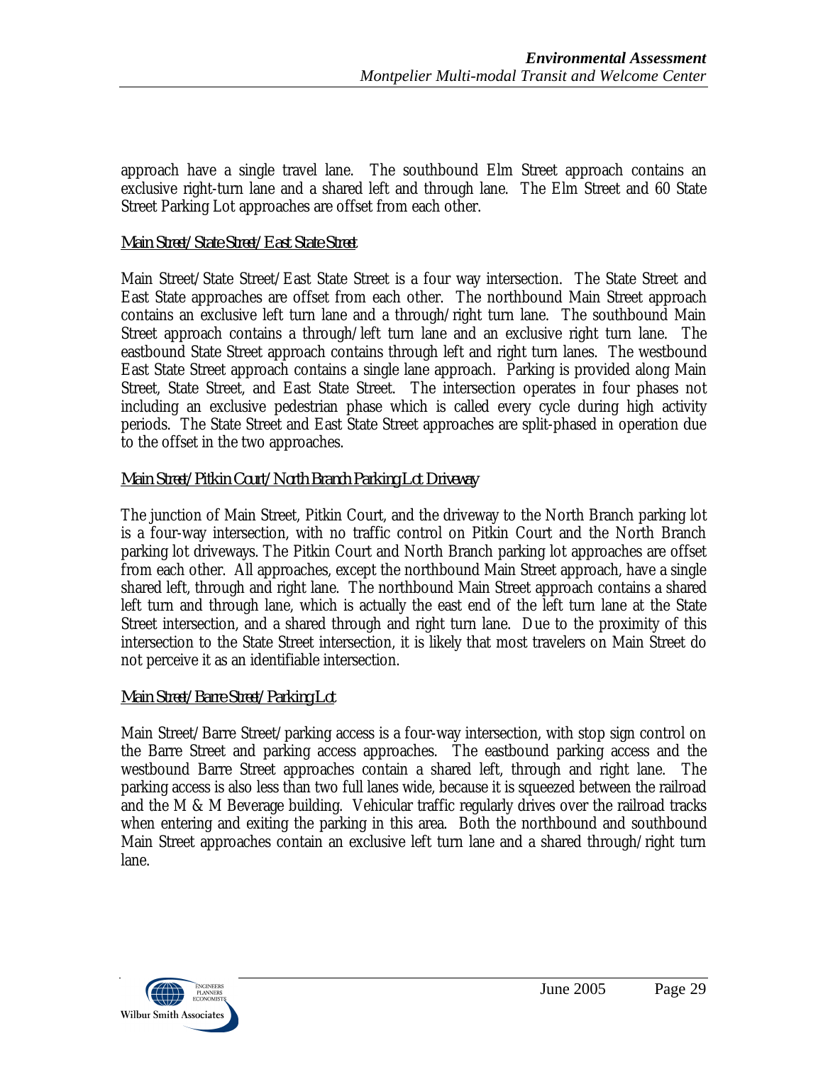approach have a single travel lane. The southbound Elm Street approach contains an exclusive right-turn lane and a shared left and through lane. The Elm Street and 60 State Street Parking Lot approaches are offset from each other.

<u>Main Street/State Street/East State Street</u>

Main Street/State Street/East State Street is a four way intersection. The State Street and East State approaches are offset from each other. The northbound Main Street approach contains an exclusive left turn lane and a through/right turn lane. The southbound Main Street approach contains a through/left turn lane and an exclusive right turn lane. The eastbound State Street approach contains through left and right turn lanes. The westbound East State Street approach contains a single lane approach. Parking is provided along Main Street, State Street, and East State Street. The intersection operates in four phases not including an exclusive pedestrian phase which is called every cycle during high activity periods. The State Street and East State Street approaches are split-phased in operation due to the offset in the two approaches.

<u>Main Street/Pitkin Court/North Branch Parking Lot Driveway</u>

The junction of Main Street, Pitkin Court, and the driveway to the North Branch parking lot is a four-way intersection, with no traffic control on Pitkin Court and the North Branch parking lot driveways. The Pitkin Court and North Branch parking lot approaches are offset from each other. All approaches, except the northbound Main Street approach, have a single shared left, through and right lane. The northbound Main Street approach contains a shared left turn and through lane, which is actually the east end of the left turn lane at the State Street intersection, and a shared through and right turn lane. Due to the proximity of this intersection to the State Street intersection, it is likely that most travelers on Main Street do not perceive it as an identifiable intersection.

<u>Main Street/Barre Street/Parking Lot</u>

Main Street/Barre Street/parking access is a four-way intersection, with stop sign control on the Barre Street and parking access approaches. The eastbound parking access and the westbound Barre Street approaches contain a shared left, through and right lane. The parking access is also less than two full lanes wide, because it is squeezed between the railroad and the M & M Beverage building. Vehicular traffic regularly drives over the railroad tracks when entering and exiting the parking in this area. Both the northbound and southbound Main Street approaches contain an exclusive left turn lane and a shared through/right turn lane.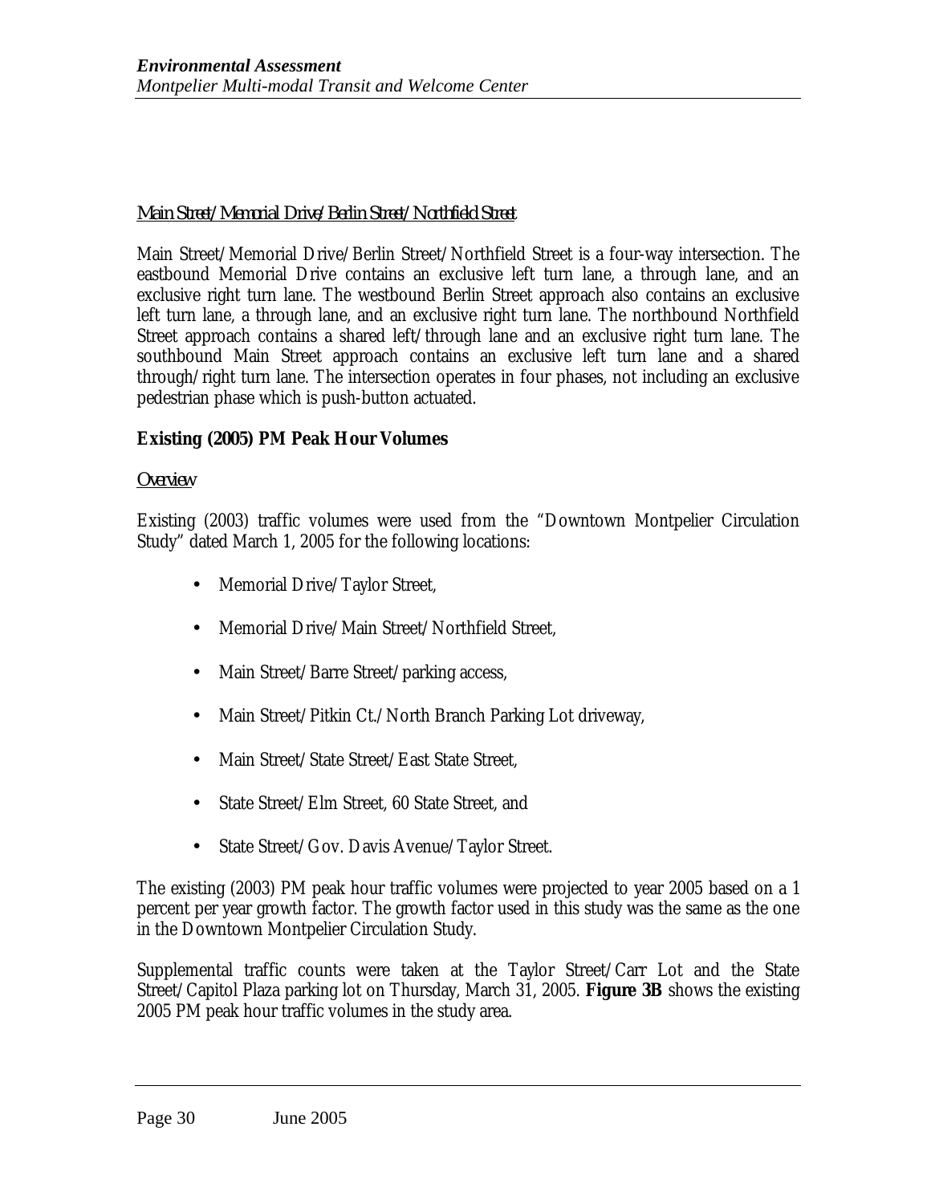*Main Street/Memorial Drive/Berlin Street/Northfield Street*

Main Street/Memorial Drive/Berlin Street/Northfield Street is a four-way intersection. The eastbound Memorial Drive contains an exclusive left turn lane, a through lane, and an exclusive right turn lane. The westbound Berlin Street approach also contains an exclusive left turn lane, a through lane, and an exclusive right turn lane. The northbound Northfield Street approach contains a shared left/through lane and an exclusive right turn lane. The southbound Main Street approach contains an exclusive left turn lane and a shared through/right turn lane. The intersection operates in four phases, not including an exclusive pedestrian phase which is push-button actuated.

**Existing (2005) PM Peak Hour Volumes**

*Overview*

Existing (2003) traffic volumes were used from the "Downtown Montpelier Circulation Study" dated March 1, 2005 for the following locations:

- Memorial Drive/Taylor Street,
- Memorial Drive/Main Street/Northfield Street,
- Main Street/Barre Street/parking access,
- Main Street/Pitkin Ct./North Branch Parking Lot driveway,
- Main Street/State Street/East State Street,
- State Street/Elm Street, 60 State Street, and
- State Street/Gov. Davis Avenue/Taylor Street.

The existing (2003) PM peak hour traffic volumes were projected to year 2005 based on a 1 percent per year growth factor. The growth factor used in this study was the same as the one in the Downtown Montpelier Circulation Study.

Supplemental traffic counts were taken at the Taylor Street/Carr Lot and the State Street/Capitol Plaza parking lot on Thursday, March 31, 2005. **Figure 3B** shows the existing 2005 PM peak hour traffic volumes in the study area.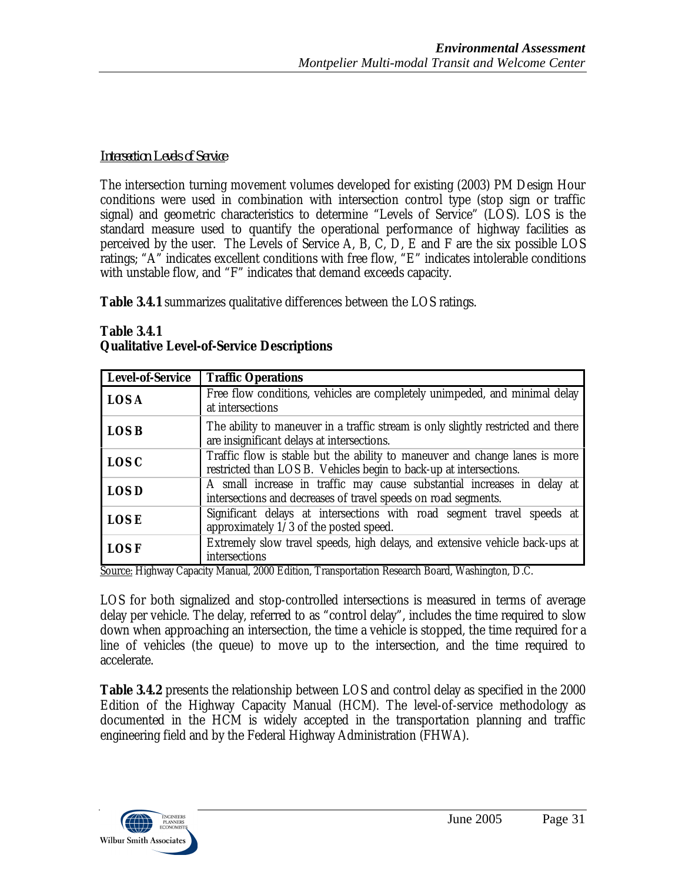*Intersection Levels of Service*

The intersection turning movement volumes developed for existing (2003) PM Design Hour conditions were used in combination with intersection control type (stop sign or traffic signal) and geometric characteristics to determine "Levels of Service" (LOS). LOS is the standard measure used to quantify the operational performance of highway facilities as perceived by the user. The Levels of Service A, B, C, D, E and F are the six possible LOS ratings; "A" indicates excellent conditions with free flow, "E" indicates intolerable conditions with unstable flow, and "F" indicates that demand exceeds capacity.

**Table 3.4.1** summarizes qualitative differences between the LOS ratings.

**Table 3.4.1**
**Qualitative Level-of-Service Descriptions**

| Level-of-Service | Traffic Operations |
|---|---|
| **LOS A** | Free flow conditions, vehicles are completely unimpeded, and minimal delay at intersections |
| **LOS B** | The ability to maneuver in a traffic stream is only slightly restricted and there are insignificant delays at intersections. |
| **LOS C** | Traffic flow is stable but the ability to maneuver and change lanes is more restricted than LOS B. Vehicles begin to back-up at intersections. |
| **LOS D** | A small increase in traffic may cause substantial increases in delay at intersections and decreases of travel speeds on road segments. |
| **LOS E** | Significant delays at intersections with road segment travel speeds at approximately 1/3 of the posted speed. |
| **LOS F** | Extremely slow travel speeds, high delays, and extensive vehicle back-ups at intersections |

Source: Highway Capacity Manual, 2000 Edition, Transportation Research Board, Washington, D.C.

LOS for both signalized and stop-controlled intersections is measured in terms of average delay per vehicle. The delay, referred to as "control delay", includes the time required to slow down when approaching an intersection, the time a vehicle is stopped, the time required for a line of vehicles (the queue) to move up to the intersection, and the time required to accelerate.

**Table 3.4.2** presents the relationship between LOS and control delay as specified in the 2000 Edition of the Highway Capacity Manual (HCM). The level-of-service methodology as documented in the HCM is widely accepted in the transportation planning and traffic engineering field and by the Federal Highway Administration (FHWA).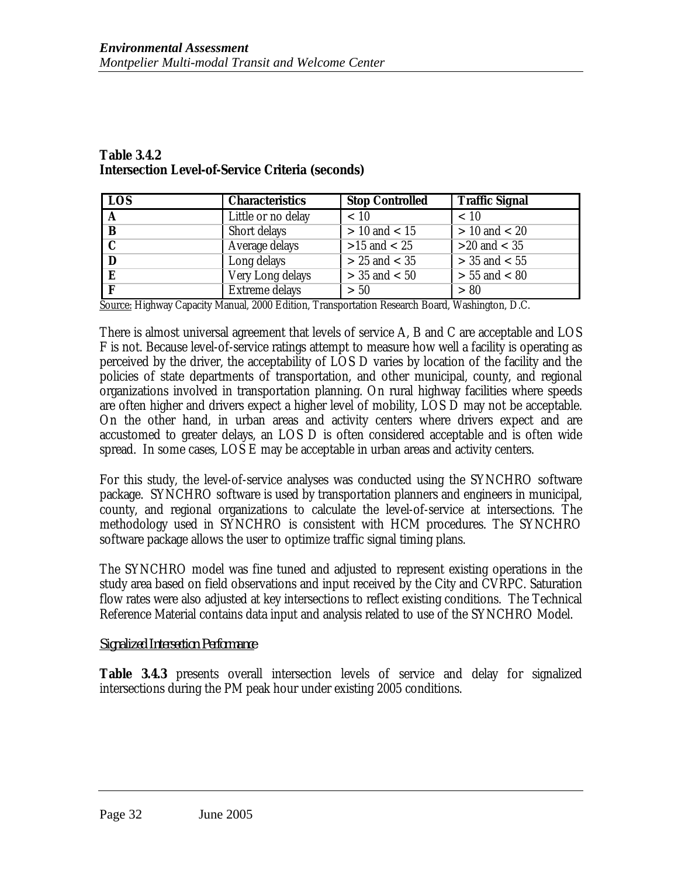**Table 3.4.2**
**Intersection Level-of-Service Criteria (seconds)**

| LOS | Characteristics | Stop Controlled | Traffic Signal |
|---|---|---|---|
| A | Little or no delay | < 10 | < 10 |
| B | Short delays | > 10 and < 15 | > 10 and < 20 |
| C | Average delays | >15 and < 25 | >20 and < 35 |
| D | Long delays | > 25 and < 35 | > 35 and < 55 |
| E | Very Long delays | > 35 and < 50 | > 55 and < 80 |
| F | Extreme delays | > 50 | > 80 |

Source: Highway Capacity Manual, 2000 Edition, Transportation Research Board, Washington, D.C.

There is almost universal agreement that levels of service A, B and C are acceptable and LOS F is not. Because level-of-service ratings attempt to measure how well a facility is operating as perceived by the driver, the acceptability of LOS D varies by location of the facility and the policies of state departments of transportation, and other municipal, county, and regional organizations involved in transportation planning. On rural highway facilities where speeds are often higher and drivers expect a higher level of mobility, LOS D may not be acceptable. On the other hand, in urban areas and activity centers where drivers expect and are accustomed to greater delays, an LOS D is often considered acceptable and is often wide spread. In some cases, LOS E may be acceptable in urban areas and activity centers.

For this study, the level-of-service analyses was conducted using the SYNCHRO software package. SYNCHRO software is used by transportation planners and engineers in municipal, county, and regional organizations to calculate the level-of-service at intersections. The methodology used in SYNCHRO is consistent with HCM procedures. The SYNCHRO software package allows the user to optimize traffic signal timing plans.

The SYNCHRO model was fine tuned and adjusted to represent existing operations in the study area based on field observations and input received by the City and CVRPC. Saturation flow rates were also adjusted at key intersections to reflect existing conditions. The Technical Reference Material contains data input and analysis related to use of the SYNCHRO Model.

*Signalized Intersection Performance*

**Table 3.4.3** presents overall intersection levels of service and delay for signalized intersections during the PM peak hour under existing 2005 conditions.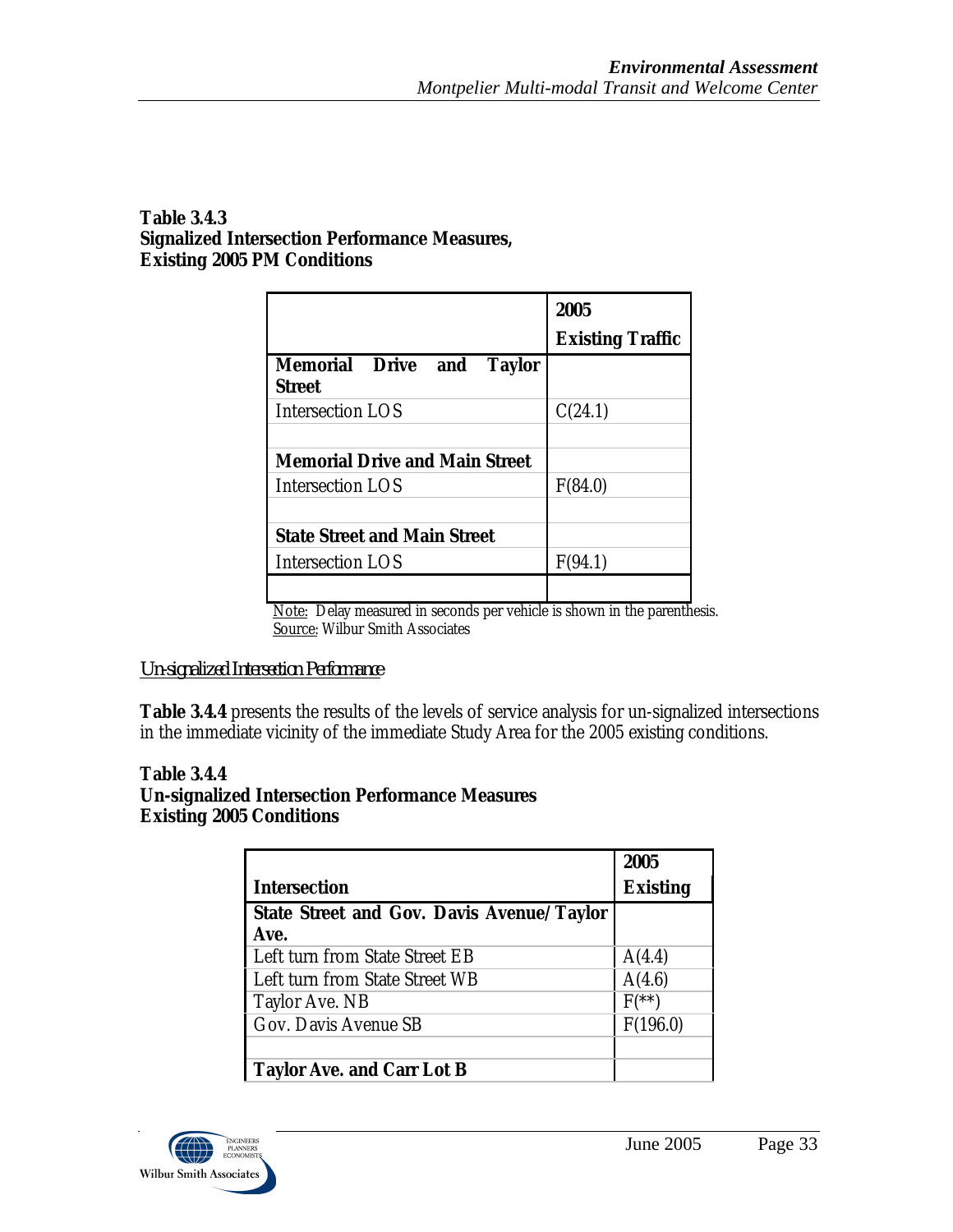**Table 3.4.3**
**Signalized Intersection Performance Measures,**
**Existing 2005 PM Conditions**

| | **2005 Existing Traffic** |
|---|---|
| **Memorial Drive and Taylor Street** | |
| Intersection LOS | C(24.1) |
| | |
| **Memorial Drive and Main Street** | |
| Intersection LOS | F(84.0) |
| | |
| **State Street and Main Street** | |
| Intersection LOS | F(94.1) |
| | |

Note: Delay measured in seconds per vehicle is shown in the parenthesis.
Source: Wilbur Smith Associates

*Un-signalized Intersection Performance*

**Table 3.4.4** presents the results of the levels of service analysis for un-signalized intersections in the immediate vicinity of the immediate Study Area for the 2005 existing conditions.

**Table 3.4.4**
**Un-signalized Intersection Performance Measures**
**Existing 2005 Conditions**

| **Intersection** | **2005 Existing** |
|---|---|
| **State Street and Gov. Davis Avenue/Taylor Ave.** | |
| Left turn from State Street EB | A(4.4) |
| Left turn from State Street WB | A(4.6) |
| Taylor Ave. NB | F(**) |
| Gov. Davis Avenue SB | F(196.0) |
| | |
| **Taylor Ave. and Carr Lot B** | |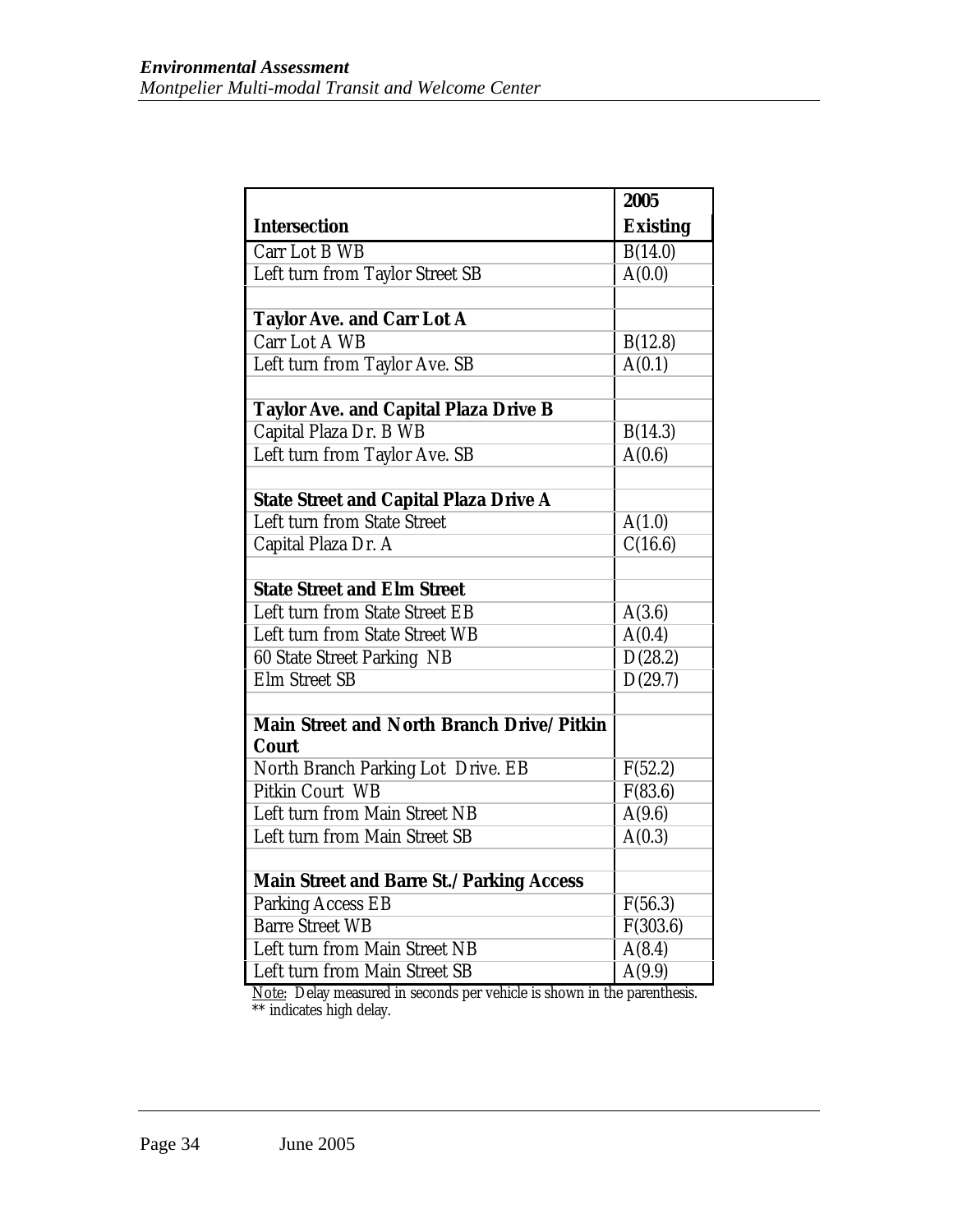| Intersection | 2005 Existing |
|---|---|
| Carr Lot B WB | B(14.0) |
| Left turn from Taylor Street SB | A(0.0) |
| | |
| **Taylor Ave. and Carr Lot A** | |
| Carr Lot A WB | B(12.8) |
| Left turn from Taylor Ave. SB | A(0.1) |
| | |
| **Taylor Ave. and Capital Plaza Drive B** | |
| Capital Plaza Dr. B WB | B(14.3) |
| Left turn from Taylor Ave. SB | A(0.6) |
| | |
| **State Street and Capital Plaza Drive A** | |
| Left turn from State Street | A(1.0) |
| Capital Plaza Dr. A | C(16.6) |
| | |
| **State Street and Elm Street** | |
| Left turn from State Street EB | A(3.6) |
| Left turn from State Street WB | A(0.4) |
| 60 State Street Parking NB | D(28.2) |
| Elm Street SB | D(29.7) |
| | |
| **Main Street and North Branch Drive/Pitkin Court** | |
| North Branch Parking Lot Drive. EB | F(52.2) |
| Pitkin Court WB | F(83.6) |
| Left turn from Main Street NB | A(9.6) |
| Left turn from Main Street SB | A(0.3) |
| | |
| **Main Street and Barre St./Parking Access** | |
| Parking Access EB | F(56.3) |
| Barre Street WB | F(303.6) |
| Left turn from Main Street NB | A(8.4) |
| Left turn from Main Street SB | A(9.9) |

Note: Delay measured in seconds per vehicle is shown in the parenthesis.
** indicates high delay.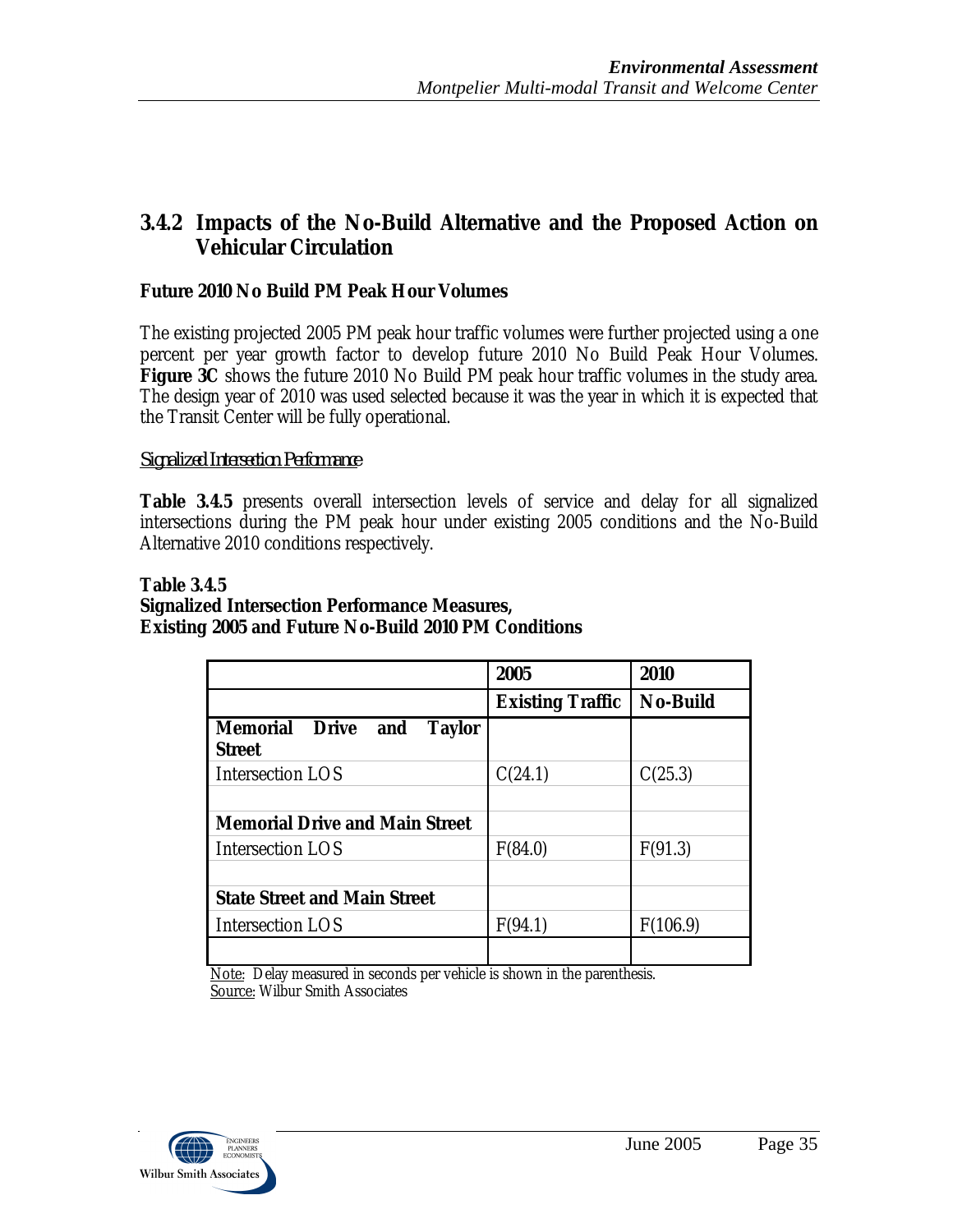## 3.4.2 Impacts of the No-Build Alternative and the Proposed Action on Vehicular Circulation

**Future 2010 No Build PM Peak Hour Volumes**

The existing projected 2005 PM peak hour traffic volumes were further projected using a one percent per year growth factor to develop future 2010 No Build Peak Hour Volumes. **Figure 3C** shows the future 2010 No Build PM peak hour traffic volumes in the study area. The design year of 2010 was used selected because it was the year in which it is expected that the Transit Center will be fully operational.

*Signalized Intersection Performance*

**Table 3.4.5** presents overall intersection levels of service and delay for all signalized intersections during the PM peak hour under existing 2005 conditions and the No-Build Alternative 2010 conditions respectively.

**Table 3.4.5**
**Signalized Intersection Performance Measures,**
**Existing 2005 and Future No-Build 2010 PM Conditions**

| | **2005** | **2010** |
|---|---|---|
| | **Existing Traffic** | **No-Build** |
| **Memorial Drive and Taylor Street** | | |
| Intersection LOS | C(24.1) | C(25.3) |
| | | |
| **Memorial Drive and Main Street** | | |
| Intersection LOS | F(84.0) | F(91.3) |
| | | |
| **State Street and Main Street** | | |
| Intersection LOS | F(94.1) | F(106.9) |
| | | |

Note: Delay measured in seconds per vehicle is shown in the parenthesis.
Source: Wilbur Smith Associates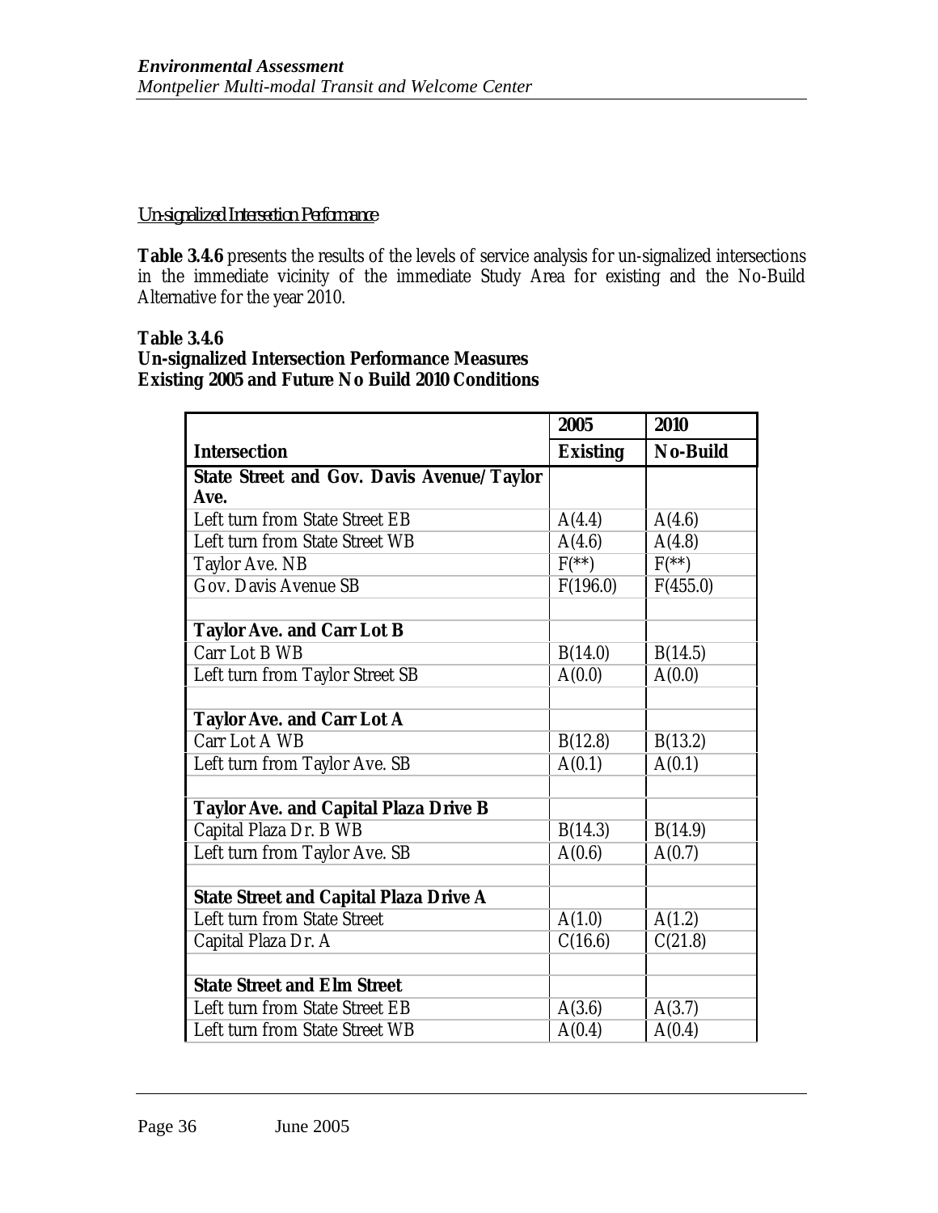*Un-signalized Intersection Performance*

**Table 3.4.6** presents the results of the levels of service analysis for un-signalized intersections in the immediate vicinity of the immediate Study Area for existing and the No-Build Alternative for the year 2010.

**Table 3.4.6**
**Un-signalized Intersection Performance Measures**
**Existing 2005 and Future No Build 2010 Conditions**

| | **2005** | **2010** |
|---|---|---|
| **Intersection** | **Existing** | **No-Build** |
| **State Street and Gov. Davis Avenue/Taylor Ave.** | | |
| Left turn from State Street EB | A(4.4) | A(4.6) |
| Left turn from State Street WB | A(4.6) | A(4.8) |
| Taylor Ave. NB | F(**) | F(**) |
| Gov. Davis Avenue SB | F(196.0) | F(455.0) |
| | | |
| **Taylor Ave. and Carr Lot B** | | |
| Carr Lot B WB | B(14.0) | B(14.5) |
| Left turn from Taylor Street SB | A(0.0) | A(0.0) |
| | | |
| **Taylor Ave. and Carr Lot A** | | |
| Carr Lot A WB | B(12.8) | B(13.2) |
| Left turn from Taylor Ave. SB | A(0.1) | A(0.1) |
| | | |
| **Taylor Ave. and Capital Plaza Drive B** | | |
| Capital Plaza Dr. B WB | B(14.3) | B(14.9) |
| Left turn from Taylor Ave. SB | A(0.6) | A(0.7) |
| | | |
| **State Street and Capital Plaza Drive A** | | |
| Left turn from State Street | A(1.0) | A(1.2) |
| Capital Plaza Dr. A | C(16.6) | C(21.8) |
| | | |
| **State Street and Elm Street** | | |
| Left turn from State Street EB | A(3.6) | A(3.7) |
| Left turn from State Street WB | A(0.4) | A(0.4) |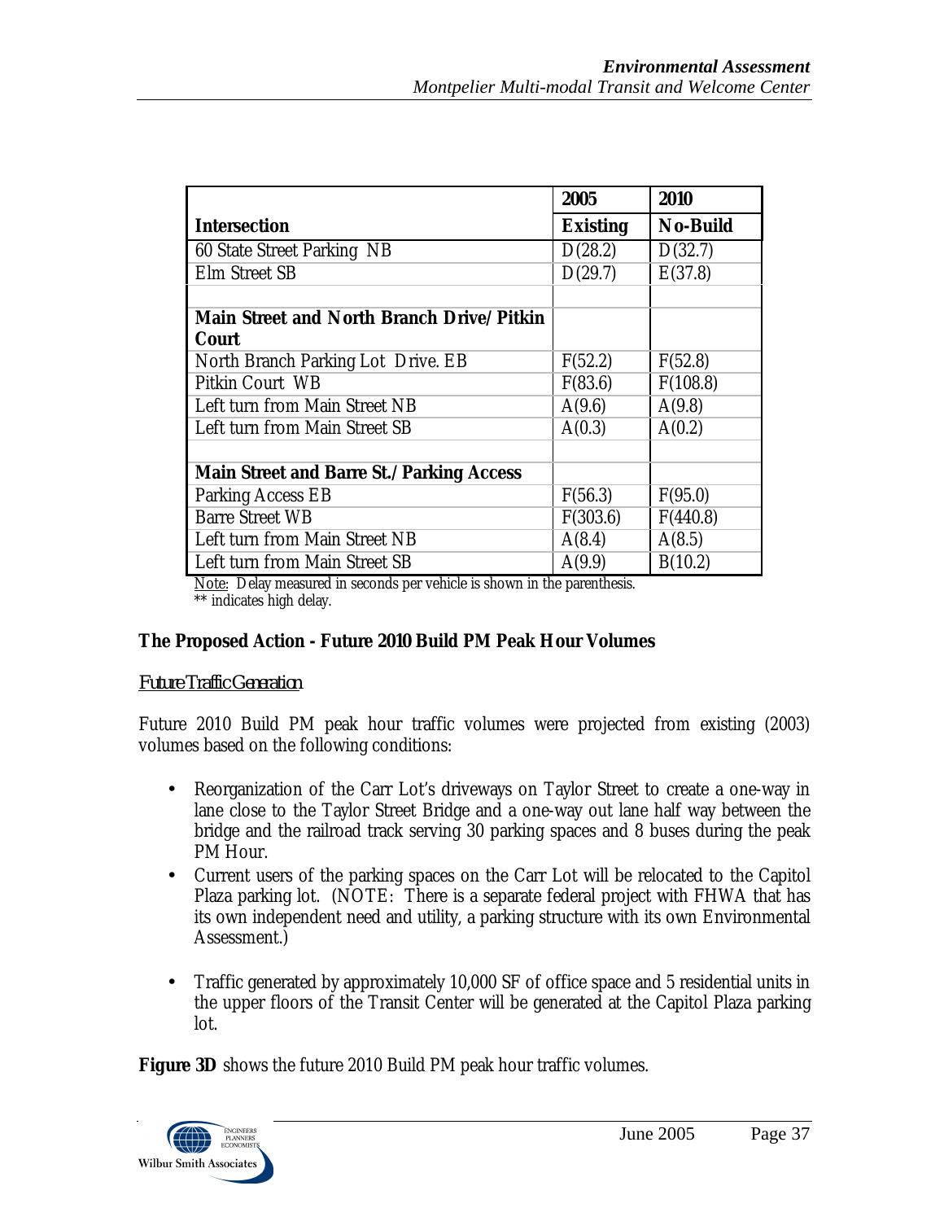| | 2005 | 2010 |
|---|---|---|
| **Intersection** | **Existing** | **No-Build** |
| 60 State Street Parking NB | D(28.2) | D(32.7) |
| Elm Street SB | D(29.7) | E(37.8) |
| | | |
| **Main Street and North Branch Drive/Pitkin Court** | | |
| North Branch Parking Lot Drive. EB | F(52.2) | F(52.8) |
| Pitkin Court WB | F(83.6) | F(108.8) |
| Left turn from Main Street NB | A(9.6) | A(9.8) |
| Left turn from Main Street SB | A(0.3) | A(0.2) |
| | | |
| **Main Street and Barre St./Parking Access** | | |
| Parking Access EB | F(56.3) | F(95.0) |
| Barre Street WB | F(303.6) | F(440.8) |
| Left turn from Main Street NB | A(8.4) | A(8.5) |
| Left turn from Main Street SB | A(9.9) | B(10.2) |

Note: Delay measured in seconds per vehicle is shown in the parenthesis.
** indicates high delay.

**The Proposed Action - Future 2010 Build PM Peak Hour Volumes**

Future Traffic Generation

Future 2010 Build PM peak hour traffic volumes were projected from existing (2003) volumes based on the following conditions:

- Reorganization of the Carr Lot's driveways on Taylor Street to create a one-way in lane close to the Taylor Street Bridge and a one-way out lane half way between the bridge and the railroad track serving 30 parking spaces and 8 buses during the peak PM Hour.
- Current users of the parking spaces on the Carr Lot will be relocated to the Capitol Plaza parking lot. (NOTE: There is a separate federal project with FHWA that has its own independent need and utility, a parking structure with its own Environmental Assessment.)
- Traffic generated by approximately 10,000 SF of office space and 5 residential units in the upper floors of the Transit Center will be generated at the Capitol Plaza parking lot.

**Figure 3D** shows the future 2010 Build PM peak hour traffic volumes.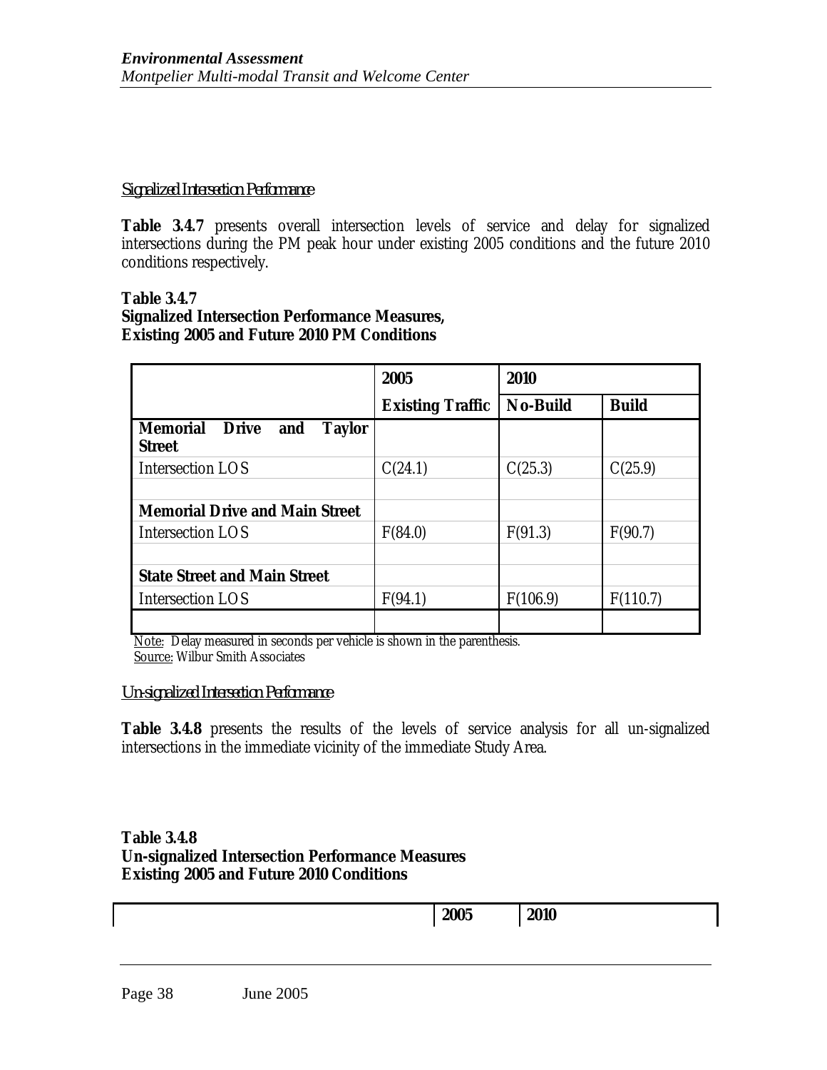### Signalized Intersection Performance

**Table 3.4.7** presents overall intersection levels of service and delay for signalized intersections during the PM peak hour under existing 2005 conditions and the future 2010 conditions respectively.

**Table 3.4.7**
**Signalized Intersection Performance Measures,**
**Existing 2005 and Future 2010 PM Conditions**

| | 2005 | 2010 | |
|---|---|---|---|
| | **Existing Traffic** | **No-Build** | **Build** |
| **Memorial Drive and Taylor Street** | | | |
| Intersection LOS | C(24.1) | C(25.3) | C(25.9) |
| | | | |
| **Memorial Drive and Main Street** | | | |
| Intersection LOS | F(84.0) | F(91.3) | F(90.7) |
| | | | |
| **State Street and Main Street** | | | |
| Intersection LOS | F(94.1) | F(106.9) | F(110.7) |
| | | | |

Note: Delay measured in seconds per vehicle is shown in the parenthesis.
Source: Wilbur Smith Associates

### Un-signalized Intersection Performance

**Table 3.4.8** presents the results of the levels of service analysis for all un-signalized intersections in the immediate vicinity of the immediate Study Area.

**Table 3.4.8**
**Un-signalized Intersection Performance Measures**
**Existing 2005 and Future 2010 Conditions**

| | 2005 | 2010 |
|---|---|---|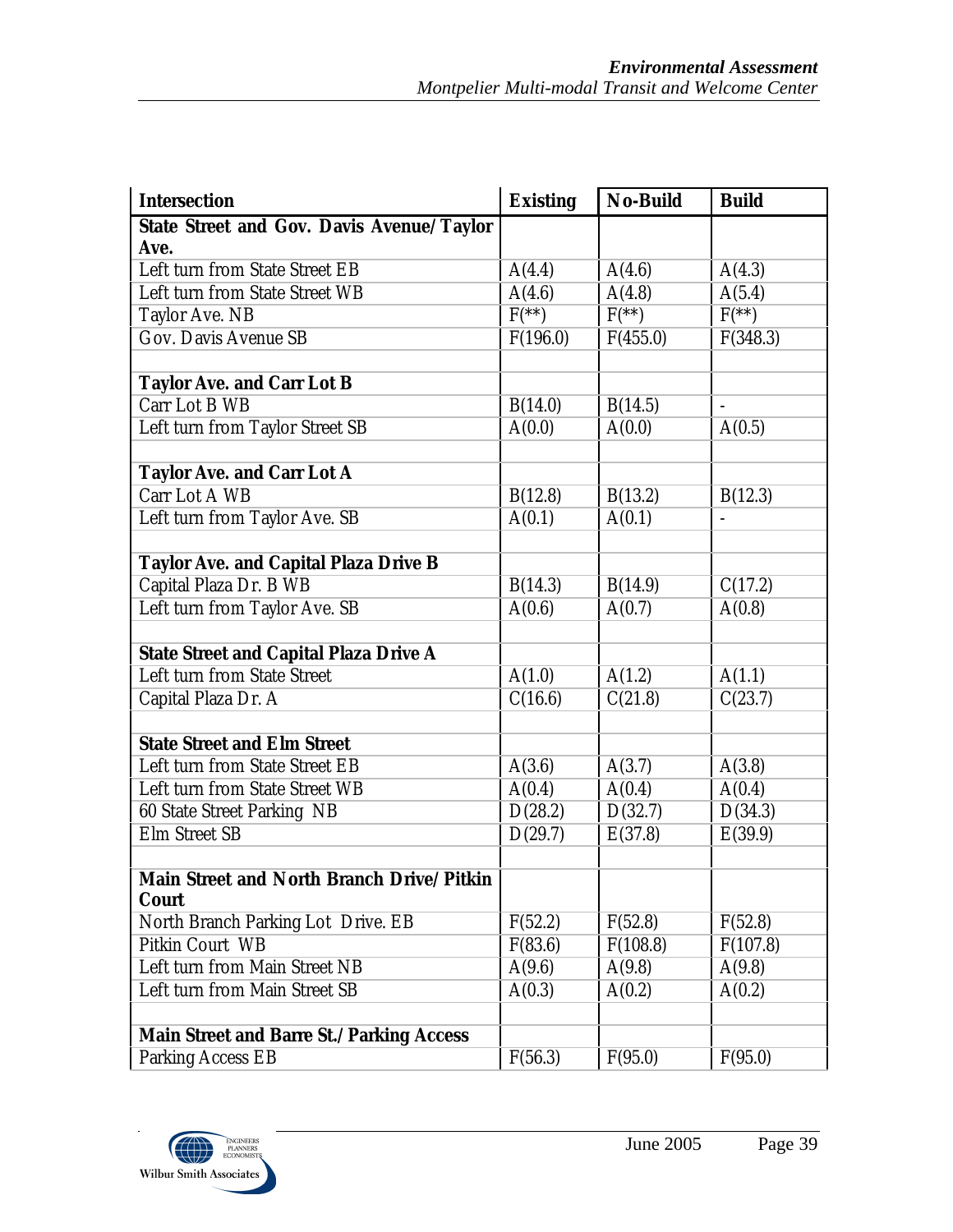| Intersection | Existing | No-Build | Build |
|---|---|---|---|
| **State Street and Gov. Davis Avenue/Taylor Ave.** | | | |
| Left turn from State Street EB | A(4.4) | A(4.6) | A(4.3) |
| Left turn from State Street WB | A(4.6) | A(4.8) | A(5.4) |
| Taylor Ave. NB | F(**) | F(**) | F(**) |
| Gov. Davis Avenue SB | F(196.0) | F(455.0) | F(348.3) |
| | | | |
| **Taylor Ave. and Carr Lot B** | | | |
| Carr Lot B WB | B(14.0) | B(14.5) | - |
| Left turn from Taylor Street SB | A(0.0) | A(0.0) | A(0.5) |
| | | | |
| **Taylor Ave. and Carr Lot A** | | | |
| Carr Lot A WB | B(12.8) | B(13.2) | B(12.3) |
| Left turn from Taylor Ave. SB | A(0.1) | A(0.1) | - |
| | | | |
| **Taylor Ave. and Capital Plaza Drive B** | | | |
| Capital Plaza Dr. B WB | B(14.3) | B(14.9) | C(17.2) |
| Left turn from Taylor Ave. SB | A(0.6) | A(0.7) | A(0.8) |
| | | | |
| **State Street and Capital Plaza Drive A** | | | |
| Left turn from State Street | A(1.0) | A(1.2) | A(1.1) |
| Capital Plaza Dr. A | C(16.6) | C(21.8) | C(23.7) |
| | | | |
| **State Street and Elm Street** | | | |
| Left turn from State Street EB | A(3.6) | A(3.7) | A(3.8) |
| Left turn from State Street WB | A(0.4) | A(0.4) | A(0.4) |
| 60 State Street Parking NB | D(28.2) | D(32.7) | D(34.3) |
| Elm Street SB | D(29.7) | E(37.8) | E(39.9) |
| | | | |
| **Main Street and North Branch Drive/Pitkin Court** | | | |
| North Branch Parking Lot Drive. EB | F(52.2) | F(52.8) | F(52.8) |
| Pitkin Court WB | F(83.6) | F(108.8) | F(107.8) |
| Left turn from Main Street NB | A(9.6) | A(9.8) | A(9.8) |
| Left turn from Main Street SB | A(0.3) | A(0.2) | A(0.2) |
| | | | |
| **Main Street and Barre St./Parking Access** | | | |
| Parking Access EB | F(56.3) | F(95.0) | F(95.0) |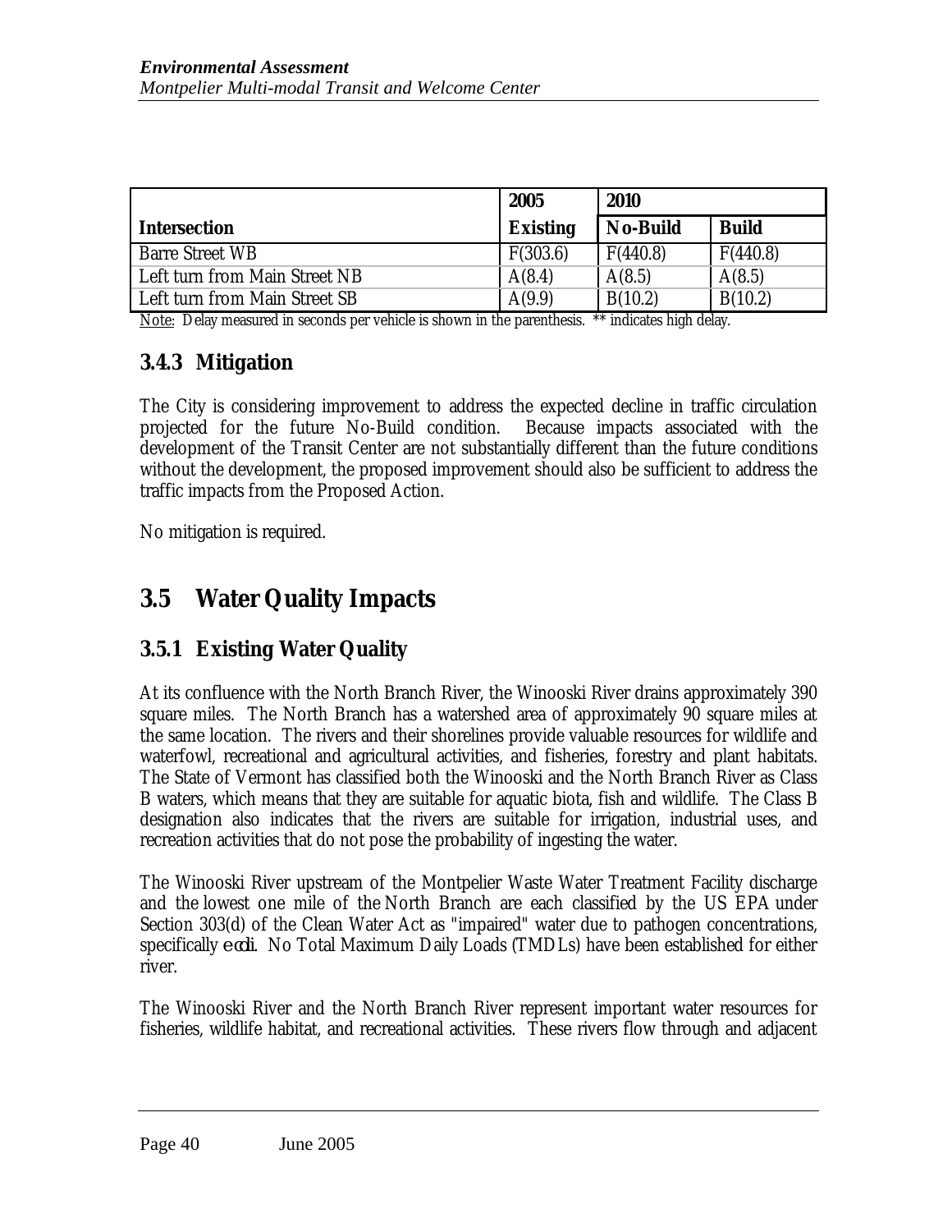| | 2005 | 2010 | |
|---|---|---|---|
| **Intersection** | **Existing** | **No-Build** | **Build** |
| Barre Street WB | F(303.6) | F(440.8) | F(440.8) |
| Left turn from Main Street NB | A(8.4) | A(8.5) | A(8.5) |
| Left turn from Main Street SB | A(9.9) | B(10.2) | B(10.2) |

Note: Delay measured in seconds per vehicle is shown in the parenthesis. ** indicates high delay.

### 3.4.3 Mitigation

The City is considering improvement to address the expected decline in traffic circulation projected for the future No-Build condition. Because impacts associated with the development of the Transit Center are not substantially different than the future conditions without the development, the proposed improvement should also be sufficient to address the traffic impacts from the Proposed Action.

No mitigation is required.

## 3.5 Water Quality Impacts

### 3.5.1 Existing Water Quality

At its confluence with the North Branch River, the Winooski River drains approximately 390 square miles. The North Branch has a watershed area of approximately 90 square miles at the same location. The rivers and their shorelines provide valuable resources for wildlife and waterfowl, recreational and agricultural activities, and fisheries, forestry and plant habitats. The State of Vermont has classified both the Winooski and the North Branch River as Class B waters, which means that they are suitable for aquatic biota, fish and wildlife. The Class B designation also indicates that the rivers are suitable for irrigation, industrial uses, and recreation activities that do not pose the probability of ingesting the water.

The Winooski River upstream of the Montpelier Waste Water Treatment Facility discharge and the lowest one mile of the North Branch are each classified by the US EPA under Section 303(d) of the Clean Water Act as "impaired" water due to pathogen concentrations, specifically *e coli*. No Total Maximum Daily Loads (TMDLs) have been established for either river.

The Winooski River and the North Branch River represent important water resources for fisheries, wildlife habitat, and recreational activities. These rivers flow through and adjacent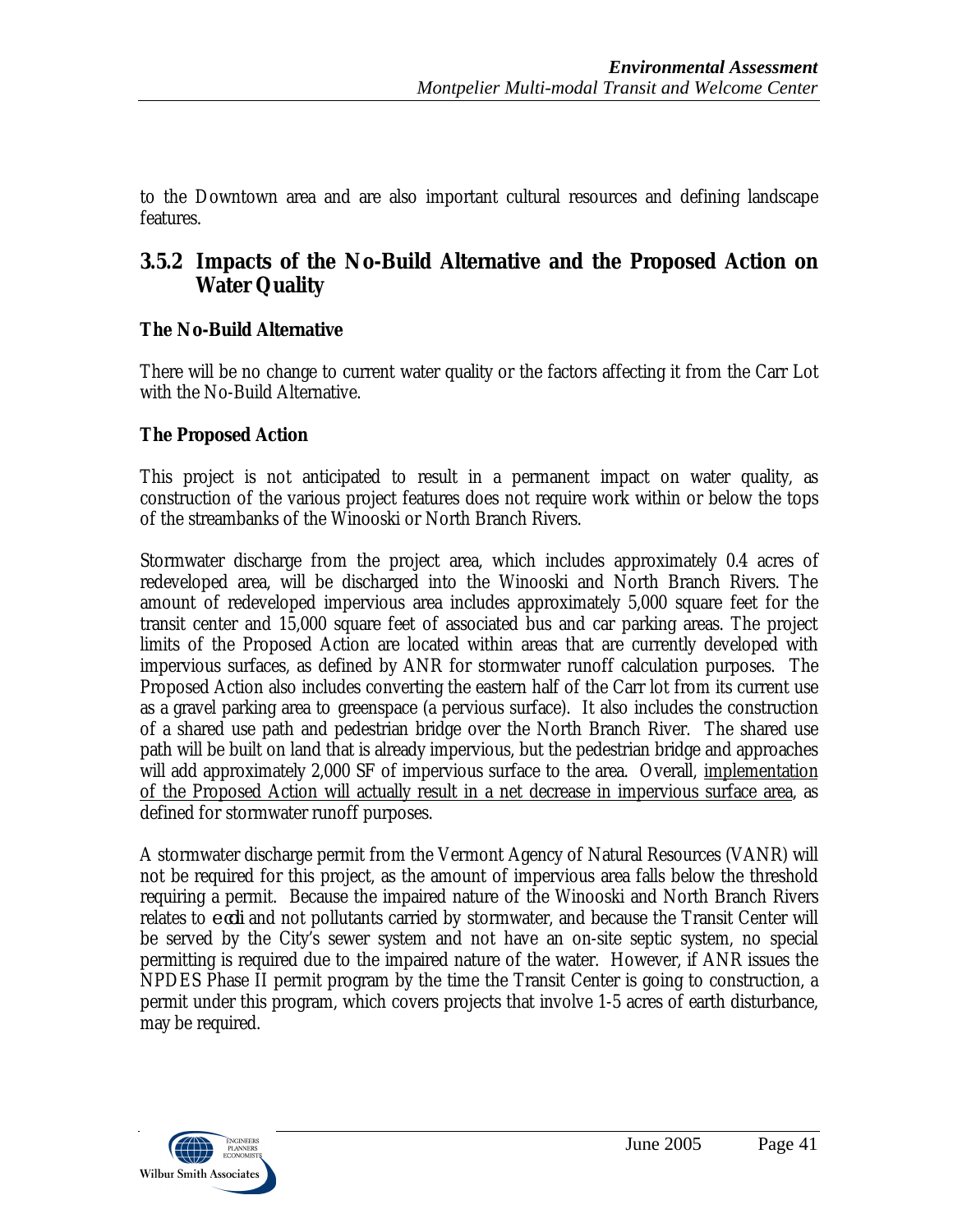to the Downtown area and are also important cultural resources and defining landscape features.

### 3.5.2 Impacts of the No-Build Alternative and the Proposed Action on Water Quality

**The No-Build Alternative**

There will be no change to current water quality or the factors affecting it from the Carr Lot with the No-Build Alternative.

**The Proposed Action**

This project is not anticipated to result in a permanent impact on water quality, as construction of the various project features does not require work within or below the tops of the streambanks of the Winooski or North Branch Rivers.

Stormwater discharge from the project area, which includes approximately 0.4 acres of redeveloped area, will be discharged into the Winooski and North Branch Rivers. The amount of redeveloped impervious area includes approximately 5,000 square feet for the transit center and 15,000 square feet of associated bus and car parking areas. The project limits of the Proposed Action are located within areas that are currently developed with impervious surfaces, as defined by ANR for stormwater runoff calculation purposes. The Proposed Action also includes converting the eastern half of the Carr lot from its current use as a gravel parking area to greenspace (a pervious surface). It also includes the construction of a shared use path and pedestrian bridge over the North Branch River. The shared use path will be built on land that is already impervious, but the pedestrian bridge and approaches will add approximately 2,000 SF of impervious surface to the area. Overall, <u>implementation of the Proposed Action will actually result in a net decrease in impervious surface area</u>, as defined for stormwater runoff purposes.

A stormwater discharge permit from the Vermont Agency of Natural Resources (VANR) will not be required for this project, as the amount of impervious area falls below the threshold requiring a permit. Because the impaired nature of the Winooski and North Branch Rivers relates to *e coli* and not pollutants carried by stormwater, and because the Transit Center will be served by the City's sewer system and not have an on-site septic system, no special permitting is required due to the impaired nature of the water. However, if ANR issues the NPDES Phase II permit program by the time the Transit Center is going to construction, a permit under this program, which covers projects that involve 1-5 acres of earth disturbance, may be required.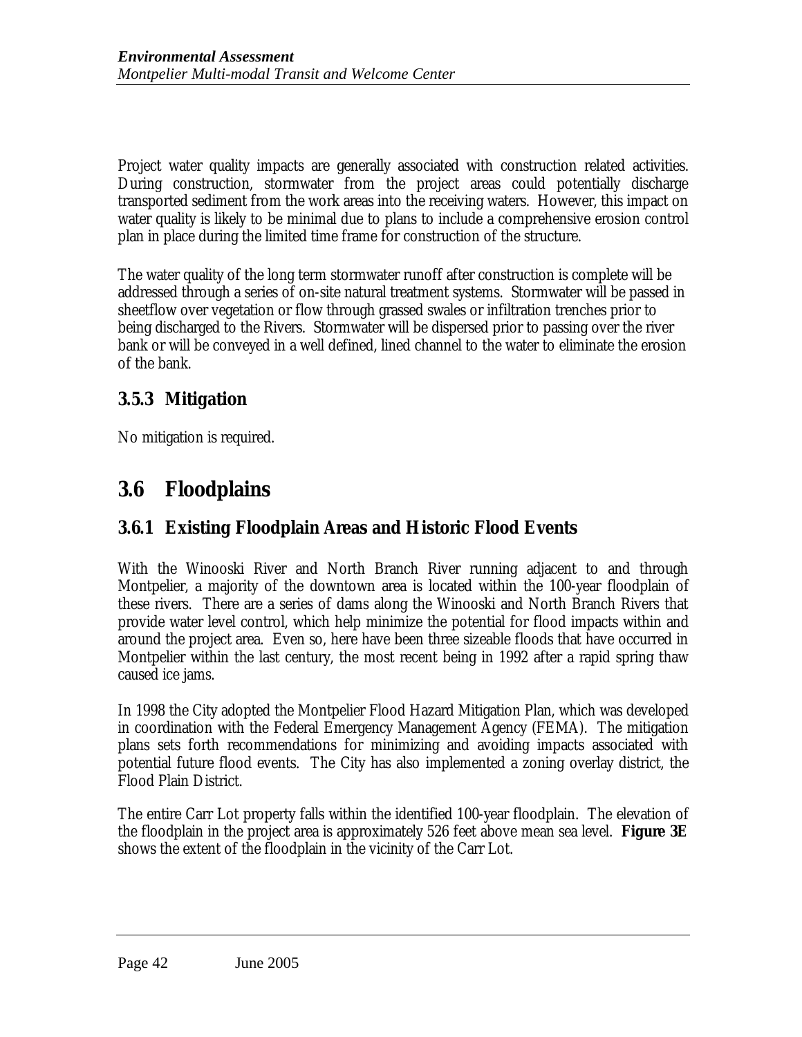Project water quality impacts are generally associated with construction related activities. During construction, stormwater from the project areas could potentially discharge transported sediment from the work areas into the receiving waters. However, this impact on water quality is likely to be minimal due to plans to include a comprehensive erosion control plan in place during the limited time frame for construction of the structure.

The water quality of the long term stormwater runoff after construction is complete will be addressed through a series of on-site natural treatment systems. Stormwater will be passed in sheetflow over vegetation or flow through grassed swales or infiltration trenches prior to being discharged to the Rivers. Stormwater will be dispersed prior to passing over the river bank or will be conveyed in a well defined, lined channel to the water to eliminate the erosion of the bank.

### 3.5.3 Mitigation

No mitigation is required.

## 3.6 Floodplains

### 3.6.1 Existing Floodplain Areas and Historic Flood Events

With the Winooski River and North Branch River running adjacent to and through Montpelier, a majority of the downtown area is located within the 100-year floodplain of these rivers. There are a series of dams along the Winooski and North Branch Rivers that provide water level control, which help minimize the potential for flood impacts within and around the project area. Even so, here have been three sizeable floods that have occurred in Montpelier within the last century, the most recent being in 1992 after a rapid spring thaw caused ice jams.

In 1998 the City adopted the Montpelier Flood Hazard Mitigation Plan, which was developed in coordination with the Federal Emergency Management Agency (FEMA). The mitigation plans sets forth recommendations for minimizing and avoiding impacts associated with potential future flood events. The City has also implemented a zoning overlay district, the Flood Plain District.

The entire Carr Lot property falls within the identified 100-year floodplain. The elevation of the floodplain in the project area is approximately 526 feet above mean sea level. **Figure 3E** shows the extent of the floodplain in the vicinity of the Carr Lot.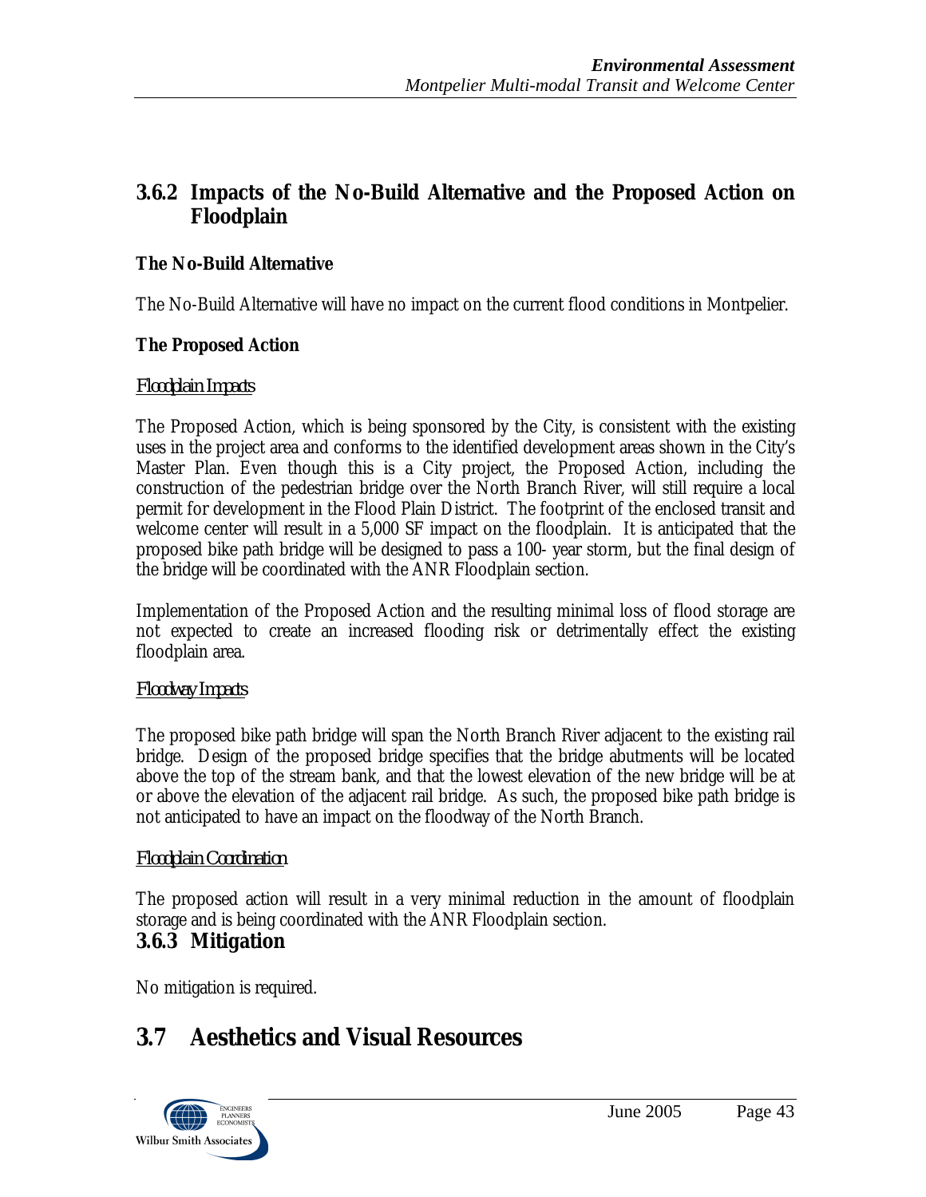### 3.6.2 Impacts of the No-Build Alternative and the Proposed Action on Floodplain

**The No-Build Alternative**

The No-Build Alternative will have no impact on the current flood conditions in Montpelier.

**The Proposed Action**

*Floodplain Impacts*

The Proposed Action, which is being sponsored by the City, is consistent with the existing uses in the project area and conforms to the identified development areas shown in the City's Master Plan. Even though this is a City project, the Proposed Action, including the construction of the pedestrian bridge over the North Branch River, will still require a local permit for development in the Flood Plain District. The footprint of the enclosed transit and welcome center will result in a 5,000 SF impact on the floodplain. It is anticipated that the proposed bike path bridge will be designed to pass a 100- year storm, but the final design of the bridge will be coordinated with the ANR Floodplain section.

Implementation of the Proposed Action and the resulting minimal loss of flood storage are not expected to create an increased flooding risk or detrimentally effect the existing floodplain area.

*Floodway Impacts*

The proposed bike path bridge will span the North Branch River adjacent to the existing rail bridge. Design of the proposed bridge specifies that the bridge abutments will be located above the top of the stream bank, and that the lowest elevation of the new bridge will be at or above the elevation of the adjacent rail bridge. As such, the proposed bike path bridge is not anticipated to have an impact on the floodway of the North Branch.

*Floodplain Coordination*

The proposed action will result in a very minimal reduction in the amount of floodplain storage and is being coordinated with the ANR Floodplain section.

### 3.6.3 Mitigation

No mitigation is required.

## 3.7 Aesthetics and Visual Resources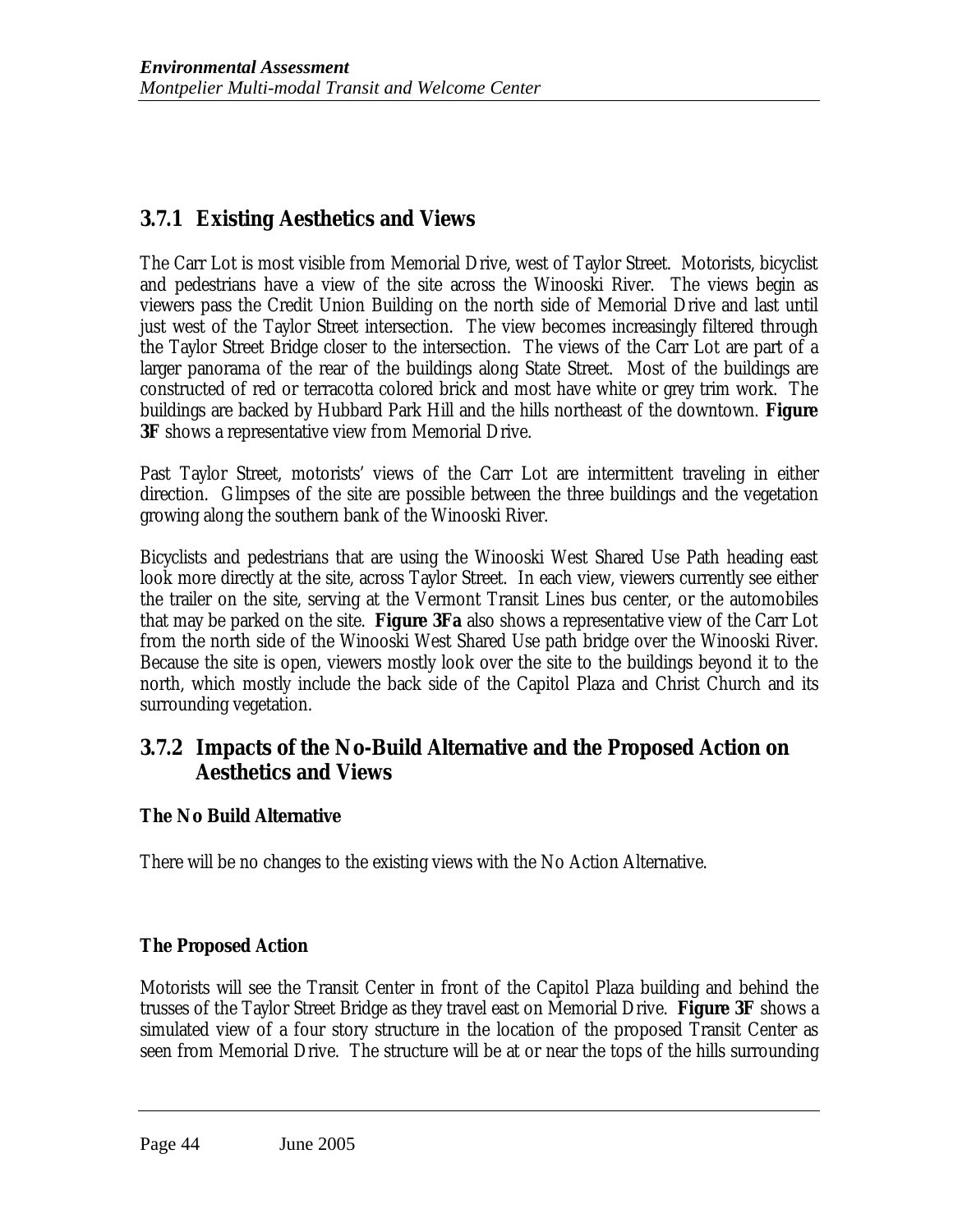## 3.7.1 Existing Aesthetics and Views

The Carr Lot is most visible from Memorial Drive, west of Taylor Street. Motorists, bicyclist and pedestrians have a view of the site across the Winooski River. The views begin as viewers pass the Credit Union Building on the north side of Memorial Drive and last until just west of the Taylor Street intersection. The view becomes increasingly filtered through the Taylor Street Bridge closer to the intersection. The views of the Carr Lot are part of a larger panorama of the rear of the buildings along State Street. Most of the buildings are constructed of red or terracotta colored brick and most have white or grey trim work. The buildings are backed by Hubbard Park Hill and the hills northeast of the downtown. **Figure 3F** shows a representative view from Memorial Drive.

Past Taylor Street, motorists' views of the Carr Lot are intermittent traveling in either direction. Glimpses of the site are possible between the three buildings and the vegetation growing along the southern bank of the Winooski River.

Bicyclists and pedestrians that are using the Winooski West Shared Use Path heading east look more directly at the site, across Taylor Street. In each view, viewers currently see either the trailer on the site, serving at the Vermont Transit Lines bus center, or the automobiles that may be parked on the site. **Figure 3Fa** also shows a representative view of the Carr Lot from the north side of the Winooski West Shared Use path bridge over the Winooski River. Because the site is open, viewers mostly look over the site to the buildings beyond it to the north, which mostly include the back side of the Capitol Plaza and Christ Church and its surrounding vegetation.

## 3.7.2 Impacts of the No-Build Alternative and the Proposed Action on Aesthetics and Views

**The No Build Alternative**

There will be no changes to the existing views with the No Action Alternative.

**The Proposed Action**

Motorists will see the Transit Center in front of the Capitol Plaza building and behind the trusses of the Taylor Street Bridge as they travel east on Memorial Drive. **Figure 3F** shows a simulated view of a four story structure in the location of the proposed Transit Center as seen from Memorial Drive. The structure will be at or near the tops of the hills surrounding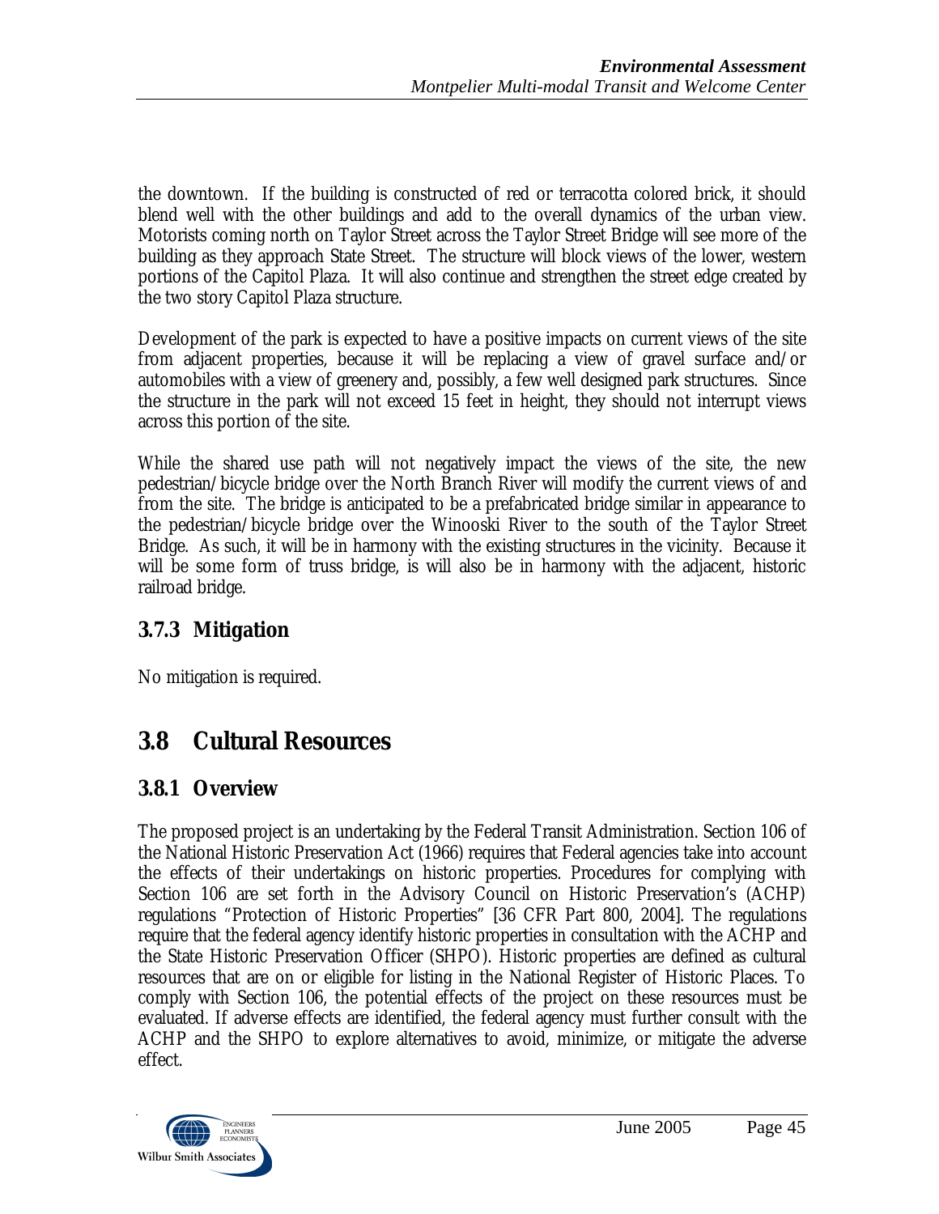the downtown. If the building is constructed of red or terracotta colored brick, it should blend well with the other buildings and add to the overall dynamics of the urban view. Motorists coming north on Taylor Street across the Taylor Street Bridge will see more of the building as they approach State Street. The structure will block views of the lower, western portions of the Capitol Plaza. It will also continue and strengthen the street edge created by the two story Capitol Plaza structure.

Development of the park is expected to have a positive impacts on current views of the site from adjacent properties, because it will be replacing a view of gravel surface and/or automobiles with a view of greenery and, possibly, a few well designed park structures. Since the structure in the park will not exceed 15 feet in height, they should not interrupt views across this portion of the site.

While the shared use path will not negatively impact the views of the site, the new pedestrian/bicycle bridge over the North Branch River will modify the current views of and from the site. The bridge is anticipated to be a prefabricated bridge similar in appearance to the pedestrian/bicycle bridge over the Winooski River to the south of the Taylor Street Bridge. As such, it will be in harmony with the existing structures in the vicinity. Because it will be some form of truss bridge, is will also be in harmony with the adjacent, historic railroad bridge.

### 3.7.3 Mitigation

No mitigation is required.

## 3.8 Cultural Resources

### 3.8.1 Overview

The proposed project is an undertaking by the Federal Transit Administration. Section 106 of the National Historic Preservation Act (1966) requires that Federal agencies take into account the effects of their undertakings on historic properties. Procedures for complying with Section 106 are set forth in the Advisory Council on Historic Preservation's (ACHP) regulations "Protection of Historic Properties" [36 CFR Part 800, 2004]. The regulations require that the federal agency identify historic properties in consultation with the ACHP and the State Historic Preservation Officer (SHPO). Historic properties are defined as cultural resources that are on or eligible for listing in the National Register of Historic Places. To comply with Section 106, the potential effects of the project on these resources must be evaluated. If adverse effects are identified, the federal agency must further consult with the ACHP and the SHPO to explore alternatives to avoid, minimize, or mitigate the adverse effect.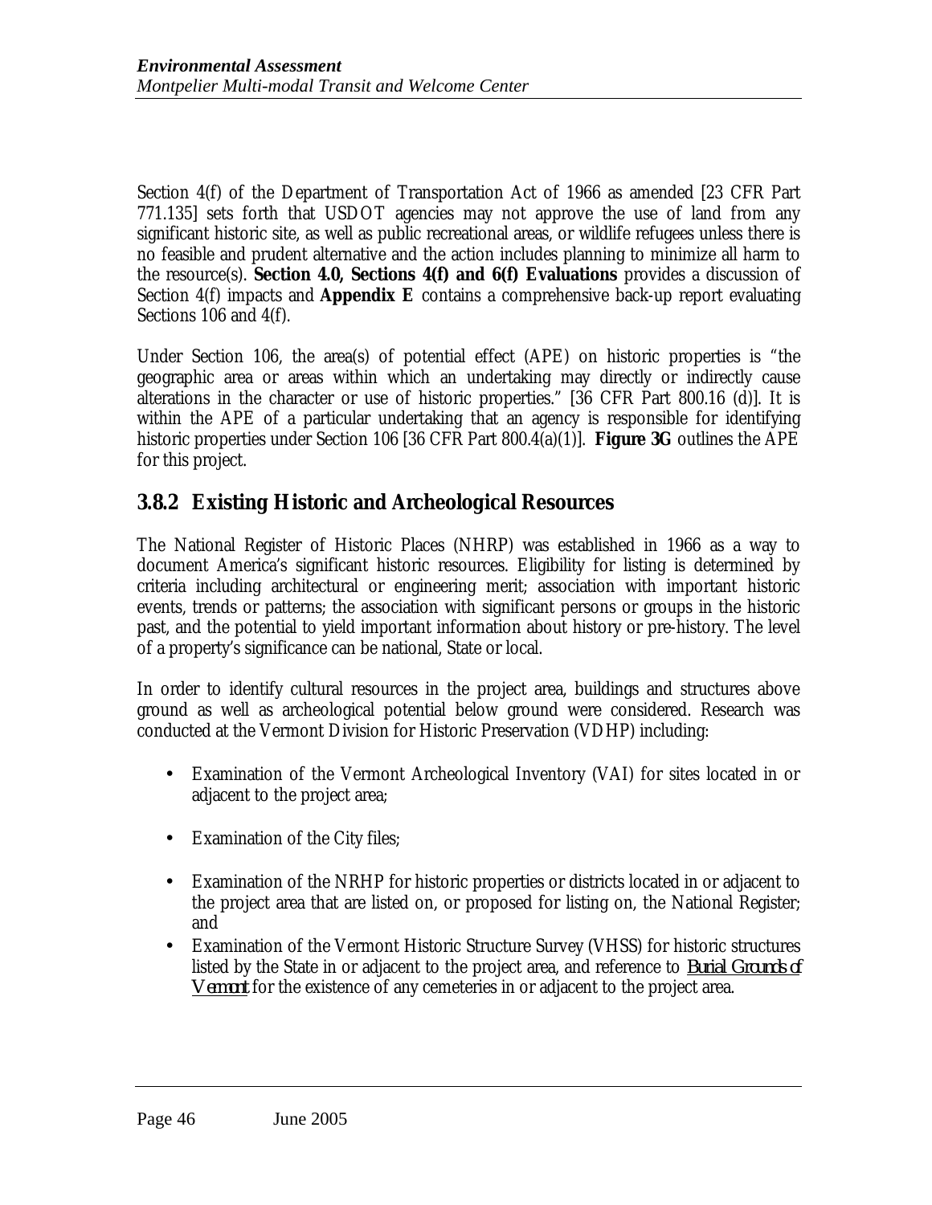Section 4(f) of the Department of Transportation Act of 1966 as amended [23 CFR Part 771.135] sets forth that USDOT agencies may not approve the use of land from any significant historic site, as well as public recreational areas, or wildlife refugees unless there is no feasible and prudent alternative and the action includes planning to minimize all harm to the resource(s). **Section 4.0, Sections 4(f) and 6(f) Evaluations** provides a discussion of Section 4(f) impacts and **Appendix E** contains a comprehensive back-up report evaluating Sections 106 and 4(f).

Under Section 106, the area(s) of potential effect (APE) on historic properties is "the geographic area or areas within which an undertaking may directly or indirectly cause alterations in the character or use of historic properties." [36 CFR Part 800.16 (d)]. It is within the APE of a particular undertaking that an agency is responsible for identifying historic properties under Section 106 [36 CFR Part 800.4(a)(1)]. **Figure 3G** outlines the APE for this project.

## 3.8.2 Existing Historic and Archeological Resources

The National Register of Historic Places (NHRP) was established in 1966 as a way to document America's significant historic resources. Eligibility for listing is determined by criteria including architectural or engineering merit; association with important historic events, trends or patterns; the association with significant persons or groups in the historic past, and the potential to yield important information about history or pre-history. The level of a property's significance can be national, State or local.

In order to identify cultural resources in the project area, buildings and structures above ground as well as archeological potential below ground were considered. Research was conducted at the Vermont Division for Historic Preservation (VDHP) including:

- Examination of the Vermont Archeological Inventory (VAI) for sites located in or adjacent to the project area;
- Examination of the City files;
- Examination of the NRHP for historic properties or districts located in or adjacent to the project area that are listed on, or proposed for listing on, the National Register; and
- Examination of the Vermont Historic Structure Survey (VHSS) for historic structures listed by the State in or adjacent to the project area, and reference to *Burial Grounds of Vermont* for the existence of any cemeteries in or adjacent to the project area.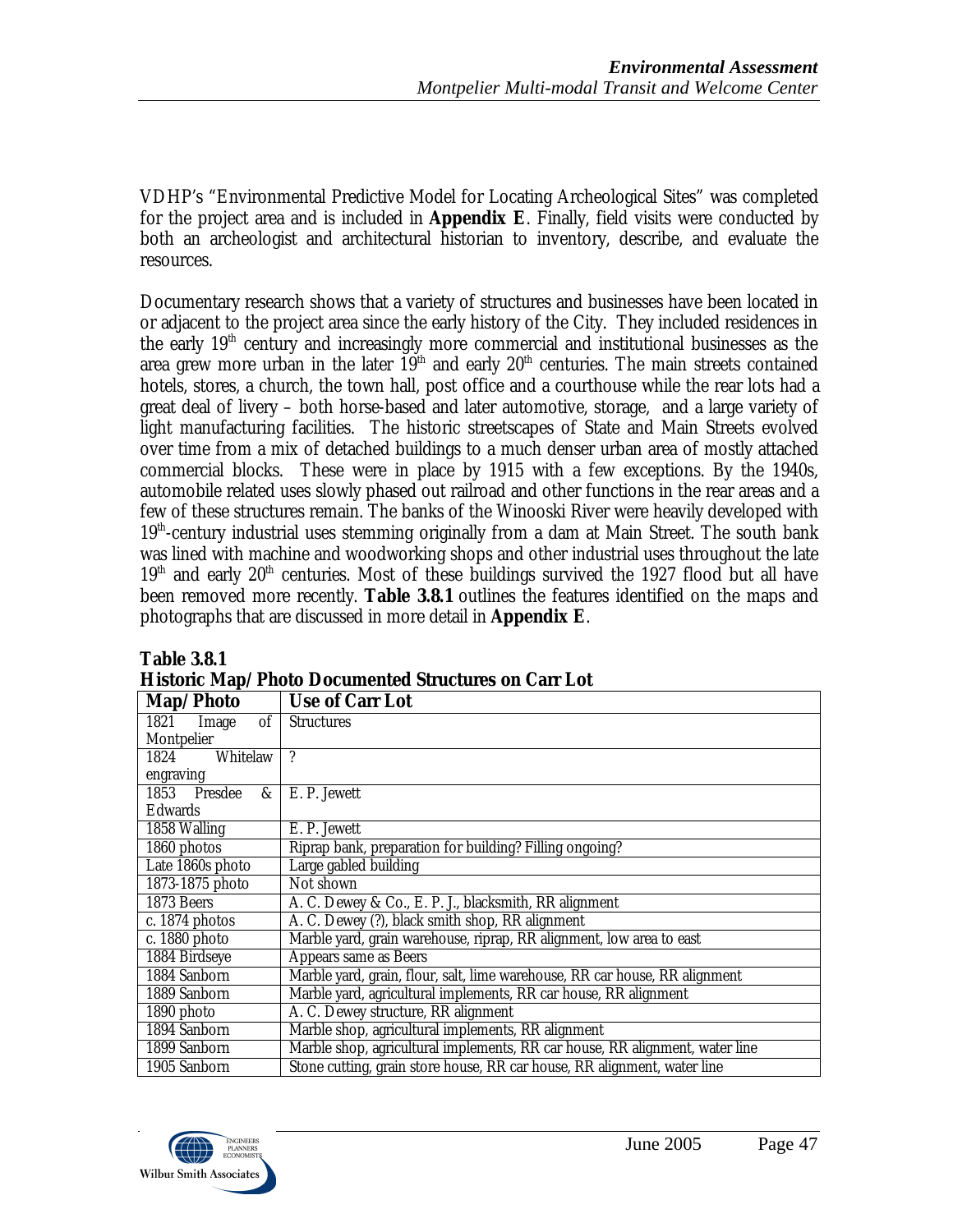VDHP's "Environmental Predictive Model for Locating Archeological Sites" was completed for the project area and is included in **Appendix E**. Finally, field visits were conducted by both an archeologist and architectural historian to inventory, describe, and evaluate the resources.

Documentary research shows that a variety of structures and businesses have been located in or adjacent to the project area since the early history of the City. They included residences in the early 19th century and increasingly more commercial and institutional businesses as the area grew more urban in the later 19th and early 20th centuries. The main streets contained hotels, stores, a church, the town hall, post office and a courthouse while the rear lots had a great deal of livery – both horse-based and later automotive, storage, and a large variety of light manufacturing facilities. The historic streetscapes of State and Main Streets evolved over time from a mix of detached buildings to a much denser urban area of mostly attached commercial blocks. These were in place by 1915 with a few exceptions. By the 1940s, automobile related uses slowly phased out railroad and other functions in the rear areas and a few of these structures remain. The banks of the Winooski River were heavily developed with 19th-century industrial uses stemming originally from a dam at Main Street. The south bank was lined with machine and woodworking shops and other industrial uses throughout the late 19th and early 20th centuries. Most of these buildings survived the 1927 flood but all have been removed more recently. **Table 3.8.1** outlines the features identified on the maps and photographs that are discussed in more detail in **Appendix E**.

**Table 3.8.1**
**Historic Map/Photo Documented Structures on Carr Lot**

| Map/Photo | Use of Carr Lot |
|---|---|
| 1821 Image of Montpelier | Structures |
| 1824 Whitelaw engraving | ? |
| 1853 Presdee & Edwards | E. P. Jewett |
| 1858 Walling | E. P. Jewett |
| 1860 photos | Riprap bank, preparation for building? Filling ongoing? |
| Late 1860s photo | Large gabled building |
| 1873-1875 photo | Not shown |
| 1873 Beers | A. C. Dewey & Co., E. P. J., blacksmith, RR alignment |
| c. 1874 photos | A. C. Dewey (?), black smith shop, RR alignment |
| c. 1880 photo | Marble yard, grain warehouse, riprap, RR alignment, low area to east |
| 1884 Birdseye | Appears same as Beers |
| 1884 Sanborn | Marble yard, grain, flour, salt, lime warehouse, RR car house, RR alignment |
| 1889 Sanborn | Marble yard, agricultural implements, RR car house, RR alignment |
| 1890 photo | A. C. Dewey structure, RR alignment |
| 1894 Sanborn | Marble shop, agricultural implements, RR alignment |
| 1899 Sanborn | Marble shop, agricultural implements, RR car house, RR alignment, water line |
| 1905 Sanborn | Stone cutting, grain store house, RR car house, RR alignment, water line |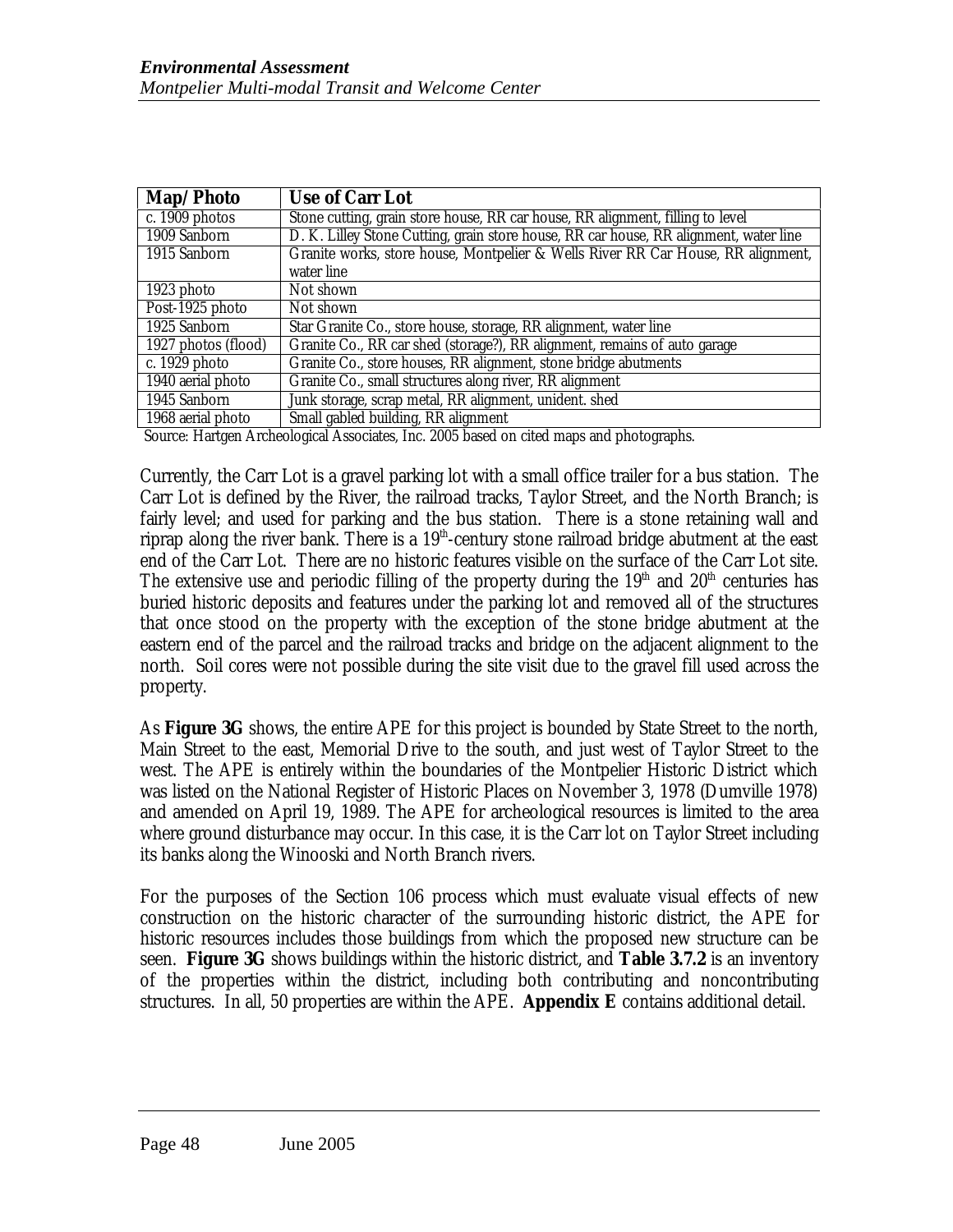| Map/Photo | Use of Carr Lot |
|---|---|
| c. 1909 photos | Stone cutting, grain store house, RR car house, RR alignment, filling to level |
| 1909 Sanborn | D. K. Lilley Stone Cutting, grain store house, RR car house, RR alignment, water line |
| 1915 Sanborn | Granite works, store house, Montpelier & Wells River RR Car House, RR alignment, water line |
| 1923 photo | Not shown |
| Post-1925 photo | Not shown |
| 1925 Sanborn | Star Granite Co., store house, storage, RR alignment, water line |
| 1927 photos (flood) | Granite Co., RR car shed (storage?), RR alignment, remains of auto garage |
| c. 1929 photo | Granite Co., store houses, RR alignment, stone bridge abutments |
| 1940 aerial photo | Granite Co., small structures along river, RR alignment |
| 1945 Sanborn | Junk storage, scrap metal, RR alignment, unident. shed |
| 1968 aerial photo | Small gabled building, RR alignment |

Source: Hartgen Archeological Associates, Inc. 2005 based on cited maps and photographs.

Currently, the Carr Lot is a gravel parking lot with a small office trailer for a bus station. The Carr Lot is defined by the River, the railroad tracks, Taylor Street, and the North Branch; is fairly level; and used for parking and the bus station. There is a stone retaining wall and riprap along the river bank. There is a 19th-century stone railroad bridge abutment at the east end of the Carr Lot. There are no historic features visible on the surface of the Carr Lot site. The extensive use and periodic filling of the property during the 19th and 20th centuries has buried historic deposits and features under the parking lot and removed all of the structures that once stood on the property with the exception of the stone bridge abutment at the eastern end of the parcel and the railroad tracks and bridge on the adjacent alignment to the north. Soil cores were not possible during the site visit due to the gravel fill used across the property.

As **Figure 3G** shows, the entire APE for this project is bounded by State Street to the north, Main Street to the east, Memorial Drive to the south, and just west of Taylor Street to the west. The APE is entirely within the boundaries of the Montpelier Historic District which was listed on the National Register of Historic Places on November 3, 1978 (Dumville 1978) and amended on April 19, 1989. The APE for archeological resources is limited to the area where ground disturbance may occur. In this case, it is the Carr lot on Taylor Street including its banks along the Winooski and North Branch rivers.

For the purposes of the Section 106 process which must evaluate visual effects of new construction on the historic character of the surrounding historic district, the APE for historic resources includes those buildings from which the proposed new structure can be seen. **Figure 3G** shows buildings within the historic district, and **Table 3.7.2** is an inventory of the properties within the district, including both contributing and noncontributing structures. In all, 50 properties are within the APE. **Appendix E** contains additional detail.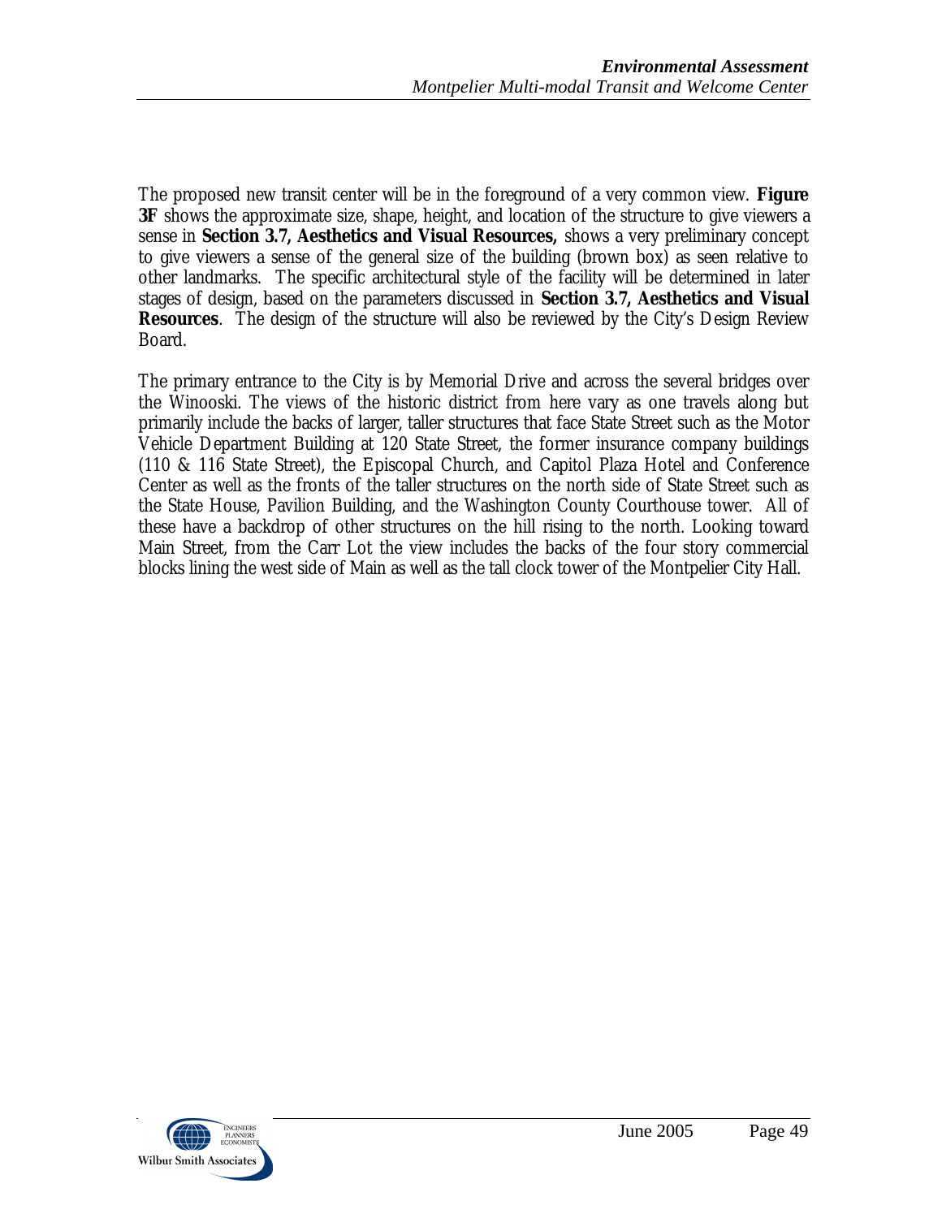The proposed new transit center will be in the foreground of a very common view. **Figure 3F** shows the approximate size, shape, height, and location of the structure to give viewers a sense in **Section 3.7, Aesthetics and Visual Resources,** shows a very preliminary concept to give viewers a sense of the general size of the building (brown box) as seen relative to other landmarks. The specific architectural style of the facility will be determined in later stages of design, based on the parameters discussed in **Section 3.7, Aesthetics and Visual Resources**. The design of the structure will also be reviewed by the City's Design Review Board.

The primary entrance to the City is by Memorial Drive and across the several bridges over the Winooski. The views of the historic district from here vary as one travels along but primarily include the backs of larger, taller structures that face State Street such as the Motor Vehicle Department Building at 120 State Street, the former insurance company buildings (110 & 116 State Street), the Episcopal Church, and Capitol Plaza Hotel and Conference Center as well as the fronts of the taller structures on the north side of State Street such as the State House, Pavilion Building, and the Washington County Courthouse tower. All of these have a backdrop of other structures on the hill rising to the north. Looking toward Main Street, from the Carr Lot the view includes the backs of the four story commercial blocks lining the west side of Main as well as the tall clock tower of the Montpelier City Hall.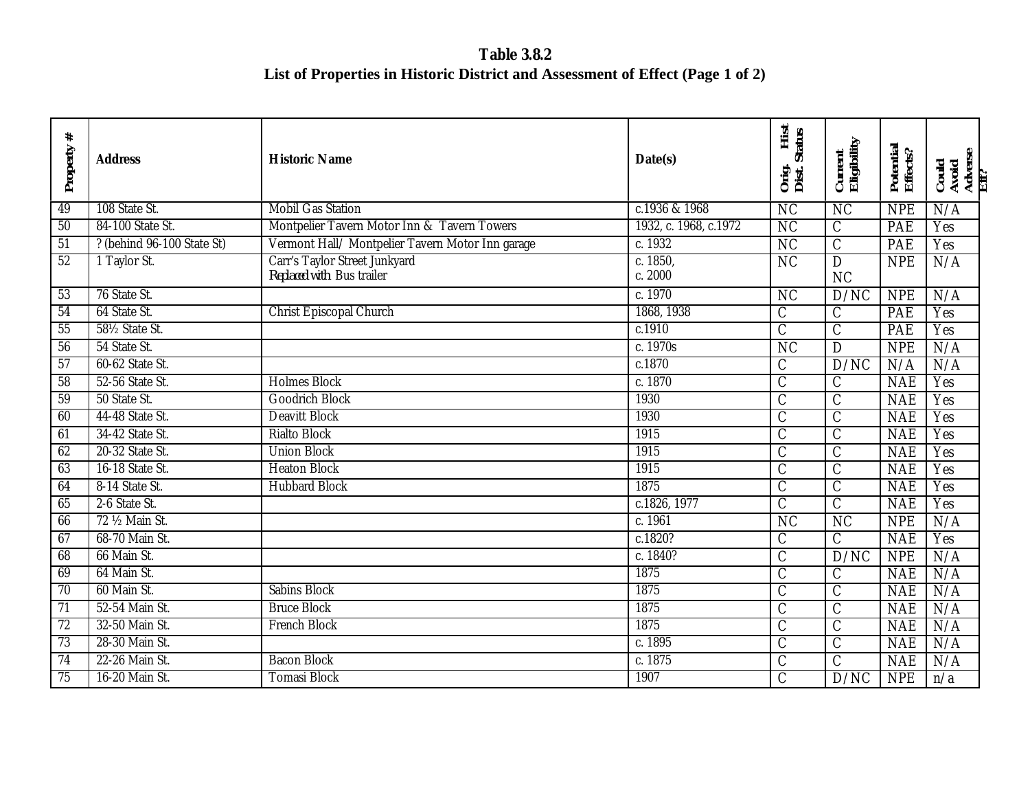**Table 3.8.2**
**List of Properties in Historic District and Assessment of Effect (Page 1 of 2)**

| Property # | Address | Historic Name | Date(s) | Orig. Hist Dist. Status | Current Eligibility | Potential Effects? | Could Avoid Adverse Eff? |
|---|---|---|---|---|---|---|---|
| 49 | 108 State St. | Mobil Gas Station | c.1936 & 1968 | NC | NC | NPE | N/A |
| 50 | 84-100 State St. | Montpelier Tavern Motor Inn & Tavern Towers | 1932, c. 1968, c.1972 | NC | C | PAE | Yes |
| 51 | ? (behind 96-100 State St) | Vermont Hall/ Montpelier Tavern Motor Inn garage | c. 1932 | NC | C | PAE | Yes |
| 52 | 1 Taylor St. | Carr's Taylor Street Junkyard *Replaced with* Bus trailer | c. 1850, c. 2000 | NC | D NC | NPE | N/A |
| 53 | 76 State St. | | c. 1970 | NC | D/NC | NPE | N/A |
| 54 | 64 State St. | Christ Episcopal Church | 1868, 1938 | C | C | PAE | Yes |
| 55 | 58½ State St. | | c.1910 | C | C | PAE | Yes |
| 56 | 54 State St. | | c. 1970s | NC | D | NPE | N/A |
| 57 | 60-62 State St. | | c.1870 | C | D/NC | N/A | N/A |
| 58 | 52-56 State St. | Holmes Block | c. 1870 | C | C | NAE | Yes |
| 59 | 50 State St. | Goodrich Block | 1930 | C | C | NAE | Yes |
| 60 | 44-48 State St. | Deavitt Block | 1930 | C | C | NAE | Yes |
| 61 | 34-42 State St. | Rialto Block | 1915 | C | C | NAE | Yes |
| 62 | 20-32 State St. | Union Block | 1915 | C | C | NAE | Yes |
| 63 | 16-18 State St. | Heaton Block | 1915 | C | C | NAE | Yes |
| 64 | 8-14 State St. | Hubbard Block | 1875 | C | C | NAE | Yes |
| 65 | 2-6 State St. | | c.1826, 1977 | C | C | NAE | Yes |
| 66 | 72 ½ Main St. | | c. 1961 | NC | NC | NPE | N/A |
| 67 | 68-70 Main St. | | c.1820? | C | C | NAE | Yes |
| 68 | 66 Main St. | | c. 1840? | C | D/NC | NPE | N/A |
| 69 | 64 Main St. | | 1875 | C | C | NAE | N/A |
| 70 | 60 Main St. | Sabins Block | 1875 | C | C | NAE | N/A |
| 71 | 52-54 Main St. | Bruce Block | 1875 | C | C | NAE | N/A |
| 72 | 32-50 Main St. | French Block | 1875 | C | C | NAE | N/A |
| 73 | 28-30 Main St. | | c. 1895 | C | C | NAE | N/A |
| 74 | 22-26 Main St. | Bacon Block | c. 1875 | C | C | NAE | N/A |
| 75 | 16-20 Main St. | Tomasi Block | 1907 | C | D/NC | NPE | n/a |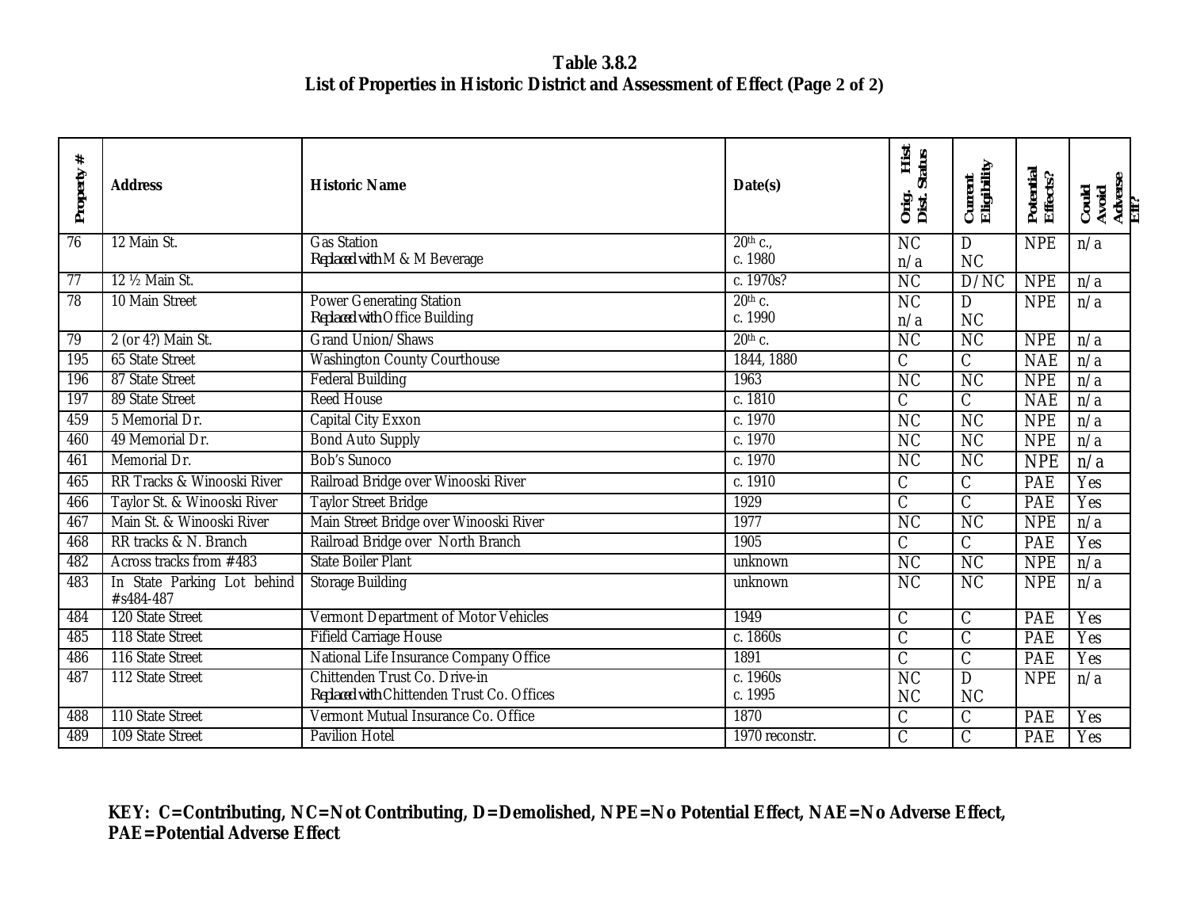**Table 3.8.2**
**List of Properties in Historic District and Assessment of Effect (Page 2 of 2)**

| Property # | Address | Historic Name | Date(s) | Orig. Hist. Dist. Status | Current Eligibility | Potential Effects? | Could Avoid Adverse Eff? |
|---|---|---|---|---|---|---|---|
| 76 | 12 Main St. | Gas Station<br>*Replaced with* M & M Beverage | 20th c.,<br>c. 1980 | NC<br>n/a | D<br>NC | NPE | n/a |
| 77 | 12 ½ Main St. | | c. 1970s? | NC | D/NC | NPE | n/a |
| 78 | 10 Main Street | Power Generating Station<br>*Replaced with* Office Building | 20th c.<br>c. 1990 | NC<br>n/a | D<br>NC | NPE | n/a |
| 79 | 2 (or 4?) Main St. | Grand Union/Shaws | 20th c. | NC | NC | NPE | n/a |
| 195 | 65 State Street | Washington County Courthouse | 1844, 1880 | C | C | NAE | n/a |
| 196 | 87 State Street | Federal Building | 1963 | NC | NC | NPE | n/a |
| 197 | 89 State Street | Reed House | c. 1810 | C | C | NAE | n/a |
| 459 | 5 Memorial Dr. | Capital City Exxon | c. 1970 | NC | NC | NPE | n/a |
| 460 | 49 Memorial Dr. | Bond Auto Supply | c. 1970 | NC | NC | NPE | n/a |
| 461 | Memorial Dr. | Bob's Sunoco | c. 1970 | NC | NC | NPE | n/a |
| 465 | RR Tracks & Winooski River | Railroad Bridge over Winooski River | c. 1910 | C | C | PAE | Yes |
| 466 | Taylor St. & Winooski River | Taylor Street Bridge | 1929 | C | C | PAE | Yes |
| 467 | Main St. & Winooski River | Main Street Bridge over Winooski River | 1977 | NC | NC | NPE | n/a |
| 468 | RR tracks & N. Branch | Railroad Bridge over North Branch | 1905 | C | C | PAE | Yes |
| 482 | Across tracks from #483 | State Boiler Plant | unknown | NC | NC | NPE | n/a |
| 483 | In State Parking Lot behind #s484-487 | Storage Building | unknown | NC | NC | NPE | n/a |
| 484 | 120 State Street | Vermont Department of Motor Vehicles | 1949 | C | C | PAE | Yes |
| 485 | 118 State Street | Fifield Carriage House | c. 1860s | C | C | PAE | Yes |
| 486 | 116 State Street | National Life Insurance Company Office | 1891 | C | C | PAE | Yes |
| 487 | 112 State Street | Chittenden Trust Co. Drive-in<br>*Replaced with* Chittenden Trust Co. Offices | c. 1960s<br>c. 1995 | NC<br>NC | D<br>NC | NPE | n/a |
| 488 | 110 State Street | Vermont Mutual Insurance Co. Office | 1870 | C | C | PAE | Yes |
| 489 | 109 State Street | Pavilion Hotel | 1970 reconstr. | C | C | PAE | Yes |

**KEY: C=Contributing, NC=Not Contributing, D=Demolished, NPE=No Potential Effect, NAE=No Adverse Effect, PAE=Potential Adverse Effect**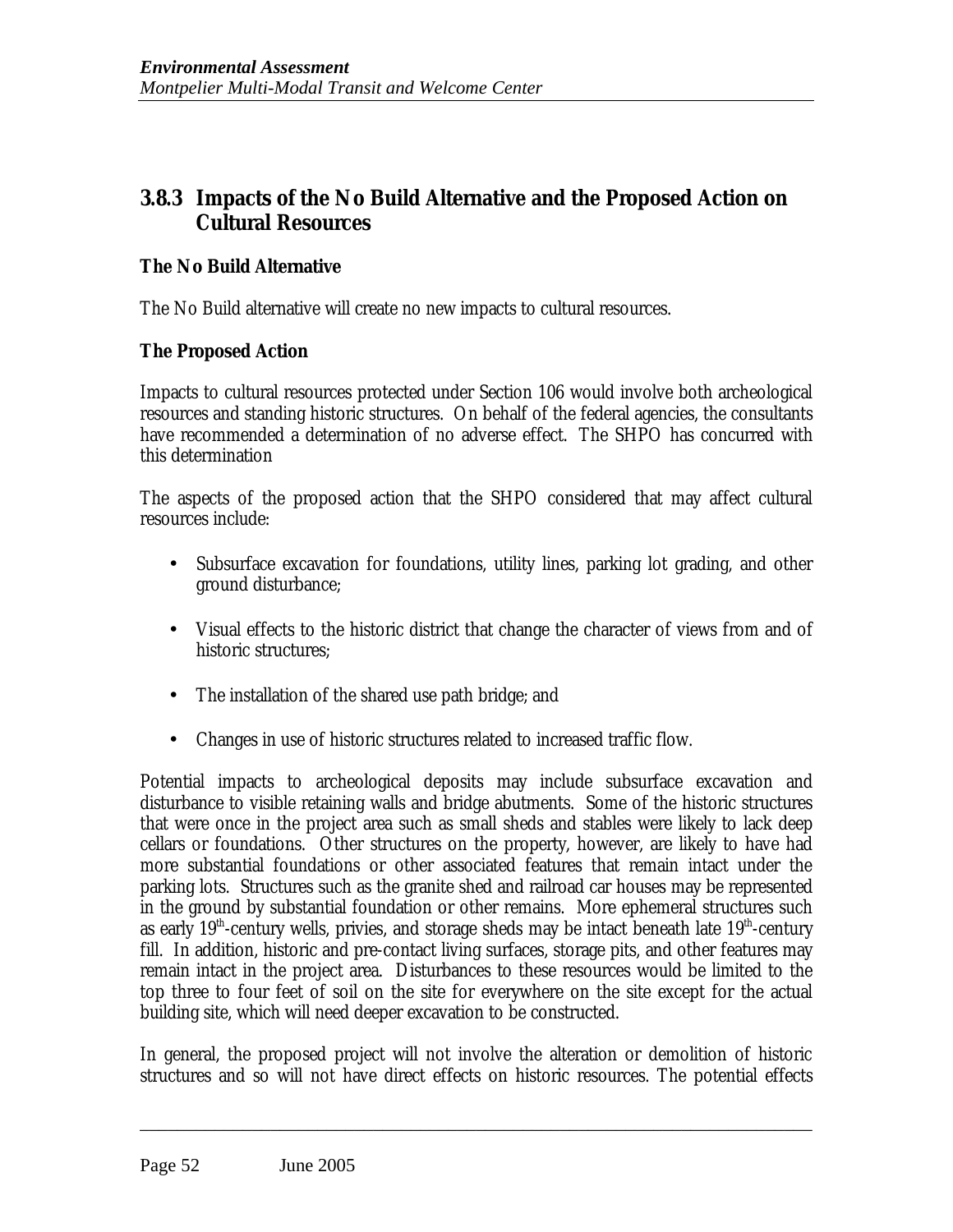### 3.8.3 Impacts of the No Build Alternative and the Proposed Action on Cultural Resources

**The No Build Alternative**

The No Build alternative will create no new impacts to cultural resources.

**The Proposed Action**

Impacts to cultural resources protected under Section 106 would involve both archeological resources and standing historic structures. On behalf of the federal agencies, the consultants have recommended a determination of no adverse effect. The SHPO has concurred with this determination

The aspects of the proposed action that the SHPO considered that may affect cultural resources include:

- Subsurface excavation for foundations, utility lines, parking lot grading, and other ground disturbance;
- Visual effects to the historic district that change the character of views from and of historic structures;
- The installation of the shared use path bridge; and
- Changes in use of historic structures related to increased traffic flow.

Potential impacts to archeological deposits may include subsurface excavation and disturbance to visible retaining walls and bridge abutments. Some of the historic structures that were once in the project area such as small sheds and stables were likely to lack deep cellars or foundations. Other structures on the property, however, are likely to have had more substantial foundations or other associated features that remain intact under the parking lots. Structures such as the granite shed and railroad car houses may be represented in the ground by substantial foundation or other remains. More ephemeral structures such as early 19th-century wells, privies, and storage sheds may be intact beneath late 19th-century fill. In addition, historic and pre-contact living surfaces, storage pits, and other features may remain intact in the project area. Disturbances to these resources would be limited to the top three to four feet of soil on the site for everywhere on the site except for the actual building site, which will need deeper excavation to be constructed.

In general, the proposed project will not involve the alteration or demolition of historic structures and so will not have direct effects on historic resources. The potential effects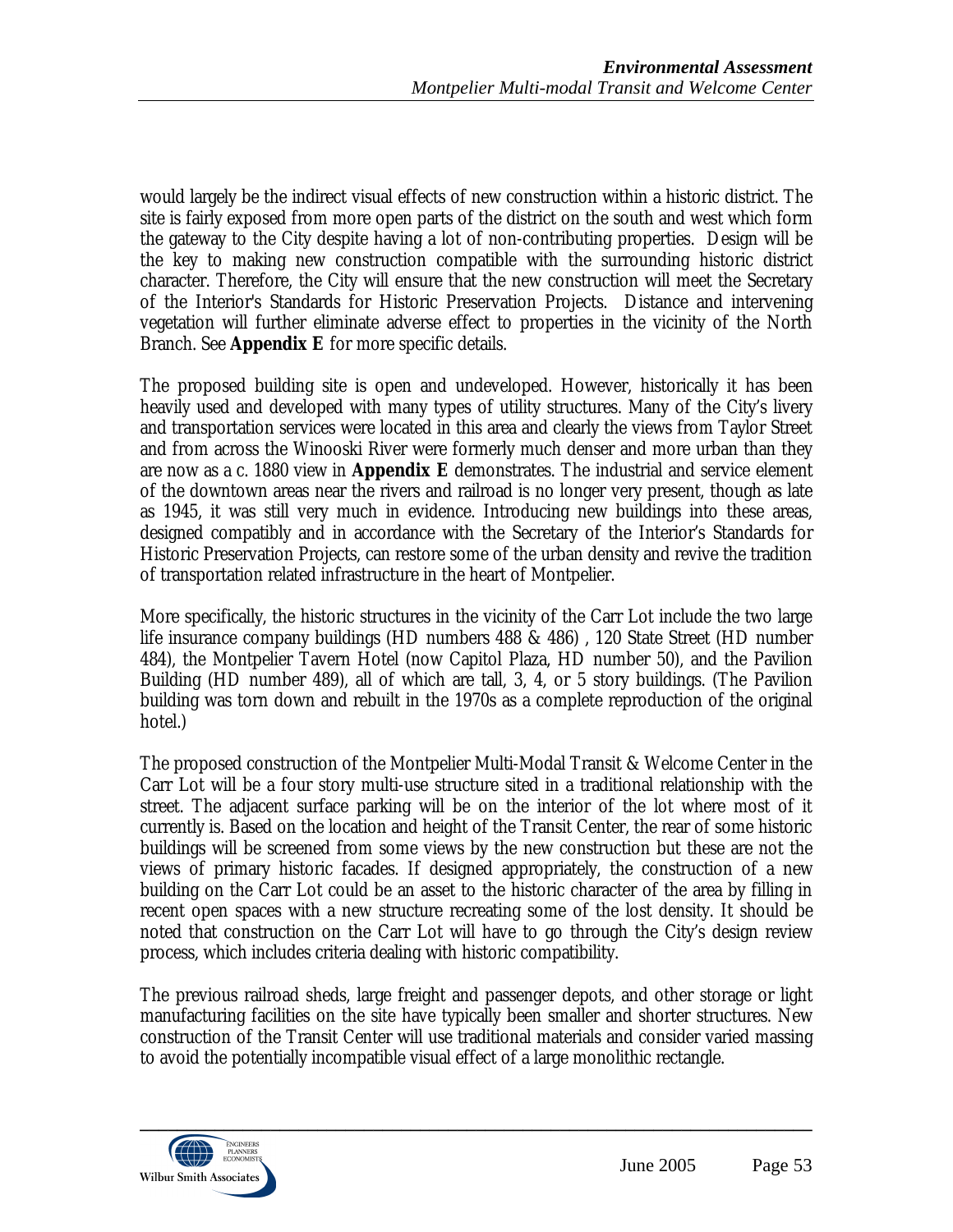would largely be the indirect visual effects of new construction within a historic district. The site is fairly exposed from more open parts of the district on the south and west which form the gateway to the City despite having a lot of non-contributing properties. Design will be the key to making new construction compatible with the surrounding historic district character. Therefore, the City will ensure that the new construction will meet the Secretary of the Interior's Standards for Historic Preservation Projects. Distance and intervening vegetation will further eliminate adverse effect to properties in the vicinity of the North Branch. See **Appendix E** for more specific details.

The proposed building site is open and undeveloped. However, historically it has been heavily used and developed with many types of utility structures. Many of the City's livery and transportation services were located in this area and clearly the views from Taylor Street and from across the Winooski River were formerly much denser and more urban than they are now as a c. 1880 view in **Appendix E** demonstrates. The industrial and service element of the downtown areas near the rivers and railroad is no longer very present, though as late as 1945, it was still very much in evidence. Introducing new buildings into these areas, designed compatibly and in accordance with the Secretary of the Interior's Standards for Historic Preservation Projects, can restore some of the urban density and revive the tradition of transportation related infrastructure in the heart of Montpelier.

More specifically, the historic structures in the vicinity of the Carr Lot include the two large life insurance company buildings (HD numbers 488 & 486) , 120 State Street (HD number 484), the Montpelier Tavern Hotel (now Capitol Plaza, HD number 50), and the Pavilion Building (HD number 489), all of which are tall, 3, 4, or 5 story buildings. (The Pavilion building was torn down and rebuilt in the 1970s as a complete reproduction of the original hotel.)

The proposed construction of the Montpelier Multi-Modal Transit & Welcome Center in the Carr Lot will be a four story multi-use structure sited in a traditional relationship with the street. The adjacent surface parking will be on the interior of the lot where most of it currently is. Based on the location and height of the Transit Center, the rear of some historic buildings will be screened from some views by the new construction but these are not the views of primary historic facades. If designed appropriately, the construction of a new building on the Carr Lot could be an asset to the historic character of the area by filling in recent open spaces with a new structure recreating some of the lost density. It should be noted that construction on the Carr Lot will have to go through the City's design review process, which includes criteria dealing with historic compatibility.

The previous railroad sheds, large freight and passenger depots, and other storage or light manufacturing facilities on the site have typically been smaller and shorter structures. New construction of the Transit Center will use traditional materials and consider varied massing to avoid the potentially incompatible visual effect of a large monolithic rectangle.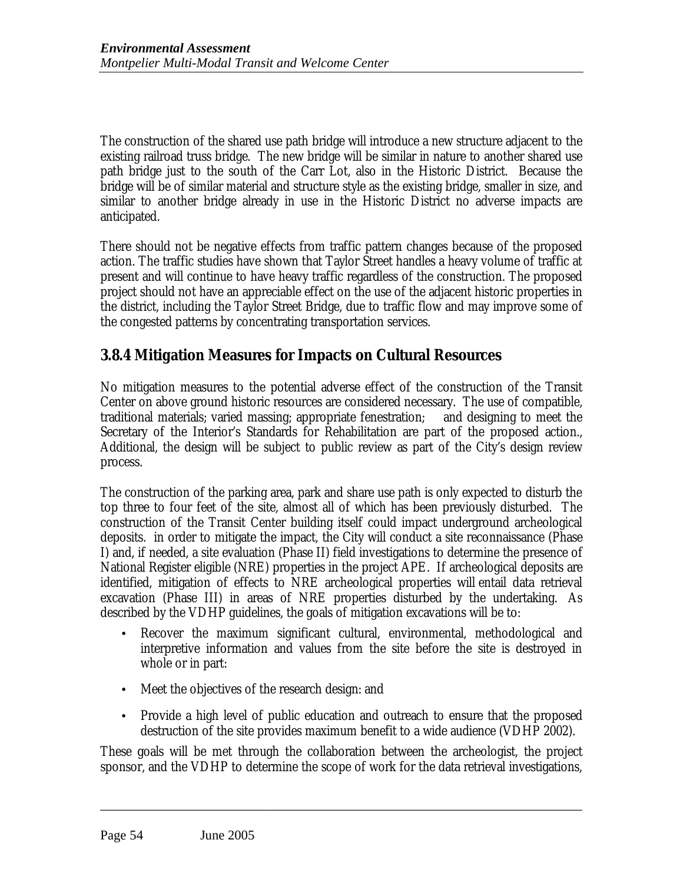The construction of the shared use path bridge will introduce a new structure adjacent to the existing railroad truss bridge. The new bridge will be similar in nature to another shared use path bridge just to the south of the Carr Lot, also in the Historic District. Because the bridge will be of similar material and structure style as the existing bridge, smaller in size, and similar to another bridge already in use in the Historic District no adverse impacts are anticipated.

There should not be negative effects from traffic pattern changes because of the proposed action. The traffic studies have shown that Taylor Street handles a heavy volume of traffic at present and will continue to have heavy traffic regardless of the construction. The proposed project should not have an appreciable effect on the use of the adjacent historic properties in the district, including the Taylor Street Bridge, due to traffic flow and may improve some of the congested patterns by concentrating transportation services.

### 3.8.4 Mitigation Measures for Impacts on Cultural Resources

No mitigation measures to the potential adverse effect of the construction of the Transit Center on above ground historic resources are considered necessary. The use of compatible, traditional materials; varied massing; appropriate fenestration; and designing to meet the Secretary of the Interior's Standards for Rehabilitation are part of the proposed action., Additional, the design will be subject to public review as part of the City's design review process.

The construction of the parking area, park and share use path is only expected to disturb the top three to four feet of the site, almost all of which has been previously disturbed. The construction of the Transit Center building itself could impact underground archeological deposits. in order to mitigate the impact, the City will conduct a site reconnaissance (Phase I) and, if needed, a site evaluation (Phase II) field investigations to determine the presence of National Register eligible (NRE) properties in the project APE. If archeological deposits are identified, mitigation of effects to NRE archeological properties will entail data retrieval excavation (Phase III) in areas of NRE properties disturbed by the undertaking. As described by the VDHP guidelines, the goals of mitigation excavations will be to:

- Recover the maximum significant cultural, environmental, methodological and interpretive information and values from the site before the site is destroyed in whole or in part:
- Meet the objectives of the research design: and
- Provide a high level of public education and outreach to ensure that the proposed destruction of the site provides maximum benefit to a wide audience (VDHP 2002).

These goals will be met through the collaboration between the archeologist, the project sponsor, and the VDHP to determine the scope of work for the data retrieval investigations,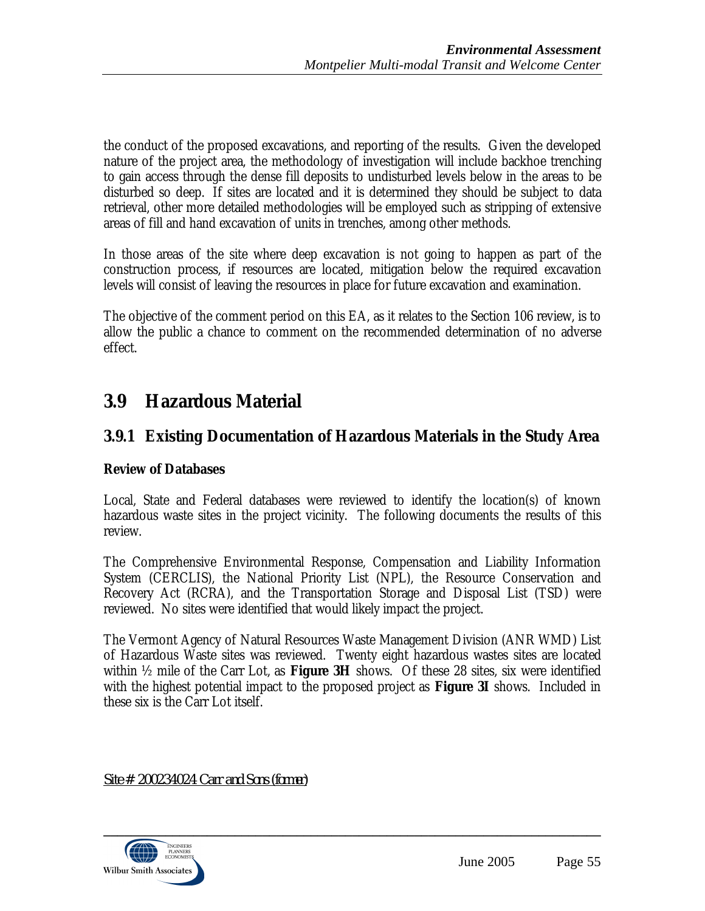the conduct of the proposed excavations, and reporting of the results. Given the developed nature of the project area, the methodology of investigation will include backhoe trenching to gain access through the dense fill deposits to undisturbed levels below in the areas to be disturbed so deep. If sites are located and it is determined they should be subject to data retrieval, other more detailed methodologies will be employed such as stripping of extensive areas of fill and hand excavation of units in trenches, among other methods.

In those areas of the site where deep excavation is not going to happen as part of the construction process, if resources are located, mitigation below the required excavation levels will consist of leaving the resources in place for future excavation and examination.

The objective of the comment period on this EA, as it relates to the Section 106 review, is to allow the public a chance to comment on the recommended determination of no adverse effect.

# 3.9 Hazardous Material

## 3.9.1 Existing Documentation of Hazardous Materials in the Study Area

**Review of Databases**

Local, State and Federal databases were reviewed to identify the location(s) of known hazardous waste sites in the project vicinity. The following documents the results of this review.

The Comprehensive Environmental Response, Compensation and Liability Information System (CERCLIS), the National Priority List (NPL), the Resource Conservation and Recovery Act (RCRA), and the Transportation Storage and Disposal List (TSD) were reviewed. No sites were identified that would likely impact the project.

The Vermont Agency of Natural Resources Waste Management Division (ANR WMD) List of Hazardous Waste sites was reviewed. Twenty eight hazardous wastes sites are located within ½ mile of the Carr Lot, as **Figure 3H** shows. Of these 28 sites, six were identified with the highest potential impact to the proposed project as **Figure 3I** shows. Included in these six is the Carr Lot itself.

<u>Site # 200234024 Carr and Sons (former)</u>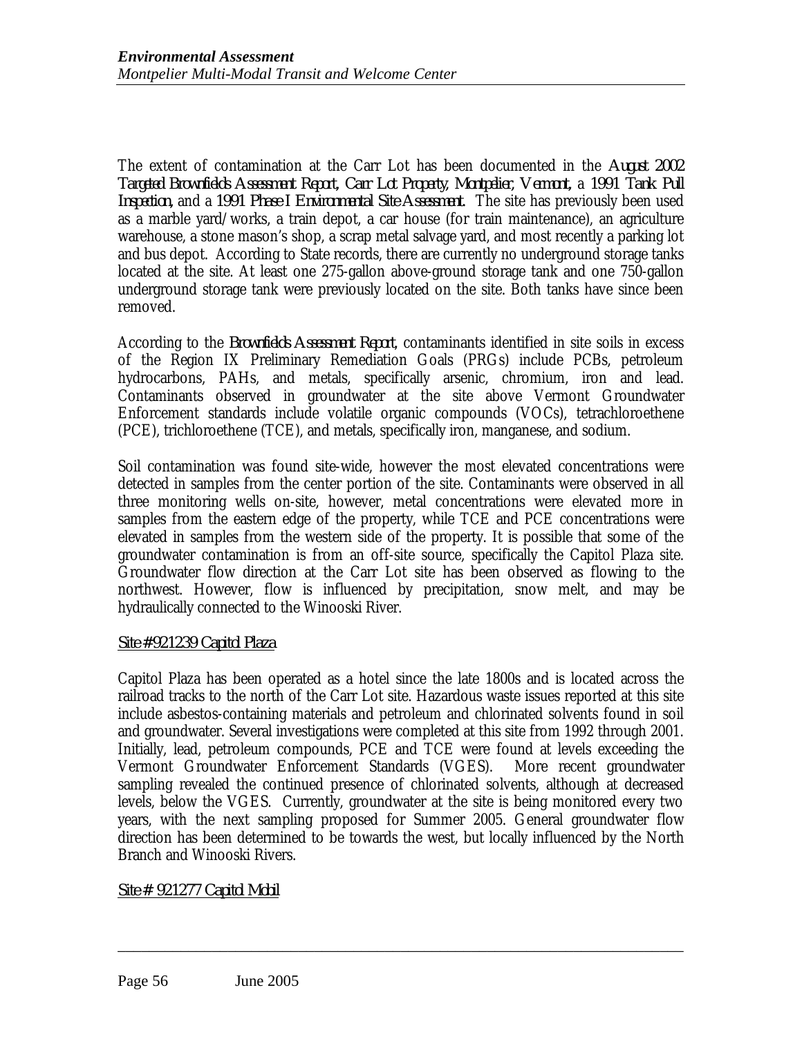The extent of contamination at the Carr Lot has been documented in the *August 2002 Targeted Brownfields Assessment Report, Carr Lot Property, Montpelier, Vermont*, a *1991 Tank Pull Inspection*, and a *1991 Phase I Environmental Site Assessment*. The site has previously been used as a marble yard/works, a train depot, a car house (for train maintenance), an agriculture warehouse, a stone mason's shop, a scrap metal salvage yard, and most recently a parking lot and bus depot. According to State records, there are currently no underground storage tanks located at the site. At least one 275-gallon above-ground storage tank and one 750-gallon underground storage tank were previously located on the site. Both tanks have since been removed.

According to the *Brownfields Assessment Report*, contaminants identified in site soils in excess of the Region IX Preliminary Remediation Goals (PRGs) include PCBs, petroleum hydrocarbons, PAHs, and metals, specifically arsenic, chromium, iron and lead. Contaminants observed in groundwater at the site above Vermont Groundwater Enforcement standards include volatile organic compounds (VOCs), tetrachloroethene (PCE), trichloroethene (TCE), and metals, specifically iron, manganese, and sodium.

Soil contamination was found site-wide, however the most elevated concentrations were detected in samples from the center portion of the site. Contaminants were observed in all three monitoring wells on-site, however, metal concentrations were elevated more in samples from the eastern edge of the property, while TCE and PCE concentrations were elevated in samples from the western side of the property. It is possible that some of the groundwater contamination is from an off-site source, specifically the Capitol Plaza site. Groundwater flow direction at the Carr Lot site has been observed as flowing to the northwest. However, flow is influenced by precipitation, snow melt, and may be hydraulically connected to the Winooski River.

<u>*Site # 921239 Capitol Plaza*</u>

Capitol Plaza has been operated as a hotel since the late 1800s and is located across the railroad tracks to the north of the Carr Lot site. Hazardous waste issues reported at this site include asbestos-containing materials and petroleum and chlorinated solvents found in soil and groundwater. Several investigations were completed at this site from 1992 through 2001. Initially, lead, petroleum compounds, PCE and TCE were found at levels exceeding the Vermont Groundwater Enforcement Standards (VGES). More recent groundwater sampling revealed the continued presence of chlorinated solvents, although at decreased levels, below the VGES. Currently, groundwater at the site is being monitored every two years, with the next sampling proposed for Summer 2005. General groundwater flow direction has been determined to be towards the west, but locally influenced by the North Branch and Winooski Rivers.

<u>*Site # 921277 Capitol Mobil*</u>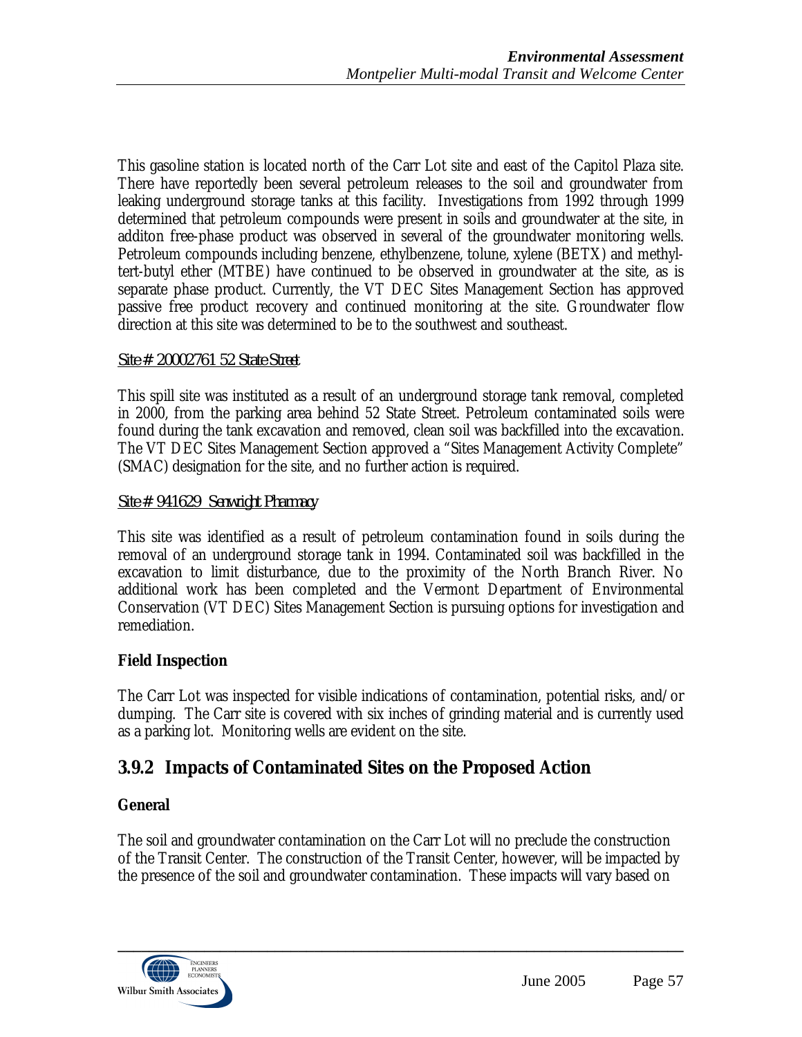This gasoline station is located north of the Carr Lot site and east of the Capitol Plaza site. There have reportedly been several petroleum releases to the soil and groundwater from leaking underground storage tanks at this facility. Investigations from 1992 through 1999 determined that petroleum compounds were present in soils and groundwater at the site, in additon free-phase product was observed in several of the groundwater monitoring wells. Petroleum compounds including benzene, ethylbenzene, tolune, xylene (BETX) and methyl-tert-butyl ether (MTBE) have continued to be observed in groundwater at the site, as is separate phase product. Currently, the VT DEC Sites Management Section has approved passive free product recovery and continued monitoring at the site. Groundwater flow direction at this site was determined to be to the southwest and southeast.

*Site # 20002761 52 State Street*

This spill site was instituted as a result of an underground storage tank removal, completed in 2000, from the parking area behind 52 State Street. Petroleum contaminated soils were found during the tank excavation and removed, clean soil was backfilled into the excavation. The VT DEC Sites Management Section approved a "Sites Management Activity Complete" (SMAC) designation for the site, and no further action is required.

*Site # 941629 Senwright Pharmacy*

This site was identified as a result of petroleum contamination found in soils during the removal of an underground storage tank in 1994. Contaminated soil was backfilled in the excavation to limit disturbance, due to the proximity of the North Branch River. No additional work has been completed and the Vermont Department of Environmental Conservation (VT DEC) Sites Management Section is pursuing options for investigation and remediation.

**Field Inspection**

The Carr Lot was inspected for visible indications of contamination, potential risks, and/or dumping. The Carr site is covered with six inches of grinding material and is currently used as a parking lot. Monitoring wells are evident on the site.

## 3.9.2 Impacts of Contaminated Sites on the Proposed Action

**General**

The soil and groundwater contamination on the Carr Lot will no preclude the construction of the Transit Center. The construction of the Transit Center, however, will be impacted by the presence of the soil and groundwater contamination. These impacts will vary based on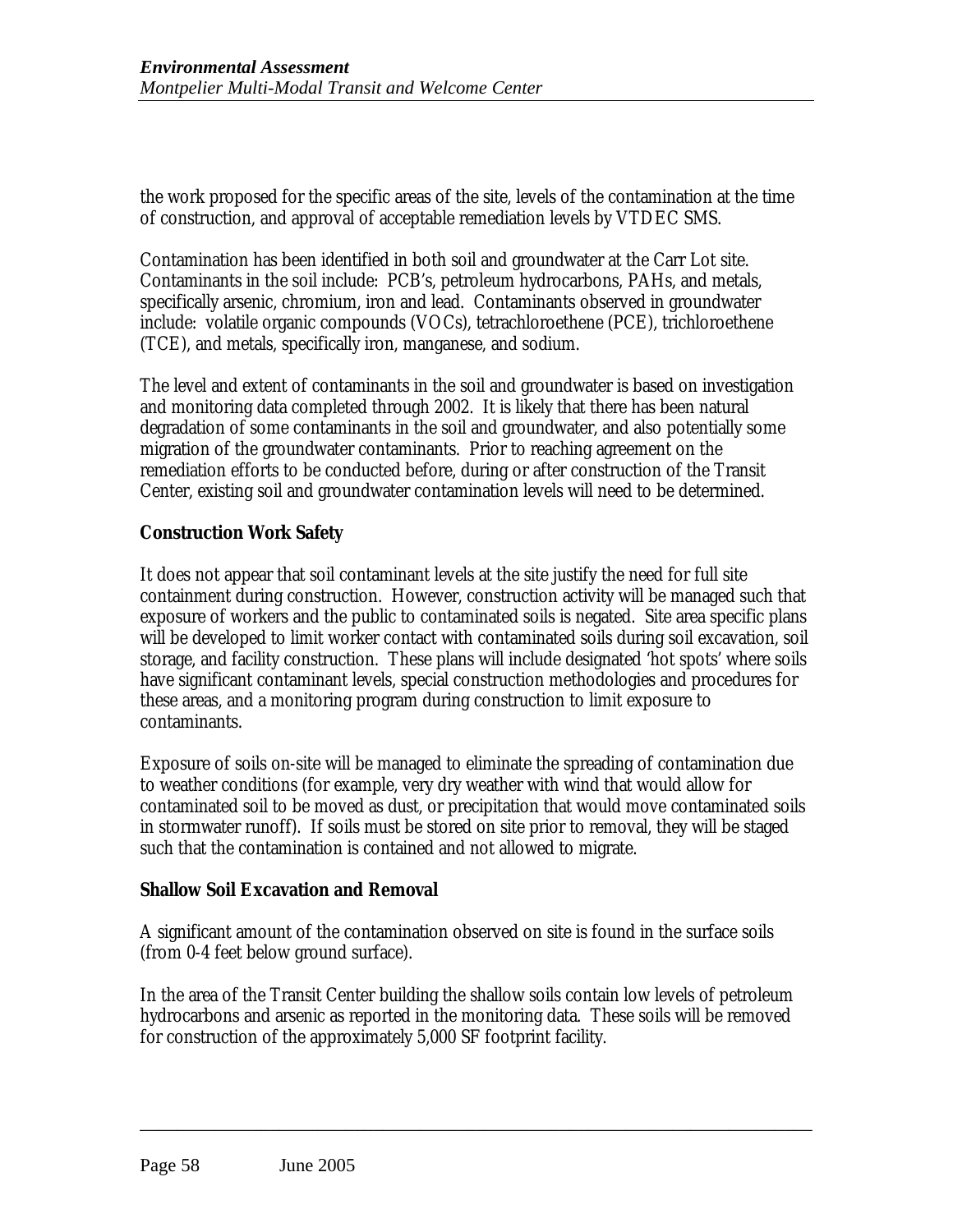the work proposed for the specific areas of the site, levels of the contamination at the time of construction, and approval of acceptable remediation levels by VTDEC SMS.

Contamination has been identified in both soil and groundwater at the Carr Lot site. Contaminants in the soil include: PCB's, petroleum hydrocarbons, PAHs, and metals, specifically arsenic, chromium, iron and lead. Contaminants observed in groundwater include: volatile organic compounds (VOCs), tetrachloroethene (PCE), trichloroethene (TCE), and metals, specifically iron, manganese, and sodium.

The level and extent of contaminants in the soil and groundwater is based on investigation and monitoring data completed through 2002. It is likely that there has been natural degradation of some contaminants in the soil and groundwater, and also potentially some migration of the groundwater contaminants. Prior to reaching agreement on the remediation efforts to be conducted before, during or after construction of the Transit Center, existing soil and groundwater contamination levels will need to be determined.

**Construction Work Safety**

It does not appear that soil contaminant levels at the site justify the need for full site containment during construction. However, construction activity will be managed such that exposure of workers and the public to contaminated soils is negated. Site area specific plans will be developed to limit worker contact with contaminated soils during soil excavation, soil storage, and facility construction. These plans will include designated 'hot spots' where soils have significant contaminant levels, special construction methodologies and procedures for these areas, and a monitoring program during construction to limit exposure to contaminants.

Exposure of soils on-site will be managed to eliminate the spreading of contamination due to weather conditions (for example, very dry weather with wind that would allow for contaminated soil to be moved as dust, or precipitation that would move contaminated soils in stormwater runoff). If soils must be stored on site prior to removal, they will be staged such that the contamination is contained and not allowed to migrate.

**Shallow Soil Excavation and Removal**

A significant amount of the contamination observed on site is found in the surface soils (from 0-4 feet below ground surface).

In the area of the Transit Center building the shallow soils contain low levels of petroleum hydrocarbons and arsenic as reported in the monitoring data. These soils will be removed for construction of the approximately 5,000 SF footprint facility.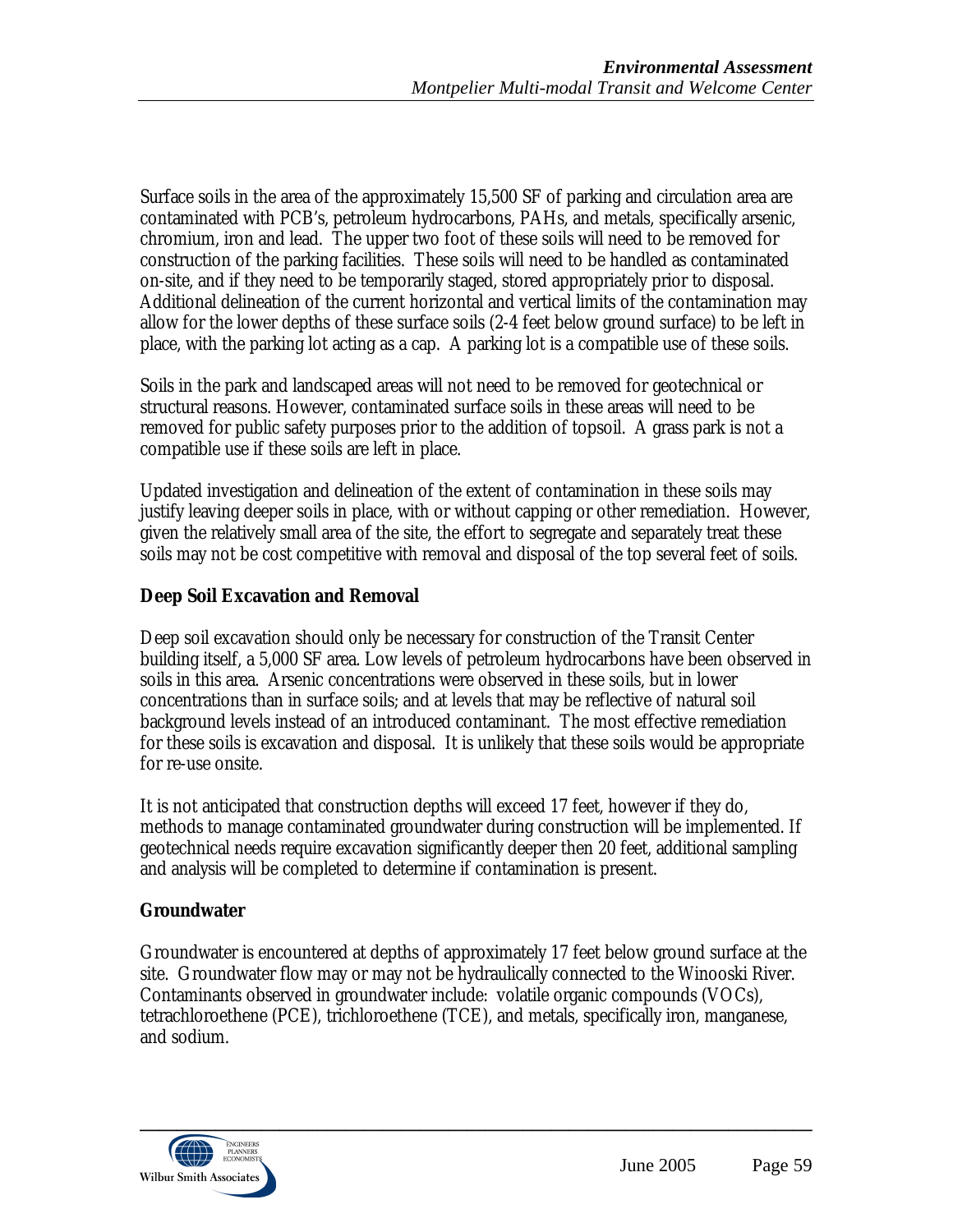Surface soils in the area of the approximately 15,500 SF of parking and circulation area are contaminated with PCB's, petroleum hydrocarbons, PAHs, and metals, specifically arsenic, chromium, iron and lead. The upper two foot of these soils will need to be removed for construction of the parking facilities. These soils will need to be handled as contaminated on-site, and if they need to be temporarily staged, stored appropriately prior to disposal. Additional delineation of the current horizontal and vertical limits of the contamination may allow for the lower depths of these surface soils (2-4 feet below ground surface) to be left in place, with the parking lot acting as a cap. A parking lot is a compatible use of these soils.

Soils in the park and landscaped areas will not need to be removed for geotechnical or structural reasons. However, contaminated surface soils in these areas will need to be removed for public safety purposes prior to the addition of topsoil. A grass park is not a compatible use if these soils are left in place.

Updated investigation and delineation of the extent of contamination in these soils may justify leaving deeper soils in place, with or without capping or other remediation. However, given the relatively small area of the site, the effort to segregate and separately treat these soils may not be cost competitive with removal and disposal of the top several feet of soils.

**Deep Soil Excavation and Removal**

Deep soil excavation should only be necessary for construction of the Transit Center building itself, a 5,000 SF area. Low levels of petroleum hydrocarbons have been observed in soils in this area. Arsenic concentrations were observed in these soils, but in lower concentrations than in surface soils; and at levels that may be reflective of natural soil background levels instead of an introduced contaminant. The most effective remediation for these soils is excavation and disposal. It is unlikely that these soils would be appropriate for re-use onsite.

It is not anticipated that construction depths will exceed 17 feet, however if they do, methods to manage contaminated groundwater during construction will be implemented. If geotechnical needs require excavation significantly deeper then 20 feet, additional sampling and analysis will be completed to determine if contamination is present.

**Groundwater**

Groundwater is encountered at depths of approximately 17 feet below ground surface at the site. Groundwater flow may or may not be hydraulically connected to the Winooski River. Contaminants observed in groundwater include: volatile organic compounds (VOCs), tetrachloroethene (PCE), trichloroethene (TCE), and metals, specifically iron, manganese, and sodium.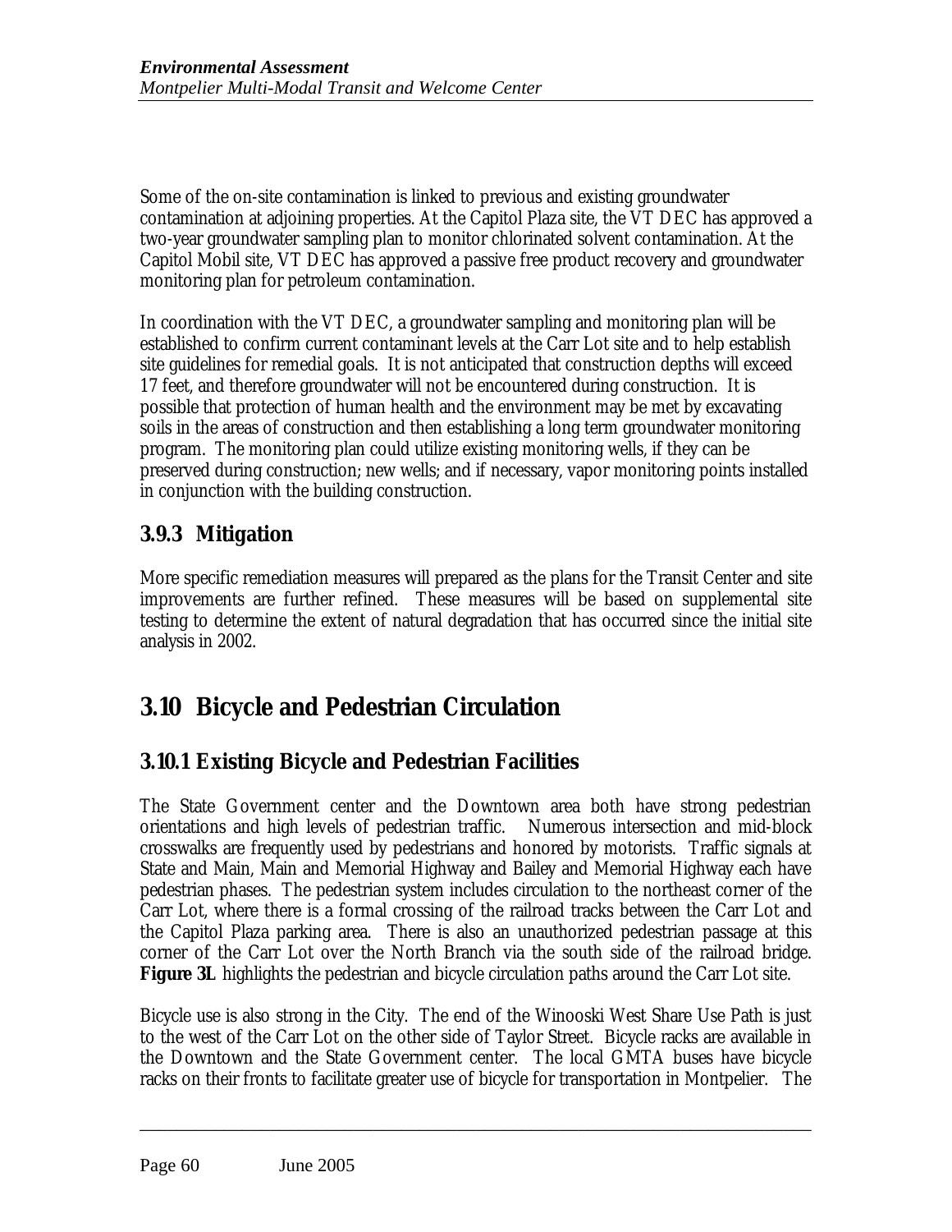Some of the on-site contamination is linked to previous and existing groundwater contamination at adjoining properties. At the Capitol Plaza site, the VT DEC has approved a two-year groundwater sampling plan to monitor chlorinated solvent contamination. At the Capitol Mobil site, VT DEC has approved a passive free product recovery and groundwater monitoring plan for petroleum contamination.

In coordination with the VT DEC, a groundwater sampling and monitoring plan will be established to confirm current contaminant levels at the Carr Lot site and to help establish site guidelines for remedial goals. It is not anticipated that construction depths will exceed 17 feet, and therefore groundwater will not be encountered during construction. It is possible that protection of human health and the environment may be met by excavating soils in the areas of construction and then establishing a long term groundwater monitoring program. The monitoring plan could utilize existing monitoring wells, if they can be preserved during construction; new wells; and if necessary, vapor monitoring points installed in conjunction with the building construction.

### 3.9.3 Mitigation

More specific remediation measures will prepared as the plans for the Transit Center and site improvements are further refined. These measures will be based on supplemental site testing to determine the extent of natural degradation that has occurred since the initial site analysis in 2002.

## 3.10 Bicycle and Pedestrian Circulation

### 3.10.1 Existing Bicycle and Pedestrian Facilities

The State Government center and the Downtown area both have strong pedestrian orientations and high levels of pedestrian traffic. Numerous intersection and mid-block crosswalks are frequently used by pedestrians and honored by motorists. Traffic signals at State and Main, Main and Memorial Highway and Bailey and Memorial Highway each have pedestrian phases. The pedestrian system includes circulation to the northeast corner of the Carr Lot, where there is a formal crossing of the railroad tracks between the Carr Lot and the Capitol Plaza parking area. There is also an unauthorized pedestrian passage at this corner of the Carr Lot over the North Branch via the south side of the railroad bridge. **Figure 3L** highlights the pedestrian and bicycle circulation paths around the Carr Lot site.

Bicycle use is also strong in the City. The end of the Winooski West Share Use Path is just to the west of the Carr Lot on the other side of Taylor Street. Bicycle racks are available in the Downtown and the State Government center. The local GMTA buses have bicycle racks on their fronts to facilitate greater use of bicycle for transportation in Montpelier. The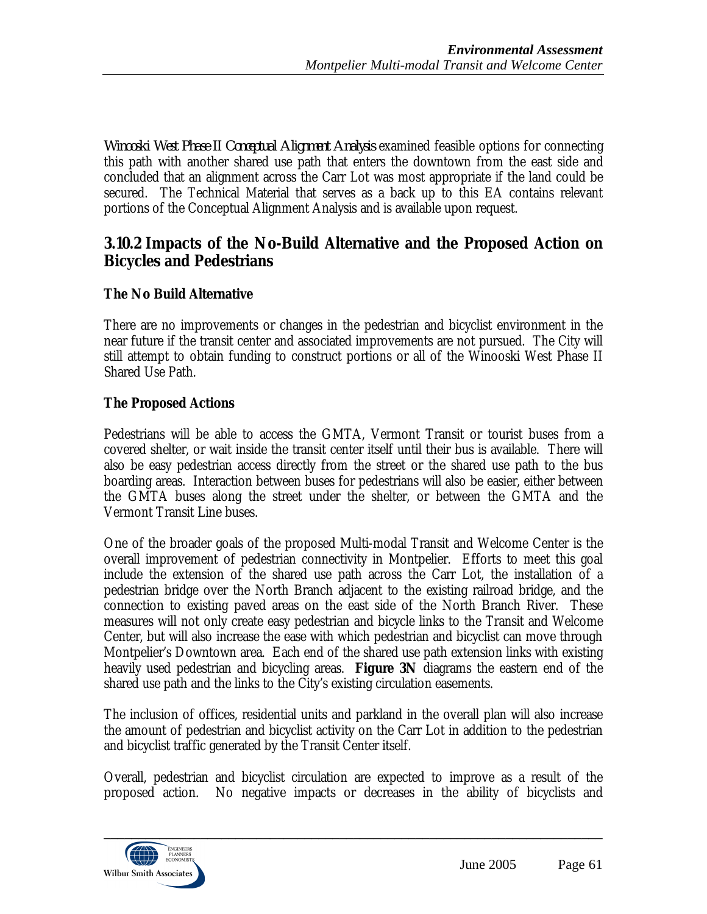*Winooski West Phase II Conceptual Alignment Analysis* examined feasible options for connecting this path with another shared use path that enters the downtown from the east side and concluded that an alignment across the Carr Lot was most appropriate if the land could be secured. The Technical Material that serves as a back up to this EA contains relevant portions of the Conceptual Alignment Analysis and is available upon request.

## 3.10.2 Impacts of the No-Build Alternative and the Proposed Action on Bicycles and Pedestrians

**The No Build Alternative**

There are no improvements or changes in the pedestrian and bicyclist environment in the near future if the transit center and associated improvements are not pursued. The City will still attempt to obtain funding to construct portions or all of the Winooski West Phase II Shared Use Path.

**The Proposed Actions**

Pedestrians will be able to access the GMTA, Vermont Transit or tourist buses from a covered shelter, or wait inside the transit center itself until their bus is available. There will also be easy pedestrian access directly from the street or the shared use path to the bus boarding areas. Interaction between buses for pedestrians will also be easier, either between the GMTA buses along the street under the shelter, or between the GMTA and the Vermont Transit Line buses.

One of the broader goals of the proposed Multi-modal Transit and Welcome Center is the overall improvement of pedestrian connectivity in Montpelier. Efforts to meet this goal include the extension of the shared use path across the Carr Lot, the installation of a pedestrian bridge over the North Branch adjacent to the existing railroad bridge, and the connection to existing paved areas on the east side of the North Branch River. These measures will not only create easy pedestrian and bicycle links to the Transit and Welcome Center, but will also increase the ease with which pedestrian and bicyclist can move through Montpelier's Downtown area. Each end of the shared use path extension links with existing heavily used pedestrian and bicycling areas. **Figure 3N** diagrams the eastern end of the shared use path and the links to the City's existing circulation easements.

The inclusion of offices, residential units and parkland in the overall plan will also increase the amount of pedestrian and bicyclist activity on the Carr Lot in addition to the pedestrian and bicyclist traffic generated by the Transit Center itself.

Overall, pedestrian and bicyclist circulation are expected to improve as a result of the proposed action. No negative impacts or decreases in the ability of bicyclists and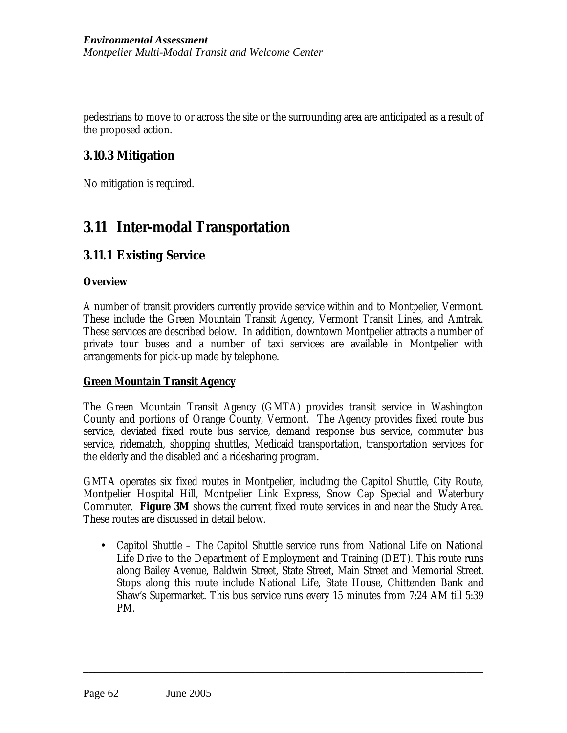pedestrians to move to or across the site or the surrounding area are anticipated as a result of the proposed action.

### 3.10.3 Mitigation

No mitigation is required.

## 3.11 Inter-modal Transportation

### 3.11.1 Existing Service

**Overview**

A number of transit providers currently provide service within and to Montpelier, Vermont. These include the Green Mountain Transit Agency, Vermont Transit Lines, and Amtrak. These services are described below. In addition, downtown Montpelier attracts a number of private tour buses and a number of taxi services are available in Montpelier with arrangements for pick-up made by telephone.

**Green Mountain Transit Agency**

The Green Mountain Transit Agency (GMTA) provides transit service in Washington County and portions of Orange County, Vermont. The Agency provides fixed route bus service, deviated fixed route bus service, demand response bus service, commuter bus service, ridematch, shopping shuttles, Medicaid transportation, transportation services for the elderly and the disabled and a ridesharing program.

GMTA operates six fixed routes in Montpelier, including the Capitol Shuttle, City Route, Montpelier Hospital Hill, Montpelier Link Express, Snow Cap Special and Waterbury Commuter. **Figure 3M** shows the current fixed route services in and near the Study Area. These routes are discussed in detail below.

- Capitol Shuttle – The Capitol Shuttle service runs from National Life on National Life Drive to the Department of Employment and Training (DET). This route runs along Bailey Avenue, Baldwin Street, State Street, Main Street and Memorial Street. Stops along this route include National Life, State House, Chittenden Bank and Shaw's Supermarket. This bus service runs every 15 minutes from 7:24 AM till 5:39 PM.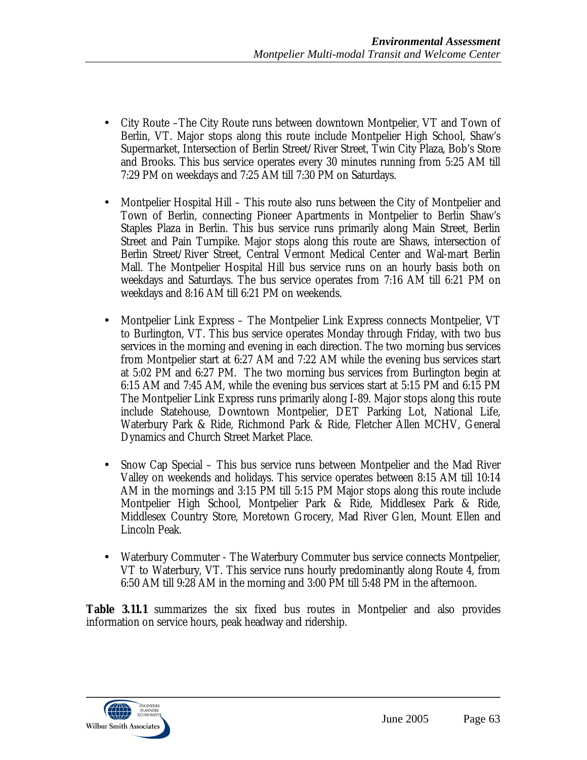- City Route –The City Route runs between downtown Montpelier, VT and Town of Berlin, VT. Major stops along this route include Montpelier High School, Shaw's Supermarket, Intersection of Berlin Street/River Street, Twin City Plaza, Bob's Store and Brooks. This bus service operates every 30 minutes running from 5:25 AM till 7:29 PM on weekdays and 7:25 AM till 7:30 PM on Saturdays.

- Montpelier Hospital Hill – This route also runs between the City of Montpelier and Town of Berlin, connecting Pioneer Apartments in Montpelier to Berlin Shaw's Staples Plaza in Berlin. This bus service runs primarily along Main Street, Berlin Street and Pain Turnpike. Major stops along this route are Shaws, intersection of Berlin Street/River Street, Central Vermont Medical Center and Wal-mart Berlin Mall. The Montpelier Hospital Hill bus service runs on an hourly basis both on weekdays and Saturdays. The bus service operates from 7:16 AM till 6:21 PM on weekdays and 8:16 AM till 6:21 PM on weekends.

- Montpelier Link Express – The Montpelier Link Express connects Montpelier, VT to Burlington, VT. This bus service operates Monday through Friday, with two bus services in the morning and evening in each direction. The two morning bus services from Montpelier start at 6:27 AM and 7:22 AM while the evening bus services start at 5:02 PM and 6:27 PM. The two morning bus services from Burlington begin at 6:15 AM and 7:45 AM, while the evening bus services start at 5:15 PM and 6:15 PM The Montpelier Link Express runs primarily along I-89. Major stops along this route include Statehouse, Downtown Montpelier, DET Parking Lot, National Life, Waterbury Park & Ride, Richmond Park & Ride, Fletcher Allen MCHV, General Dynamics and Church Street Market Place.

- Snow Cap Special – This bus service runs between Montpelier and the Mad River Valley on weekends and holidays. This service operates between 8:15 AM till 10:14 AM in the mornings and 3:15 PM till 5:15 PM Major stops along this route include Montpelier High School, Montpelier Park & Ride, Middlesex Park & Ride, Middlesex Country Store, Moretown Grocery, Mad River Glen, Mount Ellen and Lincoln Peak.

- Waterbury Commuter - The Waterbury Commuter bus service connects Montpelier, VT to Waterbury, VT. This service runs hourly predominantly along Route 4, from 6:50 AM till 9:28 AM in the morning and 3:00 PM till 5:48 PM in the afternoon.

**Table 3.11.1** summarizes the six fixed bus routes in Montpelier and also provides information on service hours, peak headway and ridership.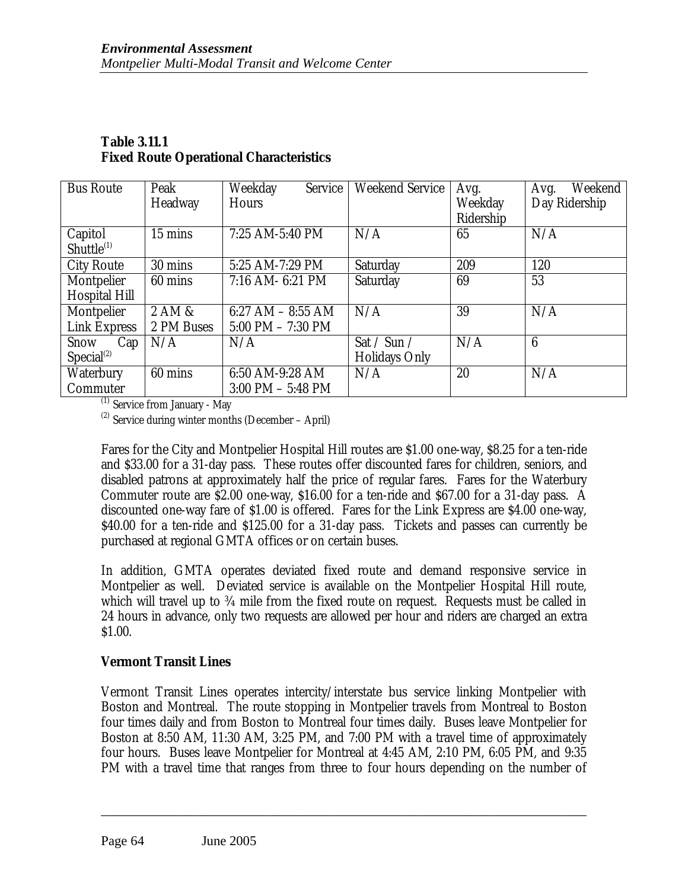**Table 3.11.1**
**Fixed Route Operational Characteristics**

| Bus Route | Peak Headway | Weekday Service Hours | Weekend Service | Avg. Weekday Ridership | Avg. Weekend Day Ridership |
|---|---|---|---|---|---|
| Capitol Shuttle[(1)] | 15 mins | 7:25 AM-5:40 PM | N/A | 65 | N/A |
| City Route | 30 mins | 5:25 AM-7:29 PM | Saturday | 209 | 120 |
| Montpelier Hospital Hill | 60 mins | 7:16 AM- 6:21 PM | Saturday | 69 | 53 |
| Montpelier Link Express | 2 AM & 2 PM Buses | 6:27 AM – 8:55 AM 5:00 PM – 7:30 PM | N/A | 39 | N/A |
| Snow Cap Special[(2)] | N/A | N/A | Sat / Sun / Holidays Only | N/A | 6 |
| Waterbury Commuter | 60 mins | 6:50 AM-9:28 AM 3:00 PM – 5:48 PM | N/A | 20 | N/A |

[(1)] Service from January - May

[(2)] Service during winter months (December – April)

Fares for the City and Montpelier Hospital Hill routes are $1.00 one-way, $8.25 for a ten-ride and $33.00 for a 31-day pass. These routes offer discounted fares for children, seniors, and disabled patrons at approximately half the price of regular fares. Fares for the Waterbury Commuter route are $2.00 one-way, $16.00 for a ten-ride and $67.00 for a 31-day pass. A discounted one-way fare of $1.00 is offered. Fares for the Link Express are $4.00 one-way, $40.00 for a ten-ride and $125.00 for a 31-day pass. Tickets and passes can currently be purchased at regional GMTA offices or on certain buses.

In addition, GMTA operates deviated fixed route and demand responsive service in Montpelier as well. Deviated service is available on the Montpelier Hospital Hill route, which will travel up to ¾ mile from the fixed route on request. Requests must be called in 24 hours in advance, only two requests are allowed per hour and riders are charged an extra $1.00.

**Vermont Transit Lines**

Vermont Transit Lines operates intercity/interstate bus service linking Montpelier with Boston and Montreal. The route stopping in Montpelier travels from Montreal to Boston four times daily and from Boston to Montreal four times daily. Buses leave Montpelier for Boston at 8:50 AM, 11:30 AM, 3:25 PM, and 7:00 PM with a travel time of approximately four hours. Buses leave Montpelier for Montreal at 4:45 AM, 2:10 PM, 6:05 PM, and 9:35 PM with a travel time that ranges from three to four hours depending on the number of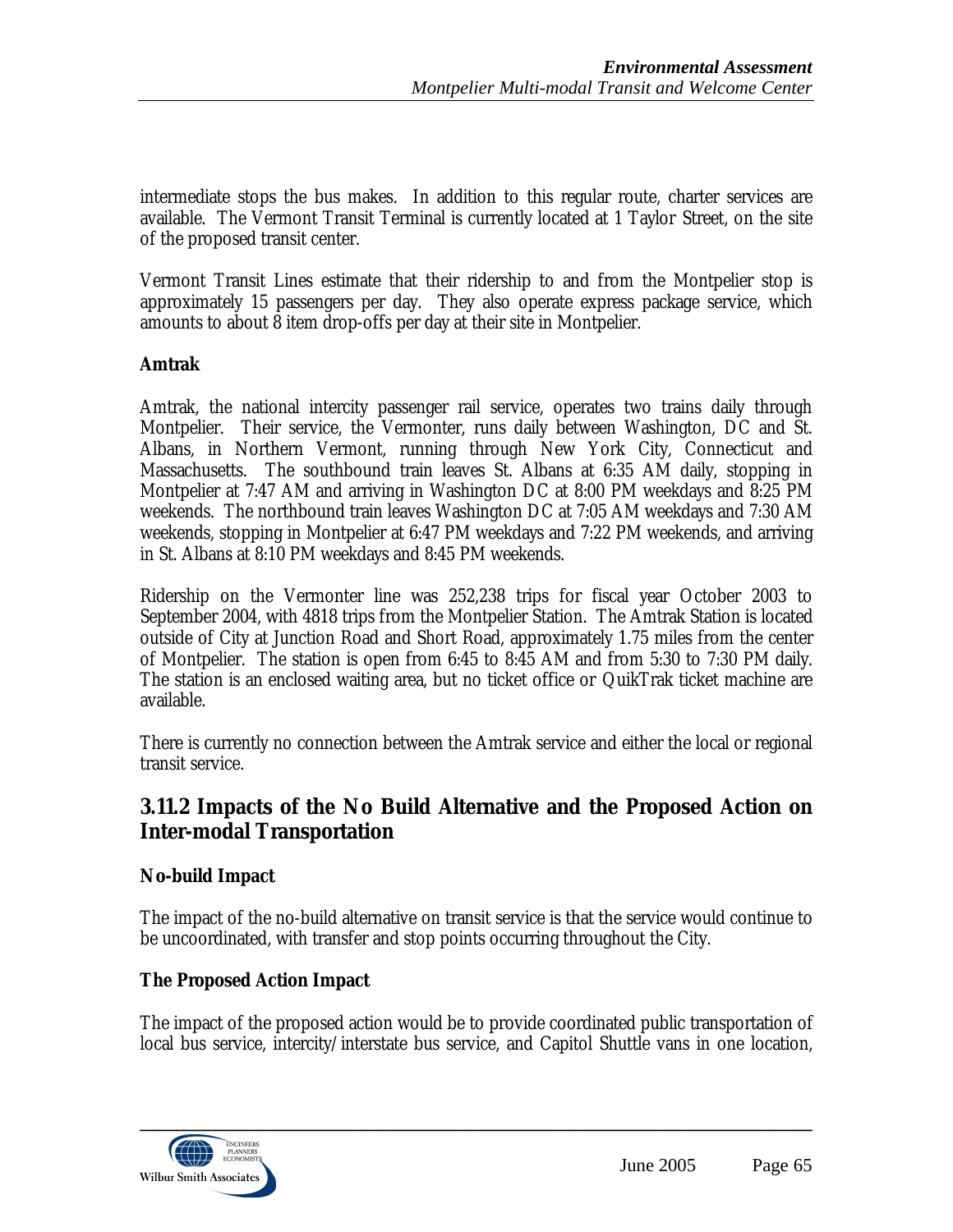intermediate stops the bus makes. In addition to this regular route, charter services are available. The Vermont Transit Terminal is currently located at 1 Taylor Street, on the site of the proposed transit center.

Vermont Transit Lines estimate that their ridership to and from the Montpelier stop is approximately 15 passengers per day. They also operate express package service, which amounts to about 8 item drop-offs per day at their site in Montpelier.

**Amtrak**

Amtrak, the national intercity passenger rail service, operates two trains daily through Montpelier. Their service, the Vermonter, runs daily between Washington, DC and St. Albans, in Northern Vermont, running through New York City, Connecticut and Massachusetts. The southbound train leaves St. Albans at 6:35 AM daily, stopping in Montpelier at 7:47 AM and arriving in Washington DC at 8:00 PM weekdays and 8:25 PM weekends. The northbound train leaves Washington DC at 7:05 AM weekdays and 7:30 AM weekends, stopping in Montpelier at 6:47 PM weekdays and 7:22 PM weekends, and arriving in St. Albans at 8:10 PM weekdays and 8:45 PM weekends.

Ridership on the Vermonter line was 252,238 trips for fiscal year October 2003 to September 2004, with 4818 trips from the Montpelier Station. The Amtrak Station is located outside of City at Junction Road and Short Road, approximately 1.75 miles from the center of Montpelier. The station is open from 6:45 to 8:45 AM and from 5:30 to 7:30 PM daily. The station is an enclosed waiting area, but no ticket office or QuikTrak ticket machine are available.

There is currently no connection between the Amtrak service and either the local or regional transit service.

## 3.11.2 Impacts of the No Build Alternative and the Proposed Action on Inter-modal Transportation

**No-build Impact**

The impact of the no-build alternative on transit service is that the service would continue to be uncoordinated, with transfer and stop points occurring throughout the City.

**The Proposed Action Impact**

The impact of the proposed action would be to provide coordinated public transportation of local bus service, intercity/interstate bus service, and Capitol Shuttle vans in one location,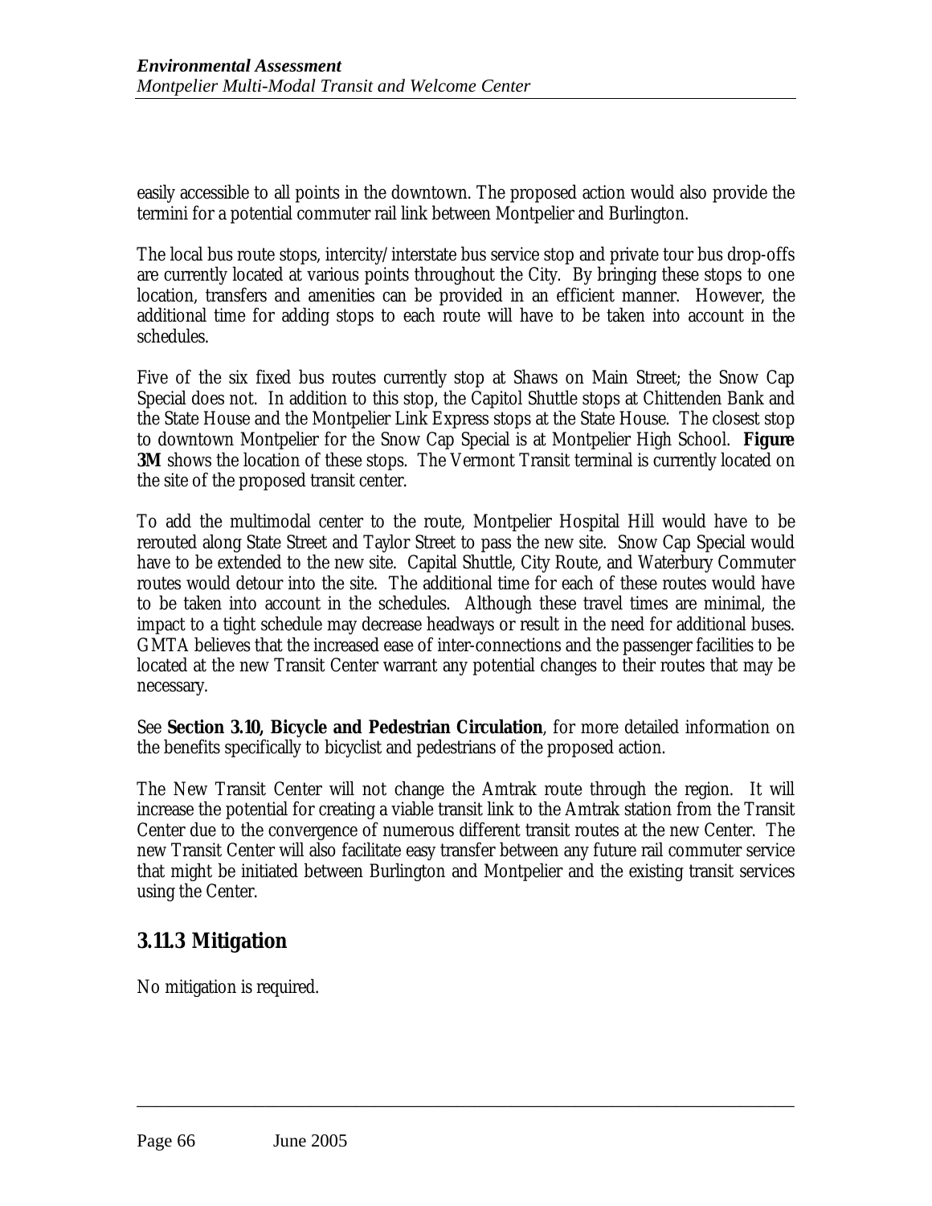easily accessible to all points in the downtown. The proposed action would also provide the termini for a potential commuter rail link between Montpelier and Burlington.

The local bus route stops, intercity/interstate bus service stop and private tour bus drop-offs are currently located at various points throughout the City. By bringing these stops to one location, transfers and amenities can be provided in an efficient manner. However, the additional time for adding stops to each route will have to be taken into account in the schedules.

Five of the six fixed bus routes currently stop at Shaws on Main Street; the Snow Cap Special does not. In addition to this stop, the Capitol Shuttle stops at Chittenden Bank and the State House and the Montpelier Link Express stops at the State House. The closest stop to downtown Montpelier for the Snow Cap Special is at Montpelier High School. **Figure 3M** shows the location of these stops. The Vermont Transit terminal is currently located on the site of the proposed transit center.

To add the multimodal center to the route, Montpelier Hospital Hill would have to be rerouted along State Street and Taylor Street to pass the new site. Snow Cap Special would have to be extended to the new site. Capital Shuttle, City Route, and Waterbury Commuter routes would detour into the site. The additional time for each of these routes would have to be taken into account in the schedules. Although these travel times are minimal, the impact to a tight schedule may decrease headways or result in the need for additional buses. GMTA believes that the increased ease of inter-connections and the passenger facilities to be located at the new Transit Center warrant any potential changes to their routes that may be necessary.

See **Section 3.10, Bicycle and Pedestrian Circulation**, for more detailed information on the benefits specifically to bicyclist and pedestrians of the proposed action.

The New Transit Center will not change the Amtrak route through the region. It will increase the potential for creating a viable transit link to the Amtrak station from the Transit Center due to the convergence of numerous different transit routes at the new Center. The new Transit Center will also facilitate easy transfer between any future rail commuter service that might be initiated between Burlington and Montpelier and the existing transit services using the Center.

## 3.11.3 Mitigation

No mitigation is required.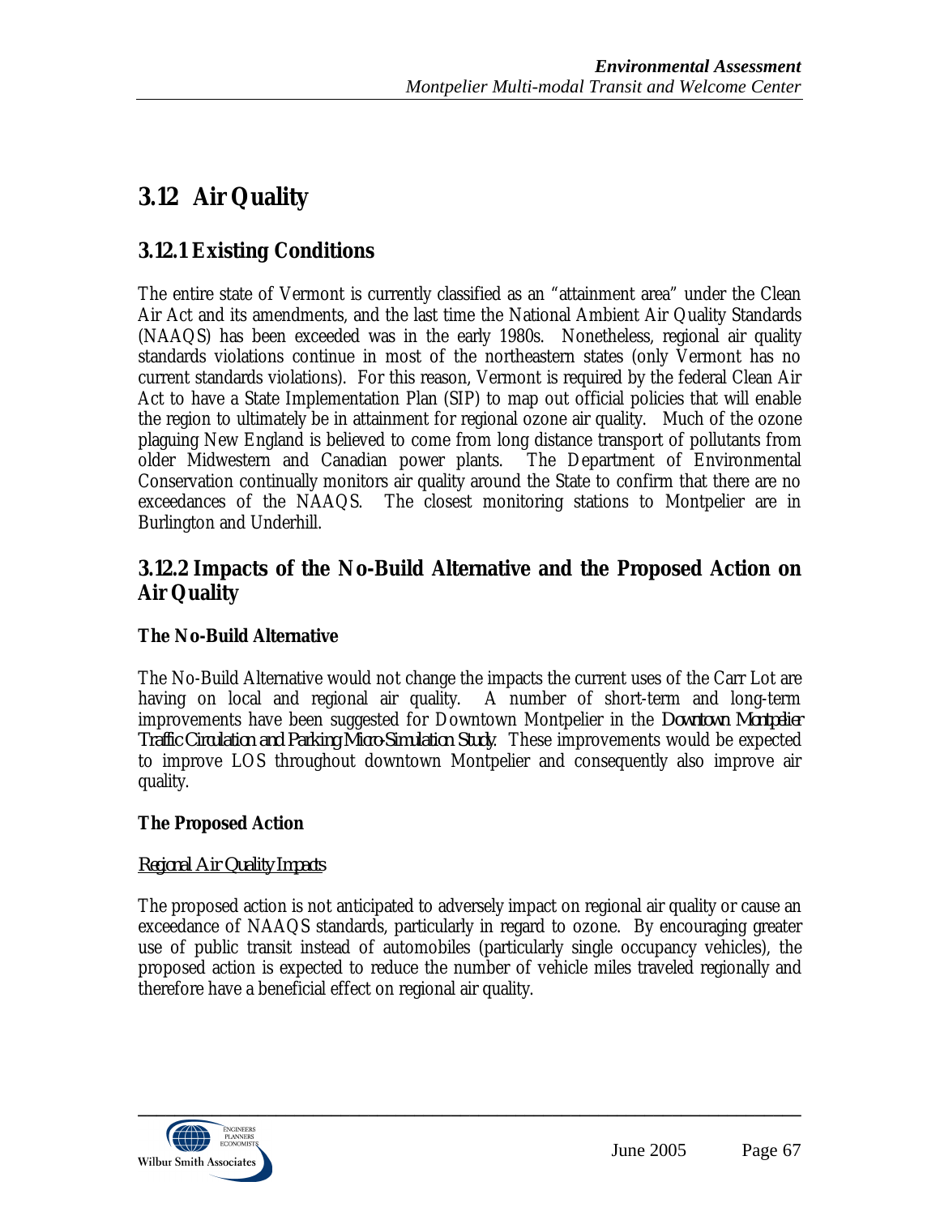# 3.12 Air Quality

## 3.12.1 Existing Conditions

The entire state of Vermont is currently classified as an "attainment area" under the Clean Air Act and its amendments, and the last time the National Ambient Air Quality Standards (NAAQS) has been exceeded was in the early 1980s. Nonetheless, regional air quality standards violations continue in most of the northeastern states (only Vermont has no current standards violations). For this reason, Vermont is required by the federal Clean Air Act to have a State Implementation Plan (SIP) to map out official policies that will enable the region to ultimately be in attainment for regional ozone air quality. Much of the ozone plaguing New England is believed to come from long distance transport of pollutants from older Midwestern and Canadian power plants. The Department of Environmental Conservation continually monitors air quality around the State to confirm that there are no exceedances of the NAAQS. The closest monitoring stations to Montpelier are in Burlington and Underhill.

## 3.12.2 Impacts of the No-Build Alternative and the Proposed Action on Air Quality

**The No-Build Alternative**

The No-Build Alternative would not change the impacts the current uses of the Carr Lot are having on local and regional air quality. A number of short-term and long-term improvements have been suggested for Downtown Montpelier in the *Downtown Montpelier Traffic Circulation and Parking Micro-Simulation Study*. These improvements would be expected to improve LOS throughout downtown Montpelier and consequently also improve air quality.

**The Proposed Action**

*Regional Air Quality Impacts*

The proposed action is not anticipated to adversely impact on regional air quality or cause an exceedance of NAAQS standards, particularly in regard to ozone. By encouraging greater use of public transit instead of automobiles (particularly single occupancy vehicles), the proposed action is expected to reduce the number of vehicle miles traveled regionally and therefore have a beneficial effect on regional air quality.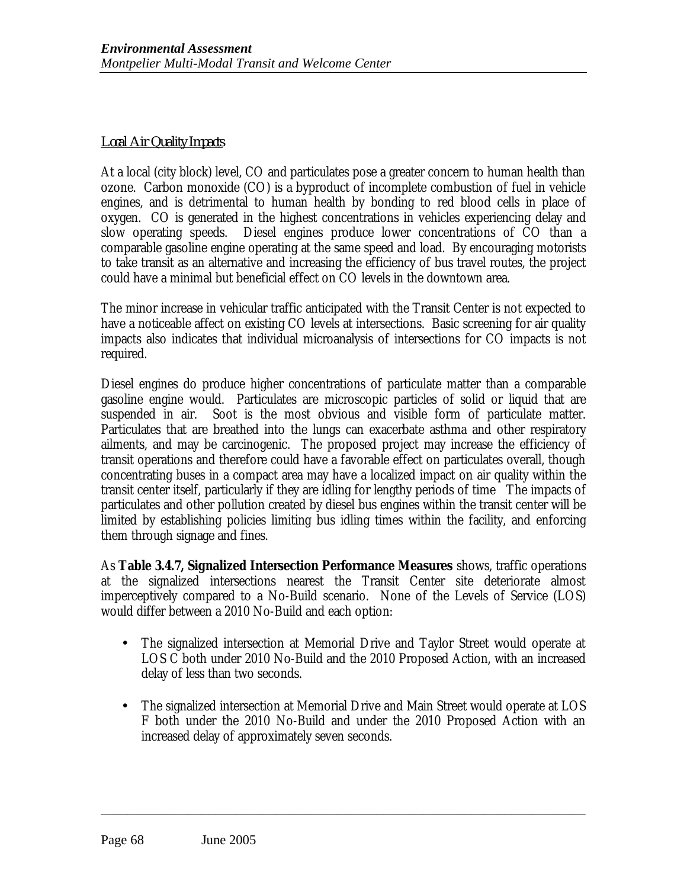Local Air Quality Impacts

At a local (city block) level, CO and particulates pose a greater concern to human health than ozone. Carbon monoxide (CO) is a byproduct of incomplete combustion of fuel in vehicle engines, and is detrimental to human health by bonding to red blood cells in place of oxygen. CO is generated in the highest concentrations in vehicles experiencing delay and slow operating speeds. Diesel engines produce lower concentrations of CO than a comparable gasoline engine operating at the same speed and load. By encouraging motorists to take transit as an alternative and increasing the efficiency of bus travel routes, the project could have a minimal but beneficial effect on CO levels in the downtown area.

The minor increase in vehicular traffic anticipated with the Transit Center is not expected to have a noticeable affect on existing CO levels at intersections. Basic screening for air quality impacts also indicates that individual microanalysis of intersections for CO impacts is not required.

Diesel engines do produce higher concentrations of particulate matter than a comparable gasoline engine would. Particulates are microscopic particles of solid or liquid that are suspended in air. Soot is the most obvious and visible form of particulate matter. Particulates that are breathed into the lungs can exacerbate asthma and other respiratory ailments, and may be carcinogenic. The proposed project may increase the efficiency of transit operations and therefore could have a favorable effect on particulates overall, though concentrating buses in a compact area may have a localized impact on air quality within the transit center itself, particularly if they are idling for lengthy periods of time The impacts of particulates and other pollution created by diesel bus engines within the transit center will be limited by establishing policies limiting bus idling times within the facility, and enforcing them through signage and fines.

As **Table 3.4.7, Signalized Intersection Performance Measures** shows, traffic operations at the signalized intersections nearest the Transit Center site deteriorate almost imperceptively compared to a No-Build scenario. None of the Levels of Service (LOS) would differ between a 2010 No-Build and each option:

- The signalized intersection at Memorial Drive and Taylor Street would operate at LOS C both under 2010 No-Build and the 2010 Proposed Action, with an increased delay of less than two seconds.
- The signalized intersection at Memorial Drive and Main Street would operate at LOS F both under the 2010 No-Build and under the 2010 Proposed Action with an increased delay of approximately seven seconds.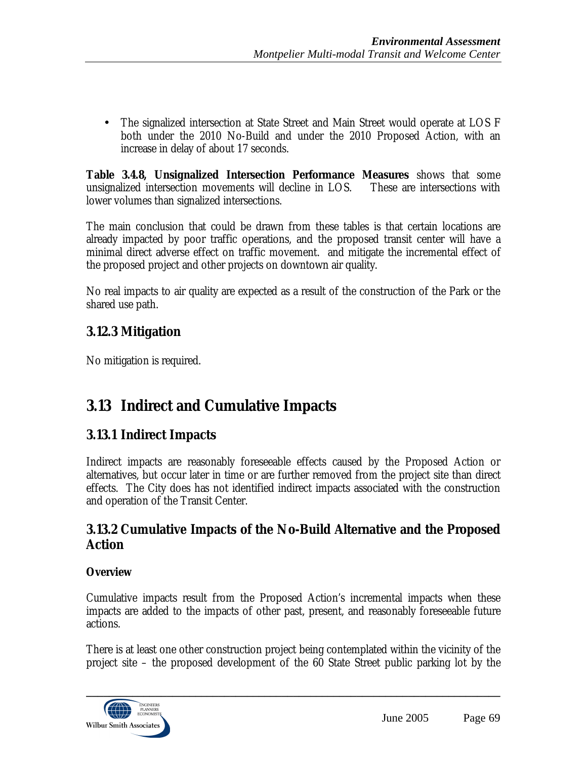- The signalized intersection at State Street and Main Street would operate at LOS F both under the 2010 No-Build and under the 2010 Proposed Action, with an increase in delay of about 17 seconds.

**Table 3.4.8, Unsignalized Intersection Performance Measures** shows that some unsignalized intersection movements will decline in LOS. These are intersections with lower volumes than signalized intersections.

The main conclusion that could be drawn from these tables is that certain locations are already impacted by poor traffic operations, and the proposed transit center will have a minimal direct adverse effect on traffic movement. and mitigate the incremental effect of the proposed project and other projects on downtown air quality.

No real impacts to air quality are expected as a result of the construction of the Park or the shared use path.

### 3.12.3 Mitigation

No mitigation is required.

## 3.13 Indirect and Cumulative Impacts

### 3.13.1 Indirect Impacts

Indirect impacts are reasonably foreseeable effects caused by the Proposed Action or alternatives, but occur later in time or are further removed from the project site than direct effects. The City does has not identified indirect impacts associated with the construction and operation of the Transit Center.

### 3.13.2 Cumulative Impacts of the No-Build Alternative and the Proposed Action

**Overview**

Cumulative impacts result from the Proposed Action's incremental impacts when these impacts are added to the impacts of other past, present, and reasonably foreseeable future actions.

There is at least one other construction project being contemplated within the vicinity of the project site – the proposed development of the 60 State Street public parking lot by the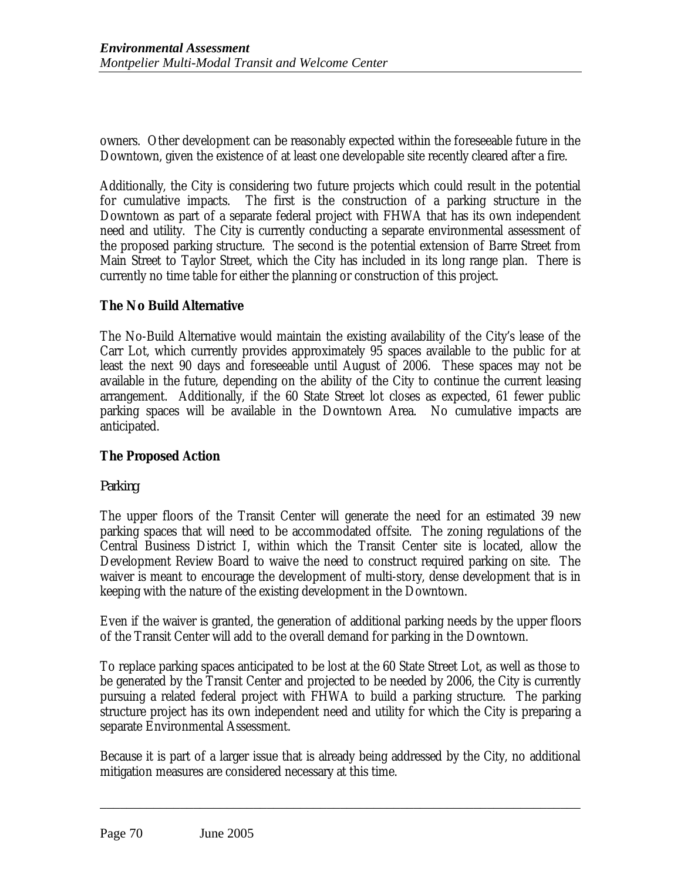owners. Other development can be reasonably expected within the foreseeable future in the Downtown, given the existence of at least one developable site recently cleared after a fire.

Additionally, the City is considering two future projects which could result in the potential for cumulative impacts. The first is the construction of a parking structure in the Downtown as part of a separate federal project with FHWA that has its own independent need and utility. The City is currently conducting a separate environmental assessment of the proposed parking structure. The second is the potential extension of Barre Street from Main Street to Taylor Street, which the City has included in its long range plan. There is currently no time table for either the planning or construction of this project.

### The No Build Alternative

The No-Build Alternative would maintain the existing availability of the City's lease of the Carr Lot, which currently provides approximately 95 spaces available to the public for at least the next 90 days and foreseeable until August of 2006. These spaces may not be available in the future, depending on the ability of the City to continue the current leasing arrangement. Additionally, if the 60 State Street lot closes as expected, 61 fewer public parking spaces will be available in the Downtown Area. No cumulative impacts are anticipated.

### The Proposed Action

#### Parking

The upper floors of the Transit Center will generate the need for an estimated 39 new parking spaces that will need to be accommodated offsite. The zoning regulations of the Central Business District I, within which the Transit Center site is located, allow the Development Review Board to waive the need to construct required parking on site. The waiver is meant to encourage the development of multi-story, dense development that is in keeping with the nature of the existing development in the Downtown.

Even if the waiver is granted, the generation of additional parking needs by the upper floors of the Transit Center will add to the overall demand for parking in the Downtown.

To replace parking spaces anticipated to be lost at the 60 State Street Lot, as well as those to be generated by the Transit Center and projected to be needed by 2006, the City is currently pursuing a related federal project with FHWA to build a parking structure. The parking structure project has its own independent need and utility for which the City is preparing a separate Environmental Assessment.

Because it is part of a larger issue that is already being addressed by the City, no additional mitigation measures are considered necessary at this time.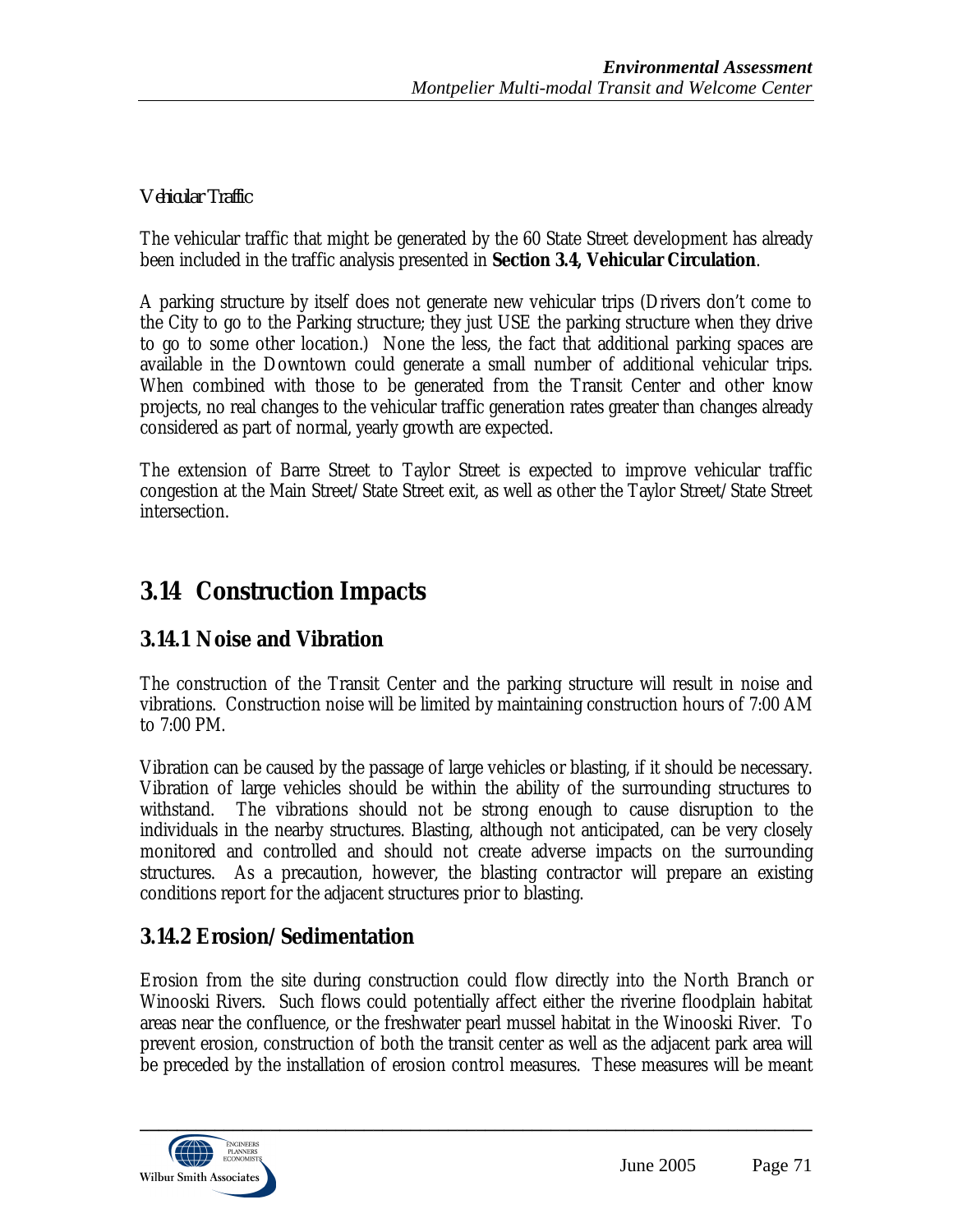*Vehicular Traffic*

The vehicular traffic that might be generated by the 60 State Street development has already been included in the traffic analysis presented in **Section 3.4, Vehicular Circulation**.

A parking structure by itself does not generate new vehicular trips (Drivers don't come to the City to go to the Parking structure; they just USE the parking structure when they drive to go to some other location.) None the less, the fact that additional parking spaces are available in the Downtown could generate a small number of additional vehicular trips. When combined with those to be generated from the Transit Center and other know projects, no real changes to the vehicular traffic generation rates greater than changes already considered as part of normal, yearly growth are expected.

The extension of Barre Street to Taylor Street is expected to improve vehicular traffic congestion at the Main Street/State Street exit, as well as other the Taylor Street/State Street intersection.

# 3.14 Construction Impacts

## 3.14.1 Noise and Vibration

The construction of the Transit Center and the parking structure will result in noise and vibrations. Construction noise will be limited by maintaining construction hours of 7:00 AM to 7:00 PM.

Vibration can be caused by the passage of large vehicles or blasting, if it should be necessary. Vibration of large vehicles should be within the ability of the surrounding structures to withstand. The vibrations should not be strong enough to cause disruption to the individuals in the nearby structures. Blasting, although not anticipated, can be very closely monitored and controlled and should not create adverse impacts on the surrounding structures. As a precaution, however, the blasting contractor will prepare an existing conditions report for the adjacent structures prior to blasting.

## 3.14.2 Erosion/Sedimentation

Erosion from the site during construction could flow directly into the North Branch or Winooski Rivers. Such flows could potentially affect either the riverine floodplain habitat areas near the confluence, or the freshwater pearl mussel habitat in the Winooski River. To prevent erosion, construction of both the transit center as well as the adjacent park area will be preceded by the installation of erosion control measures. These measures will be meant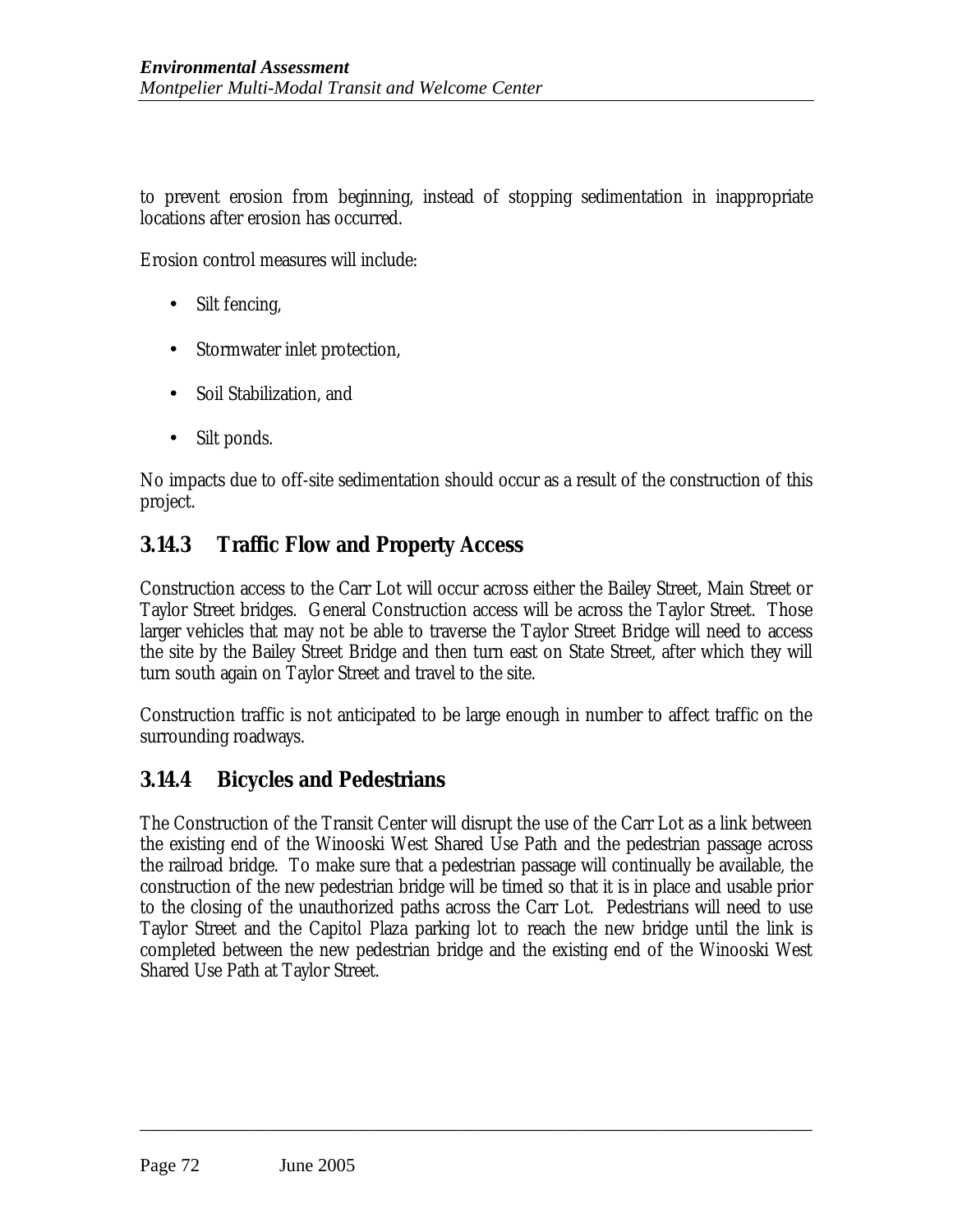to prevent erosion from beginning, instead of stopping sedimentation in inappropriate locations after erosion has occurred.

Erosion control measures will include:

- Silt fencing,
- Stormwater inlet protection,
- Soil Stabilization, and
- Silt ponds.

No impacts due to off-site sedimentation should occur as a result of the construction of this project.

### 3.14.3 Traffic Flow and Property Access

Construction access to the Carr Lot will occur across either the Bailey Street, Main Street or Taylor Street bridges. General Construction access will be across the Taylor Street. Those larger vehicles that may not be able to traverse the Taylor Street Bridge will need to access the site by the Bailey Street Bridge and then turn east on State Street, after which they will turn south again on Taylor Street and travel to the site.

Construction traffic is not anticipated to be large enough in number to affect traffic on the surrounding roadways.

### 3.14.4 Bicycles and Pedestrians

The Construction of the Transit Center will disrupt the use of the Carr Lot as a link between the existing end of the Winooski West Shared Use Path and the pedestrian passage across the railroad bridge. To make sure that a pedestrian passage will continually be available, the construction of the new pedestrian bridge will be timed so that it is in place and usable prior to the closing of the unauthorized paths across the Carr Lot. Pedestrians will need to use Taylor Street and the Capitol Plaza parking lot to reach the new bridge until the link is completed between the new pedestrian bridge and the existing end of the Winooski West Shared Use Path at Taylor Street.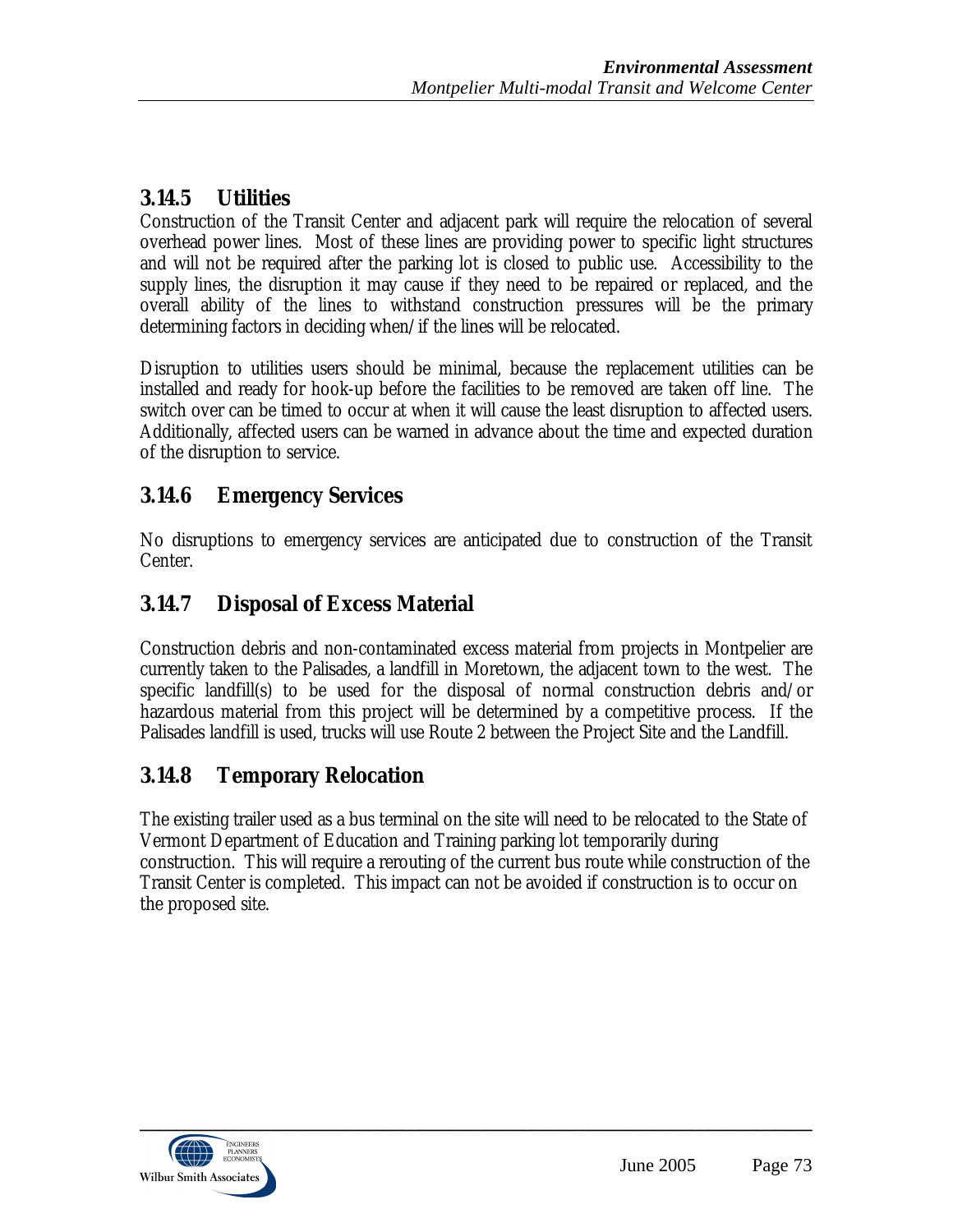### 3.14.5 Utilities

Construction of the Transit Center and adjacent park will require the relocation of several overhead power lines. Most of these lines are providing power to specific light structures and will not be required after the parking lot is closed to public use. Accessibility to the supply lines, the disruption it may cause if they need to be repaired or replaced, and the overall ability of the lines to withstand construction pressures will be the primary determining factors in deciding when/if the lines will be relocated.

Disruption to utilities users should be minimal, because the replacement utilities can be installed and ready for hook-up before the facilities to be removed are taken off line. The switch over can be timed to occur at when it will cause the least disruption to affected users. Additionally, affected users can be warned in advance about the time and expected duration of the disruption to service.

### 3.14.6 Emergency Services

No disruptions to emergency services are anticipated due to construction of the Transit Center.

### 3.14.7 Disposal of Excess Material

Construction debris and non-contaminated excess material from projects in Montpelier are currently taken to the Palisades, a landfill in Moretown, the adjacent town to the west. The specific landfill(s) to be used for the disposal of normal construction debris and/or hazardous material from this project will be determined by a competitive process. If the Palisades landfill is used, trucks will use Route 2 between the Project Site and the Landfill.

### 3.14.8 Temporary Relocation

The existing trailer used as a bus terminal on the site will need to be relocated to the State of Vermont Department of Education and Training parking lot temporarily during construction. This will require a rerouting of the current bus route while construction of the Transit Center is completed. This impact can not be avoided if construction is to occur on the proposed site.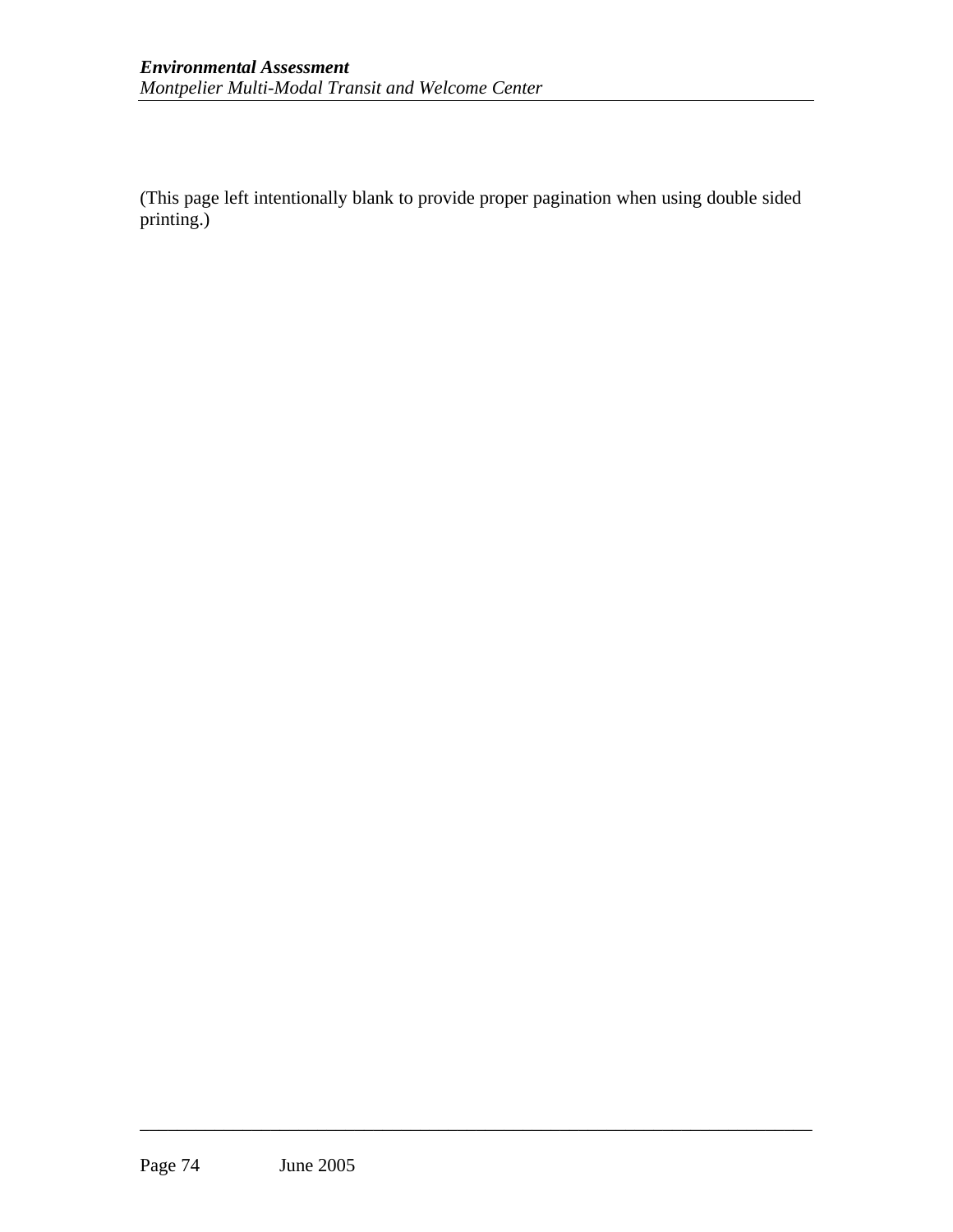(This page left intentionally blank to provide proper pagination when using double sided printing.)